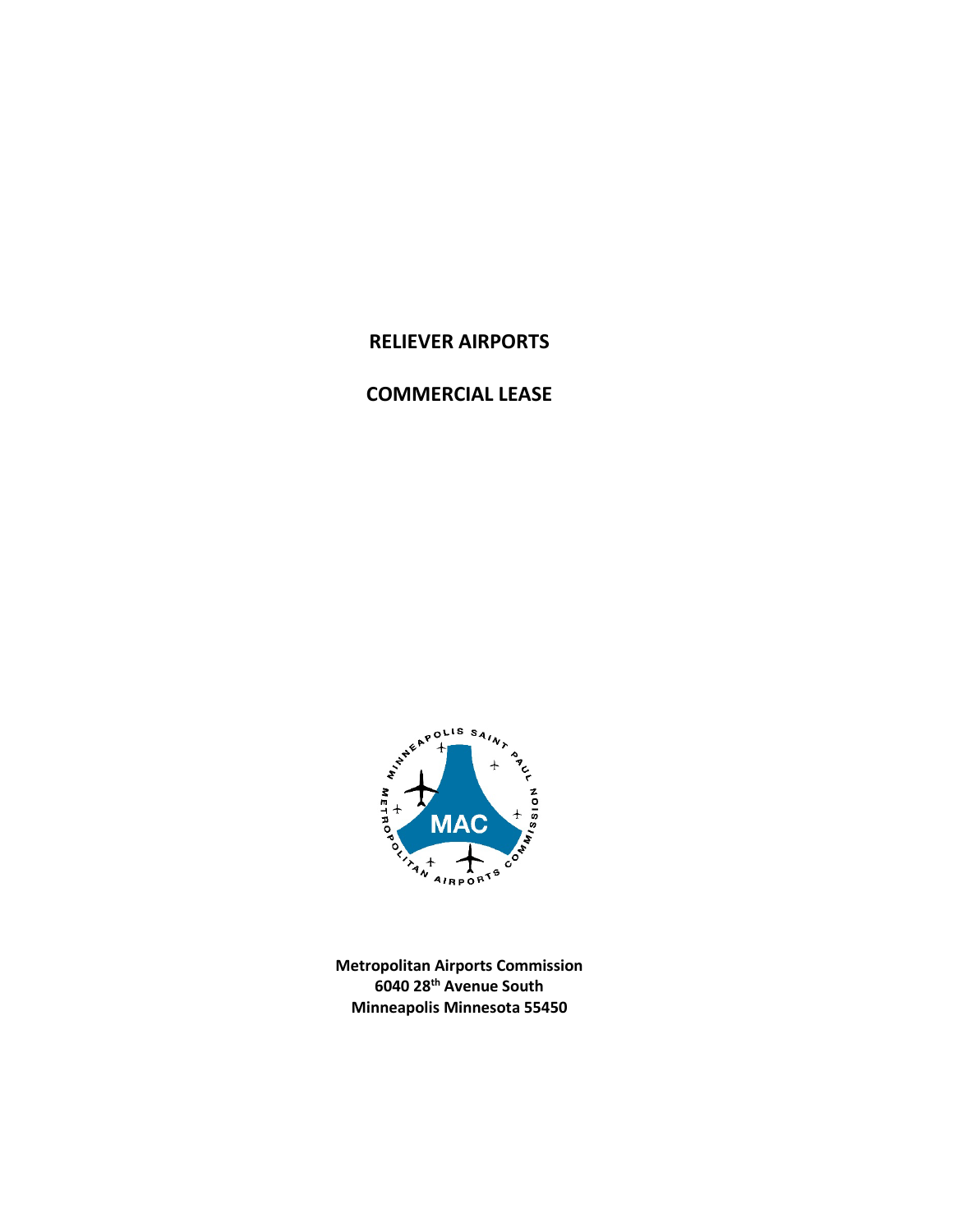# RELIEVER AIRPORTS

# COMMERCIAL LEASE

**Metropolitan Airports Commission**
**6040 28th Avenue South**
**Minneapolis Minnesota 55450**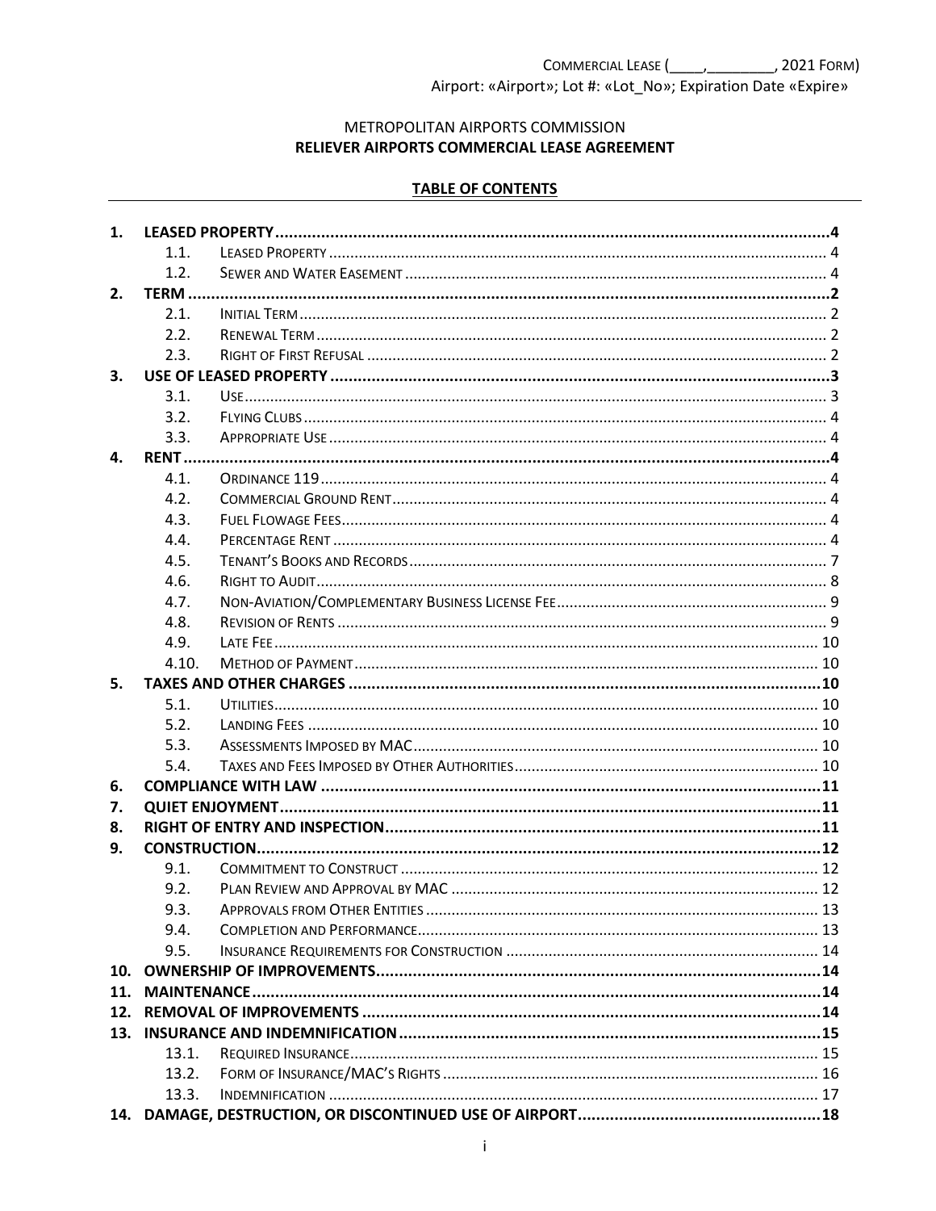COMMERCIAL LEASE (____,________, 2021 FORM)
Airport: «Airport»; Lot #: «Lot_No»; Expiration Date «Expire»

METROPOLITAN AIRPORTS COMMISSION

**RELIEVER AIRPORTS COMMERCIAL LEASE AGREEMENT**

**TABLE OF CONTENTS**

| | | | |
|---|---|---|---|
| **1.** | **LEASED PROPERTY** | | **4** |
| | 1.1. | LEASED PROPERTY | 4 |
| | 1.2. | SEWER AND WATER EASEMENT | 4 |
| **2.** | **TERM** | | **2** |
| | 2.1. | INITIAL TERM | 2 |
| | 2.2. | RENEWAL TERM | 2 |
| | 2.3. | RIGHT OF FIRST REFUSAL | 2 |
| **3.** | **USE OF LEASED PROPERTY** | | **3** |
| | 3.1. | USE | 3 |
| | 3.2. | FLYING CLUBS | 4 |
| | 3.3. | APPROPRIATE USE | 4 |
| **4.** | **RENT** | | **4** |
| | 4.1. | ORDINANCE 119 | 4 |
| | 4.2. | COMMERCIAL GROUND RENT | 4 |
| | 4.3. | FUEL FLOWAGE FEES | 4 |
| | 4.4. | PERCENTAGE RENT | 4 |
| | 4.5. | TENANT'S BOOKS AND RECORDS | 7 |
| | 4.6. | RIGHT TO AUDIT | 8 |
| | 4.7. | NON-AVIATION/COMPLEMENTARY BUSINESS LICENSE FEE | 9 |
| | 4.8. | REVISION OF RENTS | 9 |
| | 4.9. | LATE FEE | 10 |
| | 4.10. | METHOD OF PAYMENT | 10 |
| **5.** | **TAXES AND OTHER CHARGES** | | **10** |
| | 5.1. | UTILITIES | 10 |
| | 5.2. | LANDING FEES | 10 |
| | 5.3. | ASSESSMENTS IMPOSED BY MAC | 10 |
| | 5.4. | TAXES AND FEES IMPOSED BY OTHER AUTHORITIES | 10 |
| **6.** | **COMPLIANCE WITH LAW** | | **11** |
| **7.** | **QUIET ENJOYMENT** | | **11** |
| **8.** | **RIGHT OF ENTRY AND INSPECTION** | | **11** |
| **9.** | **CONSTRUCTION** | | **12** |
| | 9.1. | COMMITMENT TO CONSTRUCT | 12 |
| | 9.2. | PLAN REVIEW AND APPROVAL BY MAC | 12 |
| | 9.3. | APPROVALS FROM OTHER ENTITIES | 13 |
| | 9.4. | COMPLETION AND PERFORMANCE | 13 |
| | 9.5. | INSURANCE REQUIREMENTS FOR CONSTRUCTION | 14 |
| **10.** | **OWNERSHIP OF IMPROVEMENTS** | | **14** |
| **11.** | **MAINTENANCE** | | **14** |
| **12.** | **REMOVAL OF IMPROVEMENTS** | | **14** |
| **13.** | **INSURANCE AND INDEMNIFICATION** | | **15** |
| | 13.1. | REQUIRED INSURANCE | 15 |
| | 13.2. | FORM OF INSURANCE/MAC'S RIGHTS | 16 |
| | 13.3. | INDEMNIFICATION | 17 |
| **14.** | **DAMAGE, DESTRUCTION, OR DISCONTINUED USE OF AIRPORT** | | **18** |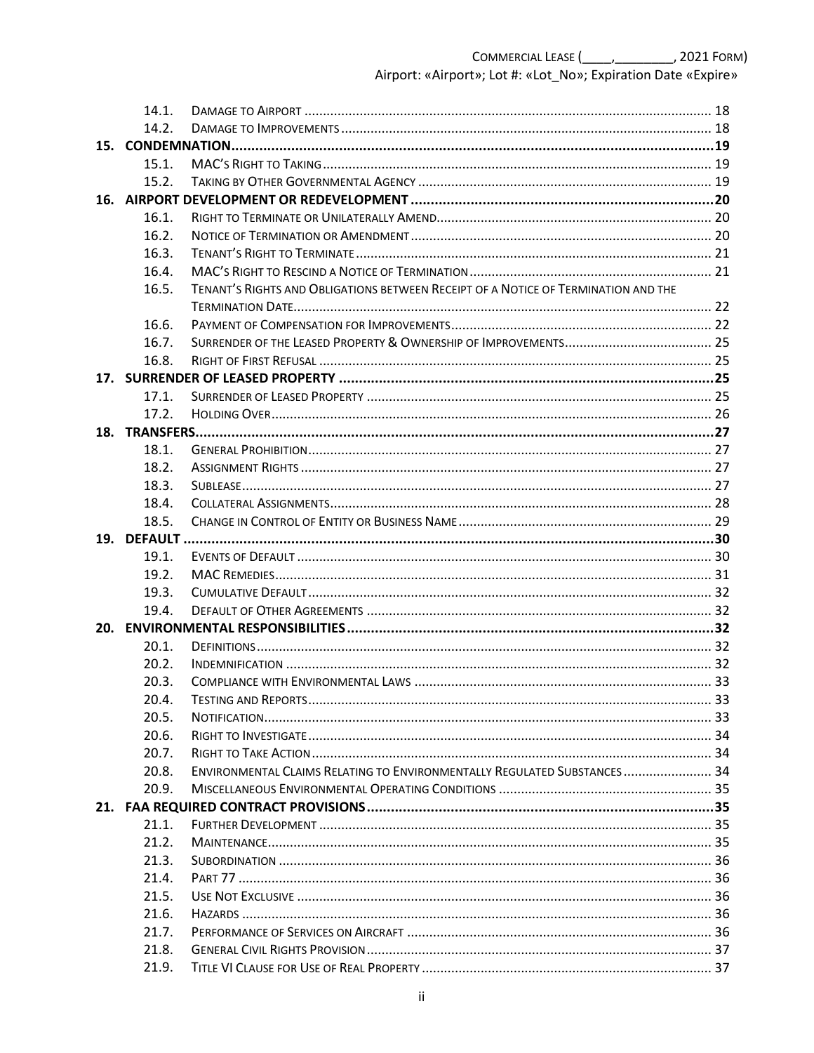| | | |
|---|---|---|
| 14.1. | Damage to Airport | 18 |
| 14.2. | Damage to Improvements | 18 |
| **15.** | **CONDEMNATION** | **19** |
| 15.1. | MAC's Right to Taking | 19 |
| 15.2. | Taking by Other Governmental Agency | 19 |
| **16.** | **AIRPORT DEVELOPMENT OR REDEVELOPMENT** | **20** |
| 16.1. | Right to Terminate or Unilaterally Amend | 20 |
| 16.2. | Notice of Termination or Amendment | 20 |
| 16.3. | Tenant's Right to Terminate | 21 |
| 16.4. | MAC's Right to Rescind a Notice of Termination | 21 |
| 16.5. | Tenant's Rights and Obligations between Receipt of a Notice of Termination and the Termination Date | 22 |
| 16.6. | Payment of Compensation for Improvements | 22 |
| 16.7. | Surrender of the Leased Property & Ownership of Improvements | 25 |
| 16.8. | Right of First Refusal | 25 |
| **17.** | **SURRENDER OF LEASED PROPERTY** | **25** |
| 17.1. | Surrender of Leased Property | 25 |
| 17.2. | Holding Over | 26 |
| **18.** | **TRANSFERS** | **27** |
| 18.1. | General Prohibition | 27 |
| 18.2. | Assignment Rights | 27 |
| 18.3. | Sublease | 27 |
| 18.4. | Collateral Assignments | 28 |
| 18.5. | Change in Control of Entity or Business Name | 29 |
| **19.** | **DEFAULT** | **30** |
| 19.1. | Events of Default | 30 |
| 19.2. | MAC Remedies | 31 |
| 19.3. | Cumulative Default | 32 |
| 19.4. | Default of Other Agreements | 32 |
| **20.** | **ENVIRONMENTAL RESPONSIBILITIES** | **32** |
| 20.1. | Definitions | 32 |
| 20.2. | Indemnification | 32 |
| 20.3. | Compliance with Environmental Laws | 33 |
| 20.4. | Testing and Reports | 33 |
| 20.5. | Notification | 33 |
| 20.6. | Right to Investigate | 34 |
| 20.7. | Right to Take Action | 34 |
| 20.8. | Environmental Claims Relating to Environmentally Regulated Substances | 34 |
| 20.9. | Miscellaneous Environmental Operating Conditions | 35 |
| **21.** | **FAA REQUIRED CONTRACT PROVISIONS** | **35** |
| 21.1. | Further Development | 35 |
| 21.2. | Maintenance | 35 |
| 21.3. | Subordination | 36 |
| 21.4. | Part 77 | 36 |
| 21.5. | Use Not Exclusive | 36 |
| 21.6. | Hazards | 36 |
| 21.7. | Performance of Services on Aircraft | 36 |
| 21.8. | General Civil Rights Provision | 37 |
| 21.9. | Title VI Clause for Use of Real Property | 37 |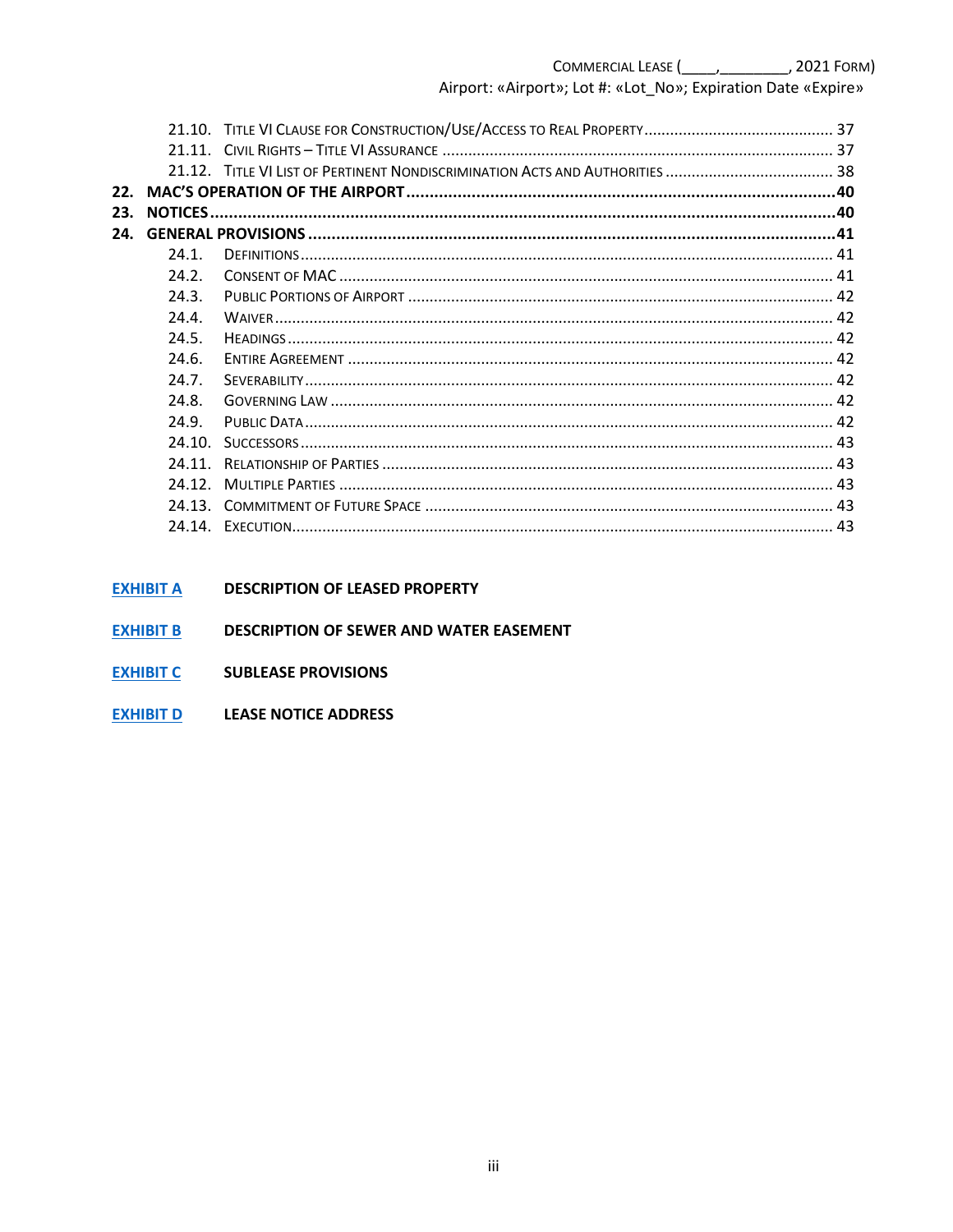21.10. TITLE VI CLAUSE FOR CONSTRUCTION/USE/ACCESS TO REAL PROPERTY ........ 37
21.11. CIVIL RIGHTS – TITLE VI ASSURANCE ........ 37
21.12. TITLE VI LIST OF PERTINENT NONDISCRIMINATION ACTS AND AUTHORITIES ........ 38

**22. MAC'S OPERATION OF THE AIRPORT ........ 40**

**23. NOTICES ........ 40**

**24. GENERAL PROVISIONS ........ 41**

24.1. DEFINITIONS ........ 41
24.2. CONSENT OF MAC ........ 41
24.3. PUBLIC PORTIONS OF AIRPORT ........ 42
24.4. WAIVER ........ 42
24.5. HEADINGS ........ 42
24.6. ENTIRE AGREEMENT ........ 42
24.7. SEVERABILITY ........ 42
24.8. GOVERNING LAW ........ 42
24.9. PUBLIC DATA ........ 42
24.10. SUCCESSORS ........ 43
24.11. RELATIONSHIP OF PARTIES ........ 43
24.12. MULTIPLE PARTIES ........ 43
24.13. COMMITMENT OF FUTURE SPACE ........ 43
24.14. EXECUTION ........ 43

**EXHIBIT A** **DESCRIPTION OF LEASED PROPERTY**

**EXHIBIT B** **DESCRIPTION OF SEWER AND WATER EASEMENT**

**EXHIBIT C** **SUBLEASE PROVISIONS**

**EXHIBIT D** **LEASE NOTICE ADDRESS**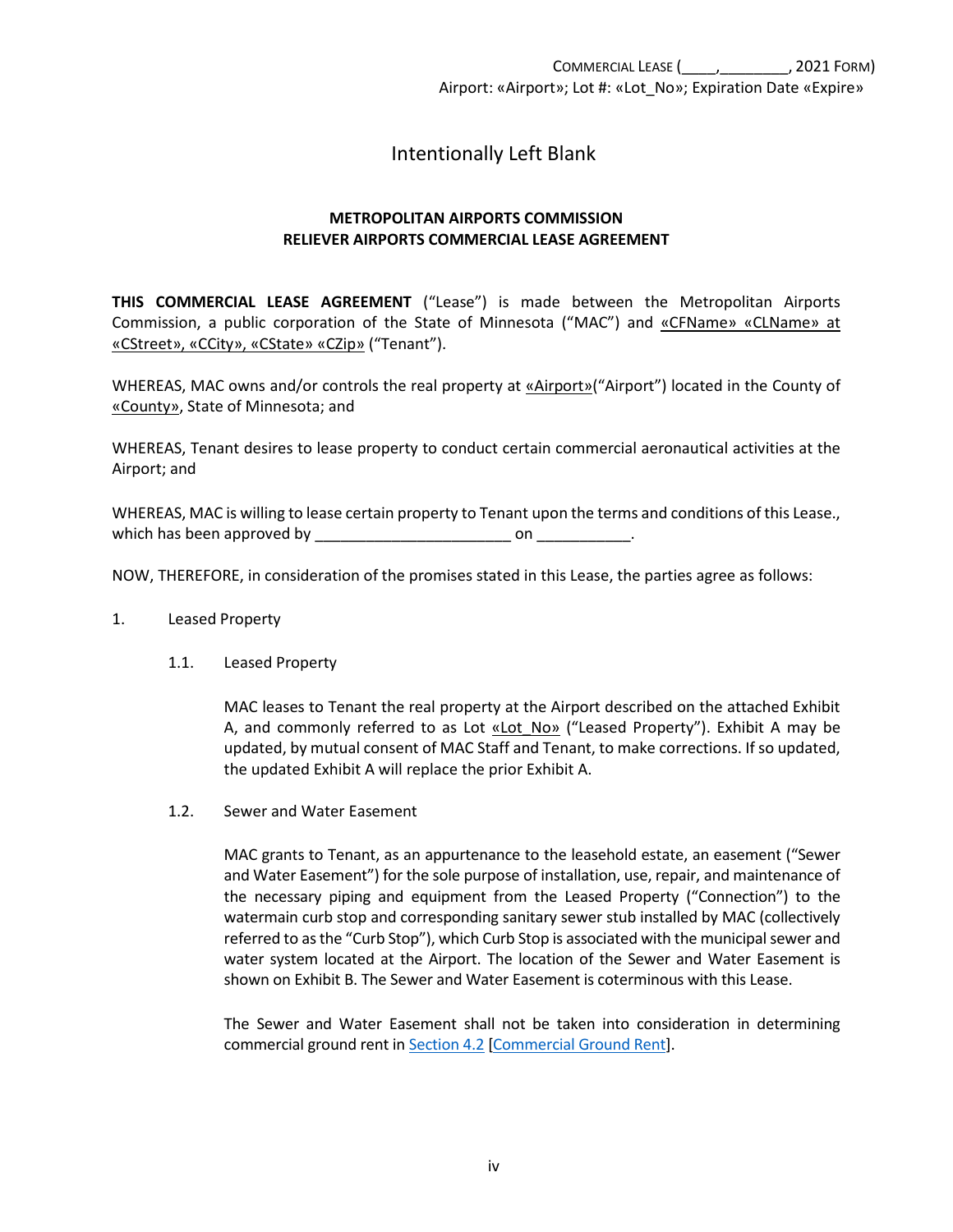Intentionally Left Blank

**METROPOLITAN AIRPORTS COMMISSION**
**RELIEVER AIRPORTS COMMERCIAL LEASE AGREEMENT**

**THIS COMMERCIAL LEASE AGREEMENT** ("Lease") is made between the Metropolitan Airports Commission, a public corporation of the State of Minnesota ("MAC") and «CFName» «CLName» at «CStreet», «CCity», «CState» «CZip» ("Tenant").

WHEREAS, MAC owns and/or controls the real property at «Airport»("Airport") located in the County of «County», State of Minnesota; and

WHEREAS, Tenant desires to lease property to conduct certain commercial aeronautical activities at the Airport; and

WHEREAS, MAC is willing to lease certain property to Tenant upon the terms and conditions of this Lease., which has been approved by _______________________ on ___________.

NOW, THEREFORE, in consideration of the promises stated in this Lease, the parties agree as follows:

1. Leased Property

   1.1. Leased Property

   MAC leases to Tenant the real property at the Airport described on the attached Exhibit A, and commonly referred to as Lot «Lot_No» ("Leased Property"). Exhibit A may be updated, by mutual consent of MAC Staff and Tenant, to make corrections. If so updated, the updated Exhibit A will replace the prior Exhibit A.

   1.2. Sewer and Water Easement

   MAC grants to Tenant, as an appurtenance to the leasehold estate, an easement ("Sewer and Water Easement") for the sole purpose of installation, use, repair, and maintenance of the necessary piping and equipment from the Leased Property ("Connection") to the watermain curb stop and corresponding sanitary sewer stub installed by MAC (collectively referred to as the "Curb Stop"), which Curb Stop is associated with the municipal sewer and water system located at the Airport. The location of the Sewer and Water Easement is shown on Exhibit B. The Sewer and Water Easement is coterminous with this Lease.

   The Sewer and Water Easement shall not be taken into consideration in determining commercial ground rent in Section 4.2 [Commercial Ground Rent].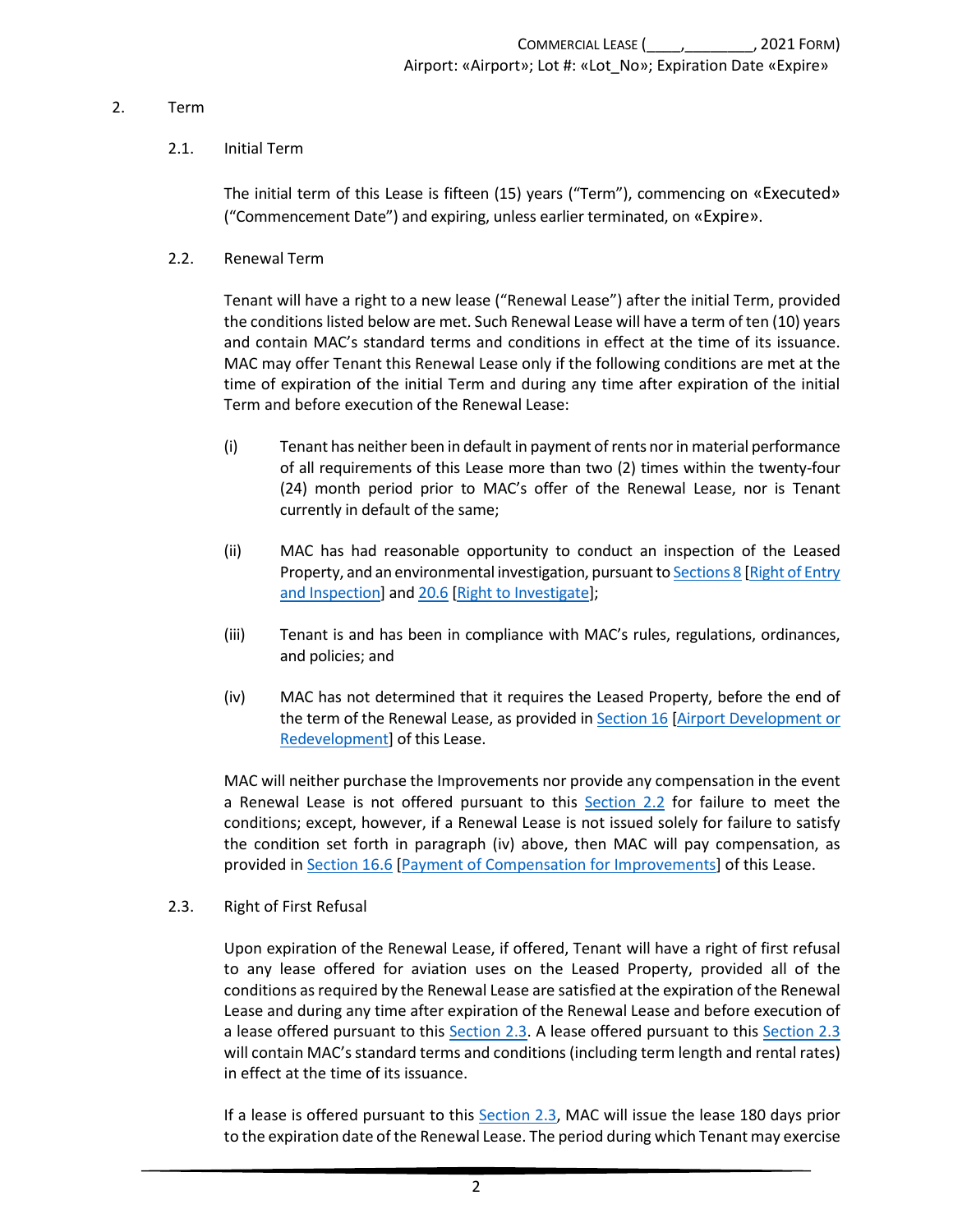## 2. Term

### 2.1. Initial Term

The initial term of this Lease is fifteen (15) years ("Term"), commencing on «Executed» ("Commencement Date") and expiring, unless earlier terminated, on «Expire».

### 2.2. Renewal Term

Tenant will have a right to a new lease ("Renewal Lease") after the initial Term, provided the conditions listed below are met. Such Renewal Lease will have a term of ten (10) years and contain MAC's standard terms and conditions in effect at the time of its issuance. MAC may offer Tenant this Renewal Lease only if the following conditions are met at the time of expiration of the initial Term and during any time after expiration of the initial Term and before execution of the Renewal Lease:

(i) Tenant has neither been in default in payment of rents nor in material performance of all requirements of this Lease more than two (2) times within the twenty-four (24) month period prior to MAC's offer of the Renewal Lease, nor is Tenant currently in default of the same;

(ii) MAC has had reasonable opportunity to conduct an inspection of the Leased Property, and an environmental investigation, pursuant to Sections 8 [Right of Entry and Inspection] and 20.6 [Right to Investigate];

(iii) Tenant is and has been in compliance with MAC's rules, regulations, ordinances, and policies; and

(iv) MAC has not determined that it requires the Leased Property, before the end of the term of the Renewal Lease, as provided in Section 16 [Airport Development or Redevelopment] of this Lease.

MAC will neither purchase the Improvements nor provide any compensation in the event a Renewal Lease is not offered pursuant to this Section 2.2 for failure to meet the conditions; except, however, if a Renewal Lease is not issued solely for failure to satisfy the condition set forth in paragraph (iv) above, then MAC will pay compensation, as provided in Section 16.6 [Payment of Compensation for Improvements] of this Lease.

### 2.3. Right of First Refusal

Upon expiration of the Renewal Lease, if offered, Tenant will have a right of first refusal to any lease offered for aviation uses on the Leased Property, provided all of the conditions as required by the Renewal Lease are satisfied at the expiration of the Renewal Lease and during any time after expiration of the Renewal Lease and before execution of a lease offered pursuant to this Section 2.3. A lease offered pursuant to this Section 2.3 will contain MAC's standard terms and conditions (including term length and rental rates) in effect at the time of its issuance.

If a lease is offered pursuant to this Section 2.3, MAC will issue the lease 180 days prior to the expiration date of the Renewal Lease. The period during which Tenant may exercise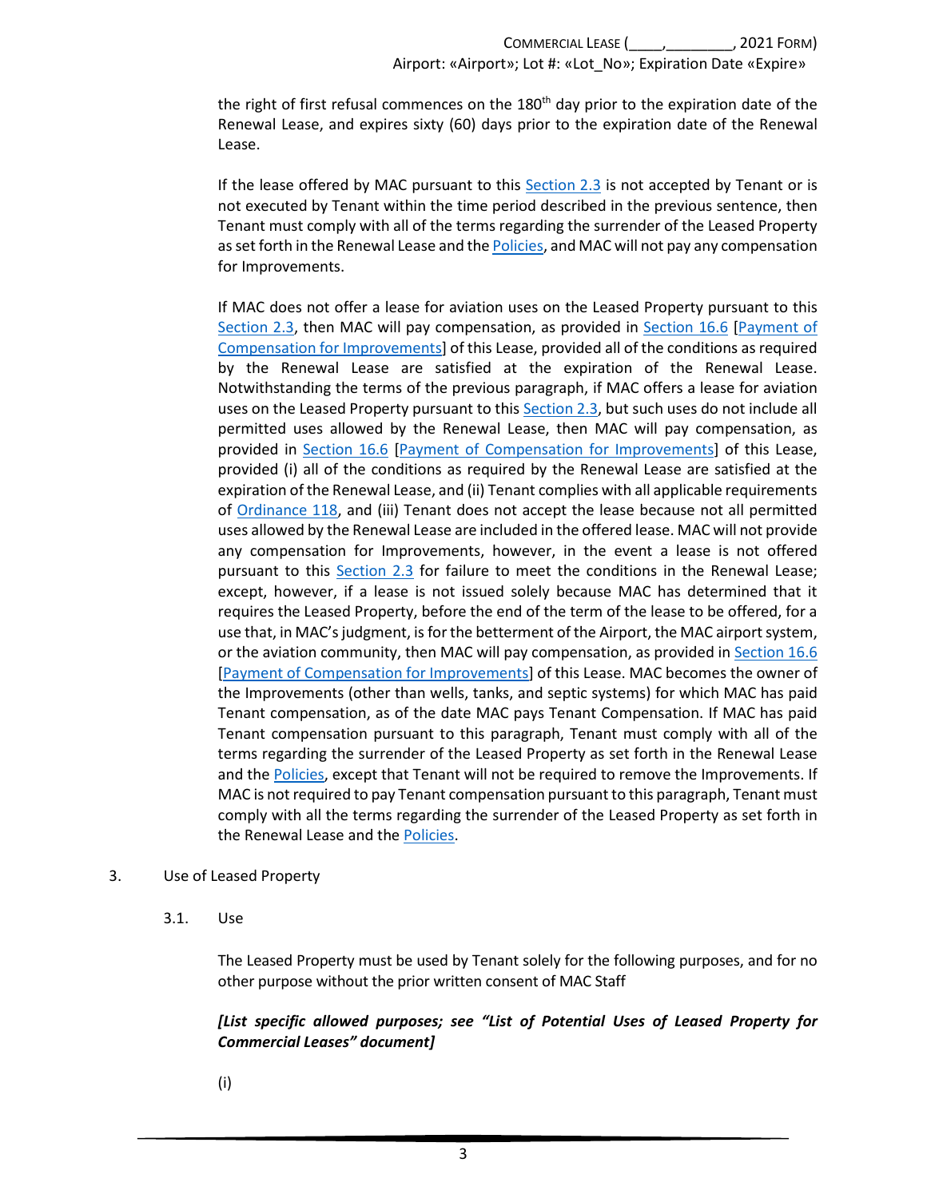the right of first refusal commences on the 180th day prior to the expiration date of the Renewal Lease, and expires sixty (60) days prior to the expiration date of the Renewal Lease.

If the lease offered by MAC pursuant to this Section 2.3 is not accepted by Tenant or is not executed by Tenant within the time period described in the previous sentence, then Tenant must comply with all of the terms regarding the surrender of the Leased Property as set forth in the Renewal Lease and the Policies, and MAC will not pay any compensation for Improvements.

If MAC does not offer a lease for aviation uses on the Leased Property pursuant to this Section 2.3, then MAC will pay compensation, as provided in Section 16.6 [Payment of Compensation for Improvements] of this Lease, provided all of the conditions as required by the Renewal Lease are satisfied at the expiration of the Renewal Lease. Notwithstanding the terms of the previous paragraph, if MAC offers a lease for aviation uses on the Leased Property pursuant to this Section 2.3, but such uses do not include all permitted uses allowed by the Renewal Lease, then MAC will pay compensation, as provided in Section 16.6 [Payment of Compensation for Improvements] of this Lease, provided (i) all of the conditions as required by the Renewal Lease are satisfied at the expiration of the Renewal Lease, and (ii) Tenant complies with all applicable requirements of Ordinance 118, and (iii) Tenant does not accept the lease because not all permitted uses allowed by the Renewal Lease are included in the offered lease. MAC will not provide any compensation for Improvements, however, in the event a lease is not offered pursuant to this Section 2.3 for failure to meet the conditions in the Renewal Lease; except, however, if a lease is not issued solely because MAC has determined that it requires the Leased Property, before the end of the term of the lease to be offered, for a use that, in MAC's judgment, is for the betterment of the Airport, the MAC airport system, or the aviation community, then MAC will pay compensation, as provided in Section 16.6 [Payment of Compensation for Improvements] of this Lease. MAC becomes the owner of the Improvements (other than wells, tanks, and septic systems) for which MAC has paid Tenant compensation, as of the date MAC pays Tenant Compensation. If MAC has paid Tenant compensation pursuant to this paragraph, Tenant must comply with all of the terms regarding the surrender of the Leased Property as set forth in the Renewal Lease and the Policies, except that Tenant will not be required to remove the Improvements. If MAC is not required to pay Tenant compensation pursuant to this paragraph, Tenant must comply with all the terms regarding the surrender of the Leased Property as set forth in the Renewal Lease and the Policies.

3. Use of Leased Property

3.1. Use

The Leased Property must be used by Tenant solely for the following purposes, and for no other purpose without the prior written consent of MAC Staff

***[List specific allowed purposes; see "List of Potential Uses of Leased Property for Commercial Leases" document]***

(i)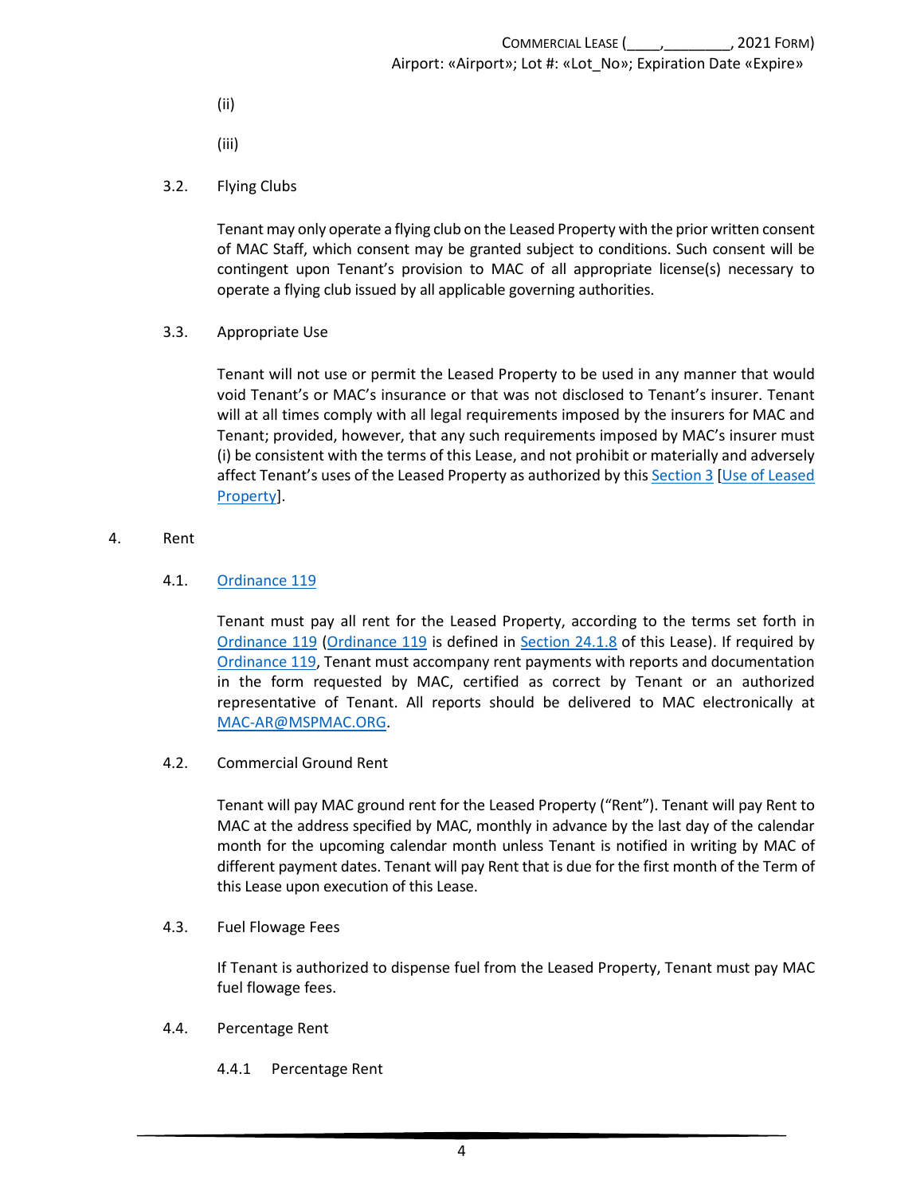(ii)

(iii)

3.2. Flying Clubs

Tenant may only operate a flying club on the Leased Property with the prior written consent of MAC Staff, which consent may be granted subject to conditions. Such consent will be contingent upon Tenant's provision to MAC of all appropriate license(s) necessary to operate a flying club issued by all applicable governing authorities.

3.3. Appropriate Use

Tenant will not use or permit the Leased Property to be used in any manner that would void Tenant's or MAC's insurance or that was not disclosed to Tenant's insurer. Tenant will at all times comply with all legal requirements imposed by the insurers for MAC and Tenant; provided, however, that any such requirements imposed by MAC's insurer must (i) be consistent with the terms of this Lease, and not prohibit or materially and adversely affect Tenant's uses of the Leased Property as authorized by this Section 3 [Use of Leased Property].

4. Rent

4.1. Ordinance 119

Tenant must pay all rent for the Leased Property, according to the terms set forth in Ordinance 119 (Ordinance 119 is defined in Section 24.1.8 of this Lease). If required by Ordinance 119, Tenant must accompany rent payments with reports and documentation in the form requested by MAC, certified as correct by Tenant or an authorized representative of Tenant. All reports should be delivered to MAC electronically at MAC-AR@MSPMAC.ORG.

4.2. Commercial Ground Rent

Tenant will pay MAC ground rent for the Leased Property ("Rent"). Tenant will pay Rent to MAC at the address specified by MAC, monthly in advance by the last day of the calendar month for the upcoming calendar month unless Tenant is notified in writing by MAC of different payment dates. Tenant will pay Rent that is due for the first month of the Term of this Lease upon execution of this Lease.

4.3. Fuel Flowage Fees

If Tenant is authorized to dispense fuel from the Leased Property, Tenant must pay MAC fuel flowage fees.

4.4. Percentage Rent

4.4.1 Percentage Rent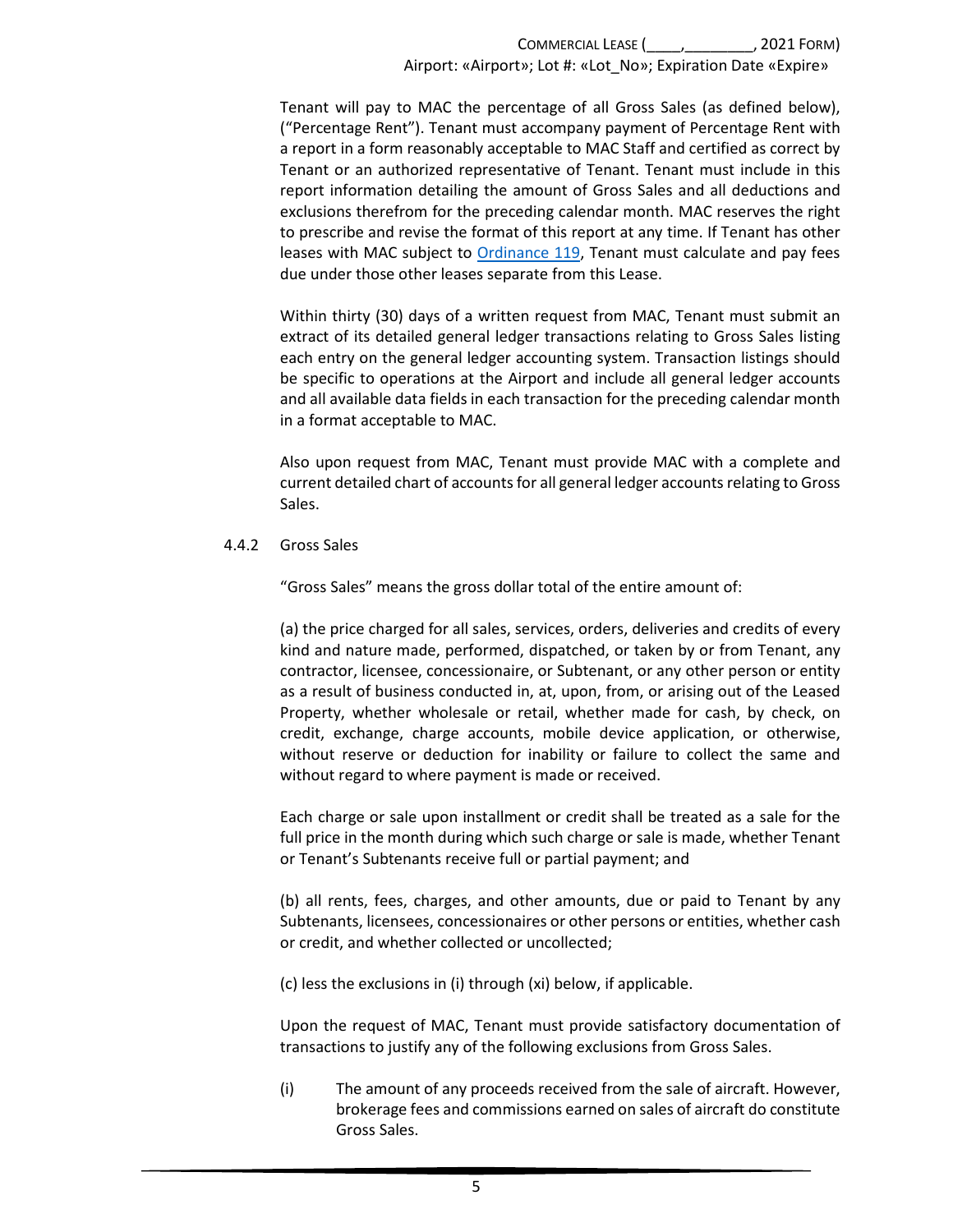Tenant will pay to MAC the percentage of all Gross Sales (as defined below), ("Percentage Rent"). Tenant must accompany payment of Percentage Rent with a report in a form reasonably acceptable to MAC Staff and certified as correct by Tenant or an authorized representative of Tenant. Tenant must include in this report information detailing the amount of Gross Sales and all deductions and exclusions therefrom for the preceding calendar month. MAC reserves the right to prescribe and revise the format of this report at any time. If Tenant has other leases with MAC subject to Ordinance 119, Tenant must calculate and pay fees due under those other leases separate from this Lease.

Within thirty (30) days of a written request from MAC, Tenant must submit an extract of its detailed general ledger transactions relating to Gross Sales listing each entry on the general ledger accounting system. Transaction listings should be specific to operations at the Airport and include all general ledger accounts and all available data fields in each transaction for the preceding calendar month in a format acceptable to MAC.

Also upon request from MAC, Tenant must provide MAC with a complete and current detailed chart of accounts for all general ledger accounts relating to Gross Sales.

4.4.2 Gross Sales

"Gross Sales" means the gross dollar total of the entire amount of:

(a) the price charged for all sales, services, orders, deliveries and credits of every kind and nature made, performed, dispatched, or taken by or from Tenant, any contractor, licensee, concessionaire, or Subtenant, or any other person or entity as a result of business conducted in, at, upon, from, or arising out of the Leased Property, whether wholesale or retail, whether made for cash, by check, on credit, exchange, charge accounts, mobile device application, or otherwise, without reserve or deduction for inability or failure to collect the same and without regard to where payment is made or received.

Each charge or sale upon installment or credit shall be treated as a sale for the full price in the month during which such charge or sale is made, whether Tenant or Tenant's Subtenants receive full or partial payment; and

(b) all rents, fees, charges, and other amounts, due or paid to Tenant by any Subtenants, licensees, concessionaires or other persons or entities, whether cash or credit, and whether collected or uncollected;

(c) less the exclusions in (i) through (xi) below, if applicable.

Upon the request of MAC, Tenant must provide satisfactory documentation of transactions to justify any of the following exclusions from Gross Sales.

(i) The amount of any proceeds received from the sale of aircraft. However, brokerage fees and commissions earned on sales of aircraft do constitute Gross Sales.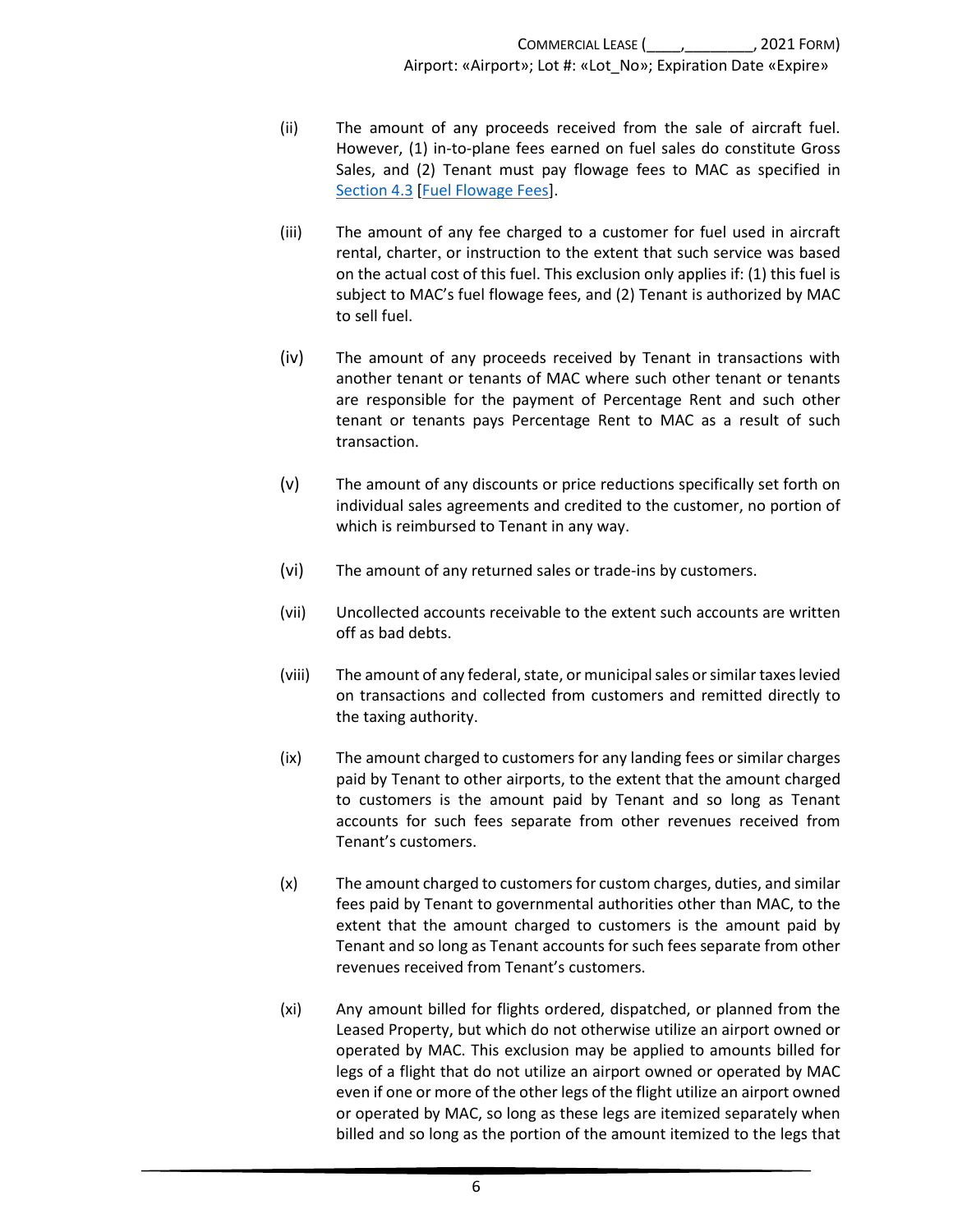(ii) The amount of any proceeds received from the sale of aircraft fuel. However, (1) in-to-plane fees earned on fuel sales do constitute Gross Sales, and (2) Tenant must pay flowage fees to MAC as specified in Section 4.3 [Fuel Flowage Fees].

(iii) The amount of any fee charged to a customer for fuel used in aircraft rental, charter, or instruction to the extent that such service was based on the actual cost of this fuel. This exclusion only applies if: (1) this fuel is subject to MAC's fuel flowage fees, and (2) Tenant is authorized by MAC to sell fuel.

(iv) The amount of any proceeds received by Tenant in transactions with another tenant or tenants of MAC where such other tenant or tenants are responsible for the payment of Percentage Rent and such other tenant or tenants pays Percentage Rent to MAC as a result of such transaction.

(v) The amount of any discounts or price reductions specifically set forth on individual sales agreements and credited to the customer, no portion of which is reimbursed to Tenant in any way.

(vi) The amount of any returned sales or trade-ins by customers.

(vii) Uncollected accounts receivable to the extent such accounts are written off as bad debts.

(viii) The amount of any federal, state, or municipal sales or similar taxes levied on transactions and collected from customers and remitted directly to the taxing authority.

(ix) The amount charged to customers for any landing fees or similar charges paid by Tenant to other airports, to the extent that the amount charged to customers is the amount paid by Tenant and so long as Tenant accounts for such fees separate from other revenues received from Tenant's customers.

(x) The amount charged to customers for custom charges, duties, and similar fees paid by Tenant to governmental authorities other than MAC, to the extent that the amount charged to customers is the amount paid by Tenant and so long as Tenant accounts for such fees separate from other revenues received from Tenant's customers.

(xi) Any amount billed for flights ordered, dispatched, or planned from the Leased Property, but which do not otherwise utilize an airport owned or operated by MAC. This exclusion may be applied to amounts billed for legs of a flight that do not utilize an airport owned or operated by MAC even if one or more of the other legs of the flight utilize an airport owned or operated by MAC, so long as these legs are itemized separately when billed and so long as the portion of the amount itemized to the legs that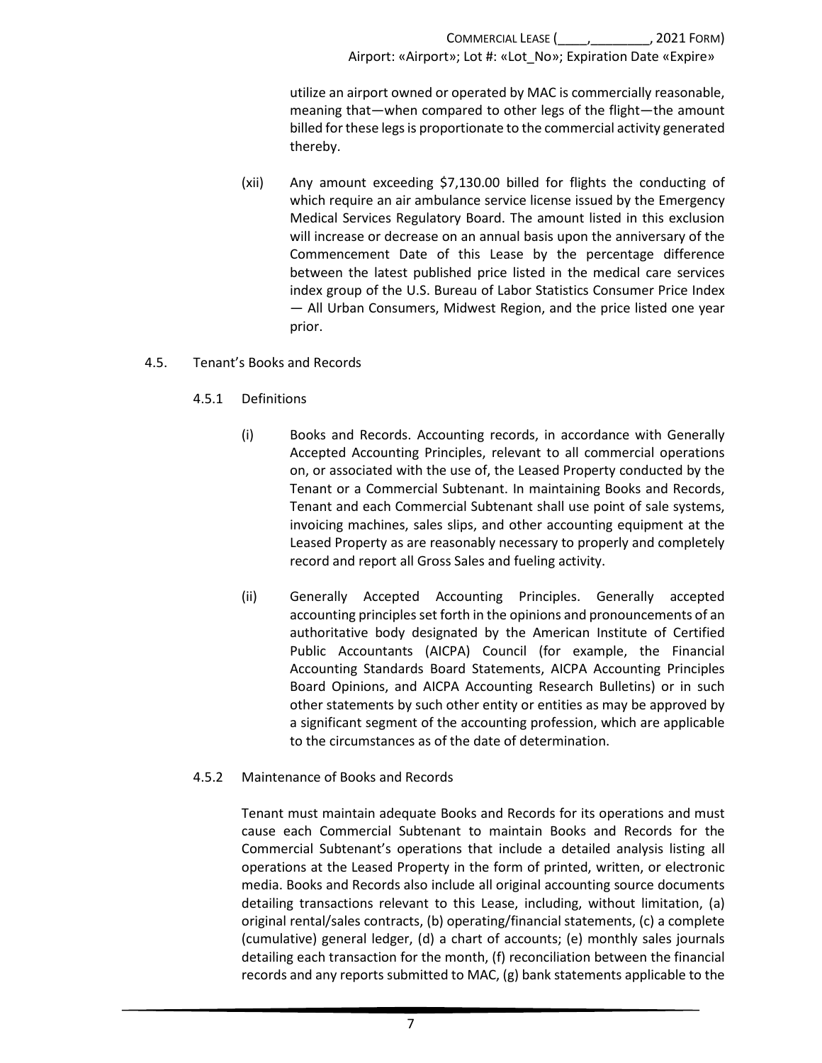utilize an airport owned or operated by MAC is commercially reasonable, meaning that—when compared to other legs of the flight—the amount billed for these legs is proportionate to the commercial activity generated thereby.

(xii) Any amount exceeding $7,130.00 billed for flights the conducting of which require an air ambulance service license issued by the Emergency Medical Services Regulatory Board. The amount listed in this exclusion will increase or decrease on an annual basis upon the anniversary of the Commencement Date of this Lease by the percentage difference between the latest published price listed in the medical care services index group of the U.S. Bureau of Labor Statistics Consumer Price Index — All Urban Consumers, Midwest Region, and the price listed one year prior.

4.5. Tenant's Books and Records

4.5.1 Definitions

(i) Books and Records. Accounting records, in accordance with Generally Accepted Accounting Principles, relevant to all commercial operations on, or associated with the use of, the Leased Property conducted by the Tenant or a Commercial Subtenant. In maintaining Books and Records, Tenant and each Commercial Subtenant shall use point of sale systems, invoicing machines, sales slips, and other accounting equipment at the Leased Property as are reasonably necessary to properly and completely record and report all Gross Sales and fueling activity.

(ii) Generally Accepted Accounting Principles. Generally accepted accounting principles set forth in the opinions and pronouncements of an authoritative body designated by the American Institute of Certified Public Accountants (AICPA) Council (for example, the Financial Accounting Standards Board Statements, AICPA Accounting Principles Board Opinions, and AICPA Accounting Research Bulletins) or in such other statements by such other entity or entities as may be approved by a significant segment of the accounting profession, which are applicable to the circumstances as of the date of determination.

4.5.2 Maintenance of Books and Records

Tenant must maintain adequate Books and Records for its operations and must cause each Commercial Subtenant to maintain Books and Records for the Commercial Subtenant's operations that include a detailed analysis listing all operations at the Leased Property in the form of printed, written, or electronic media. Books and Records also include all original accounting source documents detailing transactions relevant to this Lease, including, without limitation, (a) original rental/sales contracts, (b) operating/financial statements, (c) a complete (cumulative) general ledger, (d) a chart of accounts; (e) monthly sales journals detailing each transaction for the month, (f) reconciliation between the financial records and any reports submitted to MAC, (g) bank statements applicable to the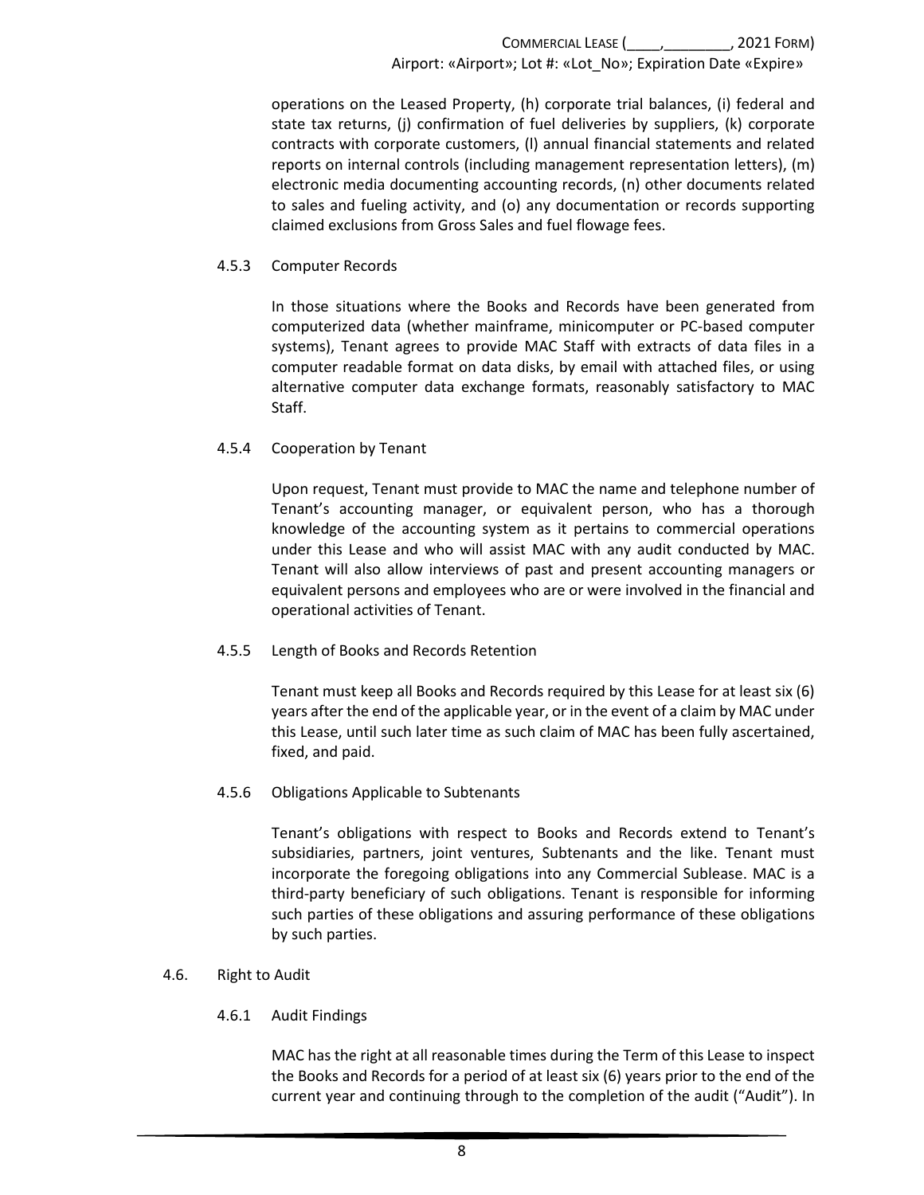operations on the Leased Property, (h) corporate trial balances, (i) federal and state tax returns, (j) confirmation of fuel deliveries by suppliers, (k) corporate contracts with corporate customers, (l) annual financial statements and related reports on internal controls (including management representation letters), (m) electronic media documenting accounting records, (n) other documents related to sales and fueling activity, and (o) any documentation or records supporting claimed exclusions from Gross Sales and fuel flowage fees.

#### 4.5.3 Computer Records

In those situations where the Books and Records have been generated from computerized data (whether mainframe, minicomputer or PC-based computer systems), Tenant agrees to provide MAC Staff with extracts of data files in a computer readable format on data disks, by email with attached files, or using alternative computer data exchange formats, reasonably satisfactory to MAC Staff.

#### 4.5.4 Cooperation by Tenant

Upon request, Tenant must provide to MAC the name and telephone number of Tenant's accounting manager, or equivalent person, who has a thorough knowledge of the accounting system as it pertains to commercial operations under this Lease and who will assist MAC with any audit conducted by MAC. Tenant will also allow interviews of past and present accounting managers or equivalent persons and employees who are or were involved in the financial and operational activities of Tenant.

#### 4.5.5 Length of Books and Records Retention

Tenant must keep all Books and Records required by this Lease for at least six (6) years after the end of the applicable year, or in the event of a claim by MAC under this Lease, until such later time as such claim of MAC has been fully ascertained, fixed, and paid.

#### 4.5.6 Obligations Applicable to Subtenants

Tenant's obligations with respect to Books and Records extend to Tenant's subsidiaries, partners, joint ventures, Subtenants and the like. Tenant must incorporate the foregoing obligations into any Commercial Sublease. MAC is a third-party beneficiary of such obligations. Tenant is responsible for informing such parties of these obligations and assuring performance of these obligations by such parties.

### 4.6. Right to Audit

#### 4.6.1 Audit Findings

MAC has the right at all reasonable times during the Term of this Lease to inspect the Books and Records for a period of at least six (6) years prior to the end of the current year and continuing through to the completion of the audit ("Audit"). In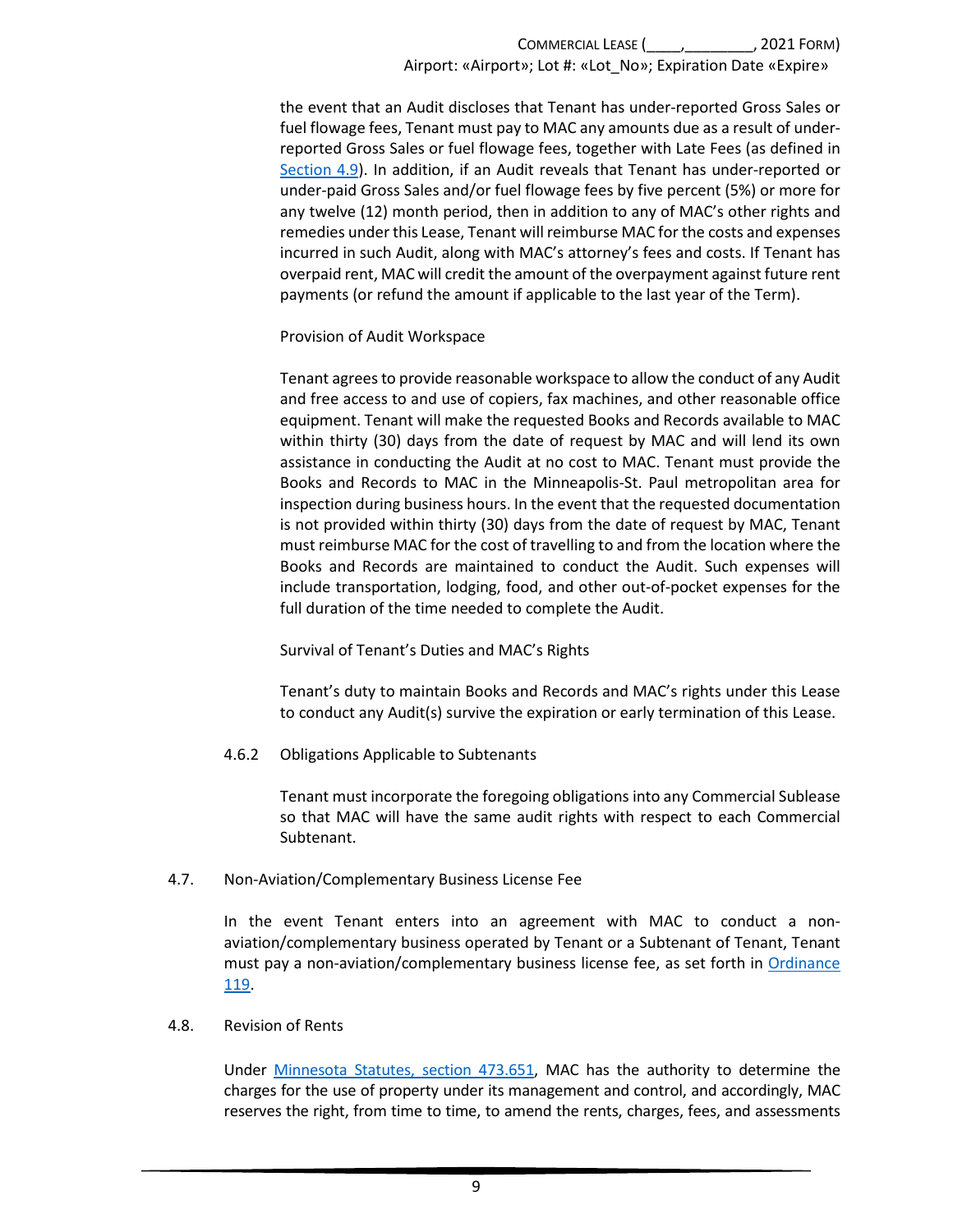the event that an Audit discloses that Tenant has under-reported Gross Sales or fuel flowage fees, Tenant must pay to MAC any amounts due as a result of under-reported Gross Sales or fuel flowage fees, together with Late Fees (as defined in Section 4.9). In addition, if an Audit reveals that Tenant has under-reported or under-paid Gross Sales and/or fuel flowage fees by five percent (5%) or more for any twelve (12) month period, then in addition to any of MAC's other rights and remedies under this Lease, Tenant will reimburse MAC for the costs and expenses incurred in such Audit, along with MAC's attorney's fees and costs. If Tenant has overpaid rent, MAC will credit the amount of the overpayment against future rent payments (or refund the amount if applicable to the last year of the Term).

Provision of Audit Workspace

Tenant agrees to provide reasonable workspace to allow the conduct of any Audit and free access to and use of copiers, fax machines, and other reasonable office equipment. Tenant will make the requested Books and Records available to MAC within thirty (30) days from the date of request by MAC and will lend its own assistance in conducting the Audit at no cost to MAC. Tenant must provide the Books and Records to MAC in the Minneapolis-St. Paul metropolitan area for inspection during business hours. In the event that the requested documentation is not provided within thirty (30) days from the date of request by MAC, Tenant must reimburse MAC for the cost of travelling to and from the location where the Books and Records are maintained to conduct the Audit. Such expenses will include transportation, lodging, food, and other out-of-pocket expenses for the full duration of the time needed to complete the Audit.

Survival of Tenant's Duties and MAC's Rights

Tenant's duty to maintain Books and Records and MAC's rights under this Lease to conduct any Audit(s) survive the expiration or early termination of this Lease.

4.6.2 Obligations Applicable to Subtenants

Tenant must incorporate the foregoing obligations into any Commercial Sublease so that MAC will have the same audit rights with respect to each Commercial Subtenant.

4.7. Non-Aviation/Complementary Business License Fee

In the event Tenant enters into an agreement with MAC to conduct a non-aviation/complementary business operated by Tenant or a Subtenant of Tenant, Tenant must pay a non-aviation/complementary business license fee, as set forth in Ordinance 119.

4.8. Revision of Rents

Under Minnesota Statutes, section 473.651, MAC has the authority to determine the charges for the use of property under its management and control, and accordingly, MAC reserves the right, from time to time, to amend the rents, charges, fees, and assessments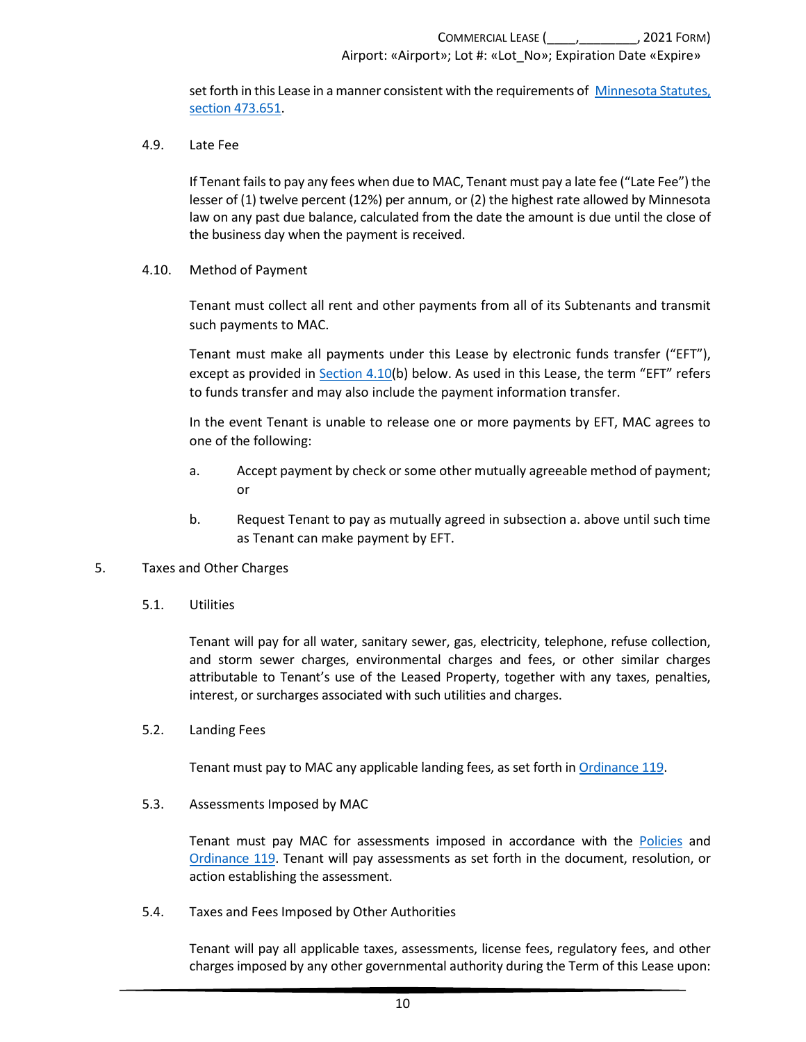set forth in this Lease in a manner consistent with the requirements of [Minnesota Statutes, section 473.651](#).

### 4.9. Late Fee

If Tenant fails to pay any fees when due to MAC, Tenant must pay a late fee ("Late Fee") the lesser of (1) twelve percent (12%) per annum, or (2) the highest rate allowed by Minnesota law on any past due balance, calculated from the date the amount is due until the close of the business day when the payment is received.

### 4.10. Method of Payment

Tenant must collect all rent and other payments from all of its Subtenants and transmit such payments to MAC.

Tenant must make all payments under this Lease by electronic funds transfer ("EFT"), except as provided in [Section 4.10](#)(b) below. As used in this Lease, the term "EFT" refers to funds transfer and may also include the payment information transfer.

In the event Tenant is unable to release one or more payments by EFT, MAC agrees to one of the following:

a. Accept payment by check or some other mutually agreeable method of payment; or

b. Request Tenant to pay as mutually agreed in subsection a. above until such time as Tenant can make payment by EFT.

## 5. Taxes and Other Charges

### 5.1. Utilities

Tenant will pay for all water, sanitary sewer, gas, electricity, telephone, refuse collection, and storm sewer charges, environmental charges and fees, or other similar charges attributable to Tenant's use of the Leased Property, together with any taxes, penalties, interest, or surcharges associated with such utilities and charges.

### 5.2. Landing Fees

Tenant must pay to MAC any applicable landing fees, as set forth in [Ordinance 119](#).

### 5.3. Assessments Imposed by MAC

Tenant must pay MAC for assessments imposed in accordance with the [Policies](#) and [Ordinance 119](#). Tenant will pay assessments as set forth in the document, resolution, or action establishing the assessment.

### 5.4. Taxes and Fees Imposed by Other Authorities

Tenant will pay all applicable taxes, assessments, license fees, regulatory fees, and other charges imposed by any other governmental authority during the Term of this Lease upon: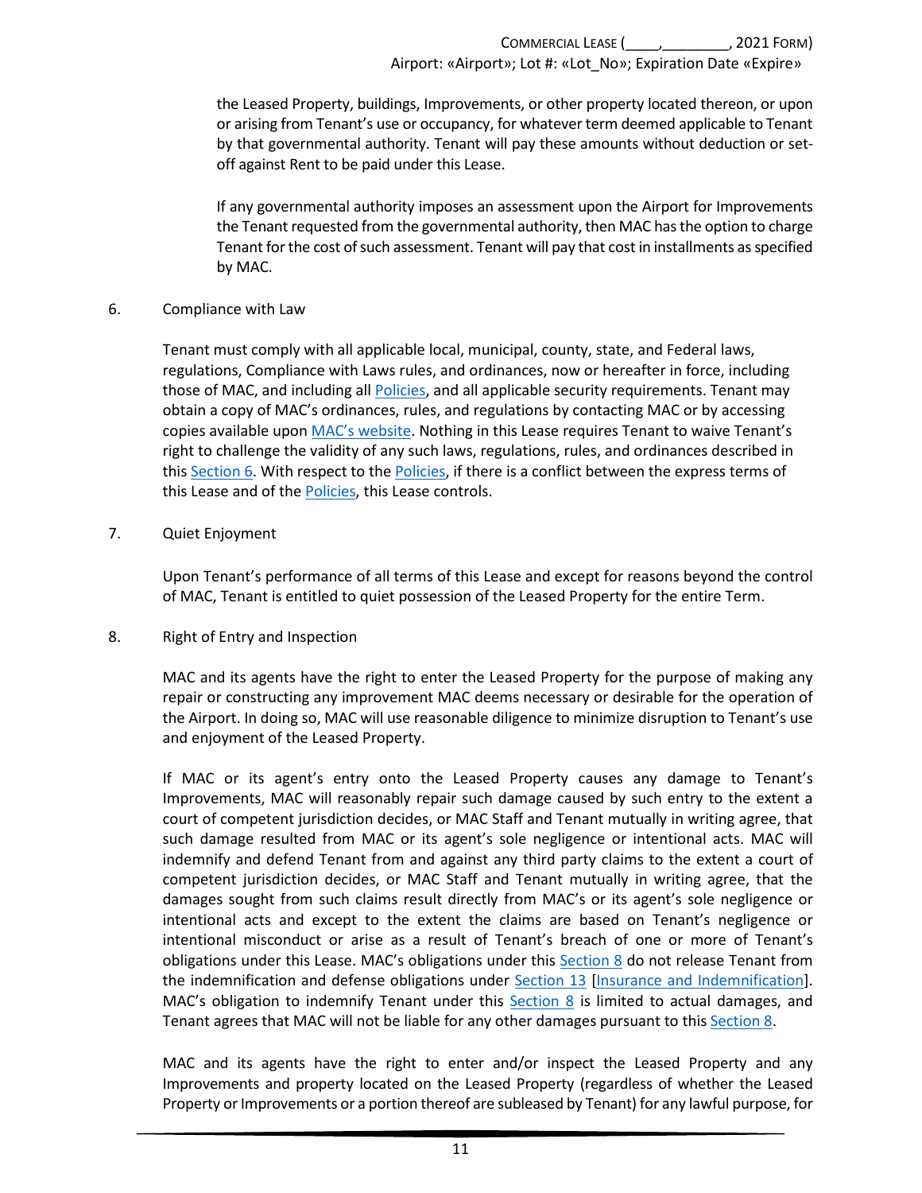the Leased Property, buildings, Improvements, or other property located thereon, or upon or arising from Tenant's use or occupancy, for whatever term deemed applicable to Tenant by that governmental authority. Tenant will pay these amounts without deduction or set-off against Rent to be paid under this Lease.

If any governmental authority imposes an assessment upon the Airport for Improvements the Tenant requested from the governmental authority, then MAC has the option to charge Tenant for the cost of such assessment. Tenant will pay that cost in installments as specified by MAC.

## 6. Compliance with Law

Tenant must comply with all applicable local, municipal, county, state, and Federal laws, regulations, Compliance with Laws rules, and ordinances, now or hereafter in force, including those of MAC, and including all Policies, and all applicable security requirements. Tenant may obtain a copy of MAC's ordinances, rules, and regulations by contacting MAC or by accessing copies available upon MAC's website. Nothing in this Lease requires Tenant to waive Tenant's right to challenge the validity of any such laws, regulations, rules, and ordinances described in this Section 6. With respect to the Policies, if there is a conflict between the express terms of this Lease and of the Policies, this Lease controls.

## 7. Quiet Enjoyment

Upon Tenant's performance of all terms of this Lease and except for reasons beyond the control of MAC, Tenant is entitled to quiet possession of the Leased Property for the entire Term.

## 8. Right of Entry and Inspection

MAC and its agents have the right to enter the Leased Property for the purpose of making any repair or constructing any improvement MAC deems necessary or desirable for the operation of the Airport. In doing so, MAC will use reasonable diligence to minimize disruption to Tenant's use and enjoyment of the Leased Property.

If MAC or its agent's entry onto the Leased Property causes any damage to Tenant's Improvements, MAC will reasonably repair such damage caused by such entry to the extent a court of competent jurisdiction decides, or MAC Staff and Tenant mutually in writing agree, that such damage resulted from MAC or its agent's sole negligence or intentional acts. MAC will indemnify and defend Tenant from and against any third party claims to the extent a court of competent jurisdiction decides, or MAC Staff and Tenant mutually in writing agree, that the damages sought from such claims result directly from MAC's or its agent's sole negligence or intentional acts and except to the extent the claims are based on Tenant's negligence or intentional misconduct or arise as a result of Tenant's breach of one or more of Tenant's obligations under this Lease. MAC's obligations under this Section 8 do not release Tenant from the indemnification and defense obligations under Section 13 [Insurance and Indemnification]. MAC's obligation to indemnify Tenant under this Section 8 is limited to actual damages, and Tenant agrees that MAC will not be liable for any other damages pursuant to this Section 8.

MAC and its agents have the right to enter and/or inspect the Leased Property and any Improvements and property located on the Leased Property (regardless of whether the Leased Property or Improvements or a portion thereof are subleased by Tenant) for any lawful purpose, for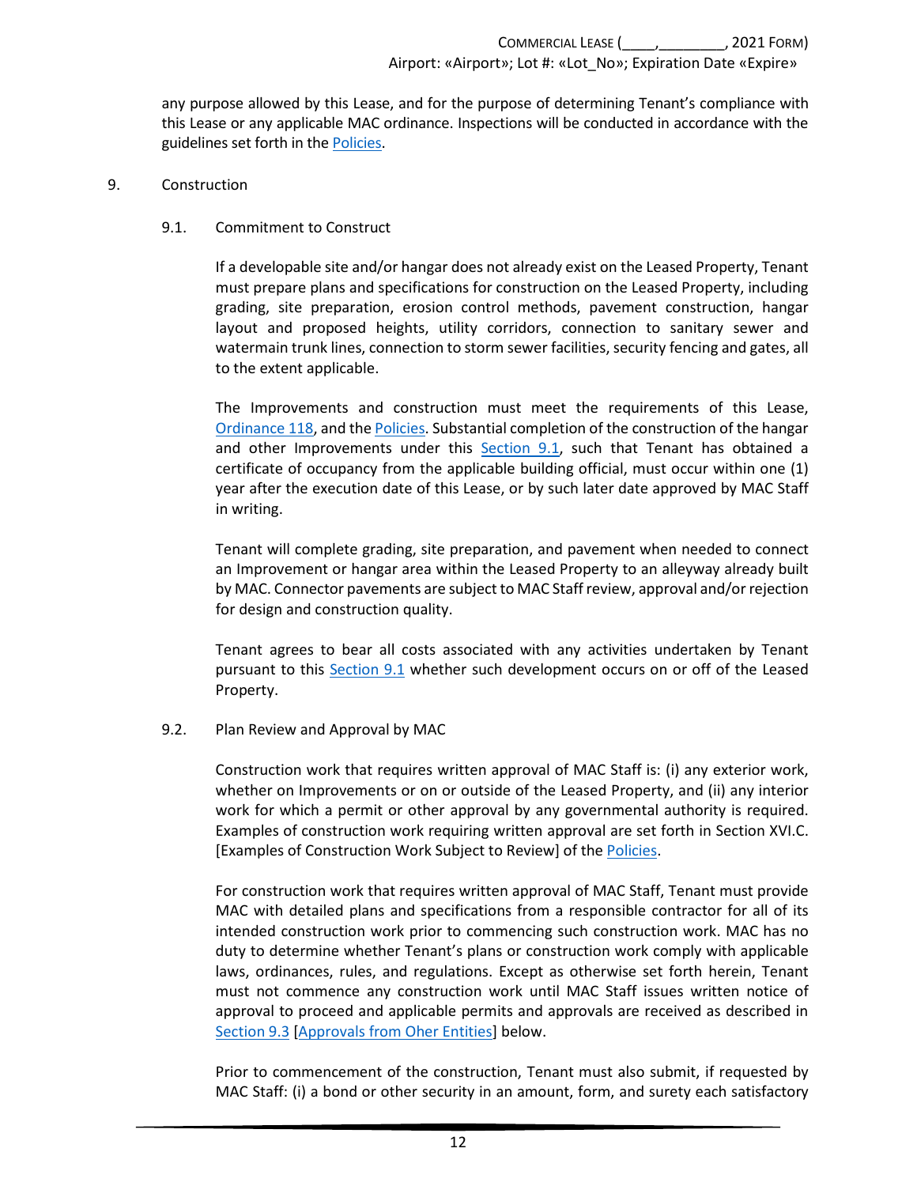any purpose allowed by this Lease, and for the purpose of determining Tenant's compliance with this Lease or any applicable MAC ordinance. Inspections will be conducted in accordance with the guidelines set forth in the Policies.

9. Construction

9.1. Commitment to Construct

If a developable site and/or hangar does not already exist on the Leased Property, Tenant must prepare plans and specifications for construction on the Leased Property, including grading, site preparation, erosion control methods, pavement construction, hangar layout and proposed heights, utility corridors, connection to sanitary sewer and watermain trunk lines, connection to storm sewer facilities, security fencing and gates, all to the extent applicable.

The Improvements and construction must meet the requirements of this Lease, Ordinance 118, and the Policies. Substantial completion of the construction of the hangar and other Improvements under this Section 9.1, such that Tenant has obtained a certificate of occupancy from the applicable building official, must occur within one (1) year after the execution date of this Lease, or by such later date approved by MAC Staff in writing.

Tenant will complete grading, site preparation, and pavement when needed to connect an Improvement or hangar area within the Leased Property to an alleyway already built by MAC. Connector pavements are subject to MAC Staff review, approval and/or rejection for design and construction quality.

Tenant agrees to bear all costs associated with any activities undertaken by Tenant pursuant to this Section 9.1 whether such development occurs on or off of the Leased Property.

9.2. Plan Review and Approval by MAC

Construction work that requires written approval of MAC Staff is: (i) any exterior work, whether on Improvements or on or outside of the Leased Property, and (ii) any interior work for which a permit or other approval by any governmental authority is required. Examples of construction work requiring written approval are set forth in Section XVI.C. [Examples of Construction Work Subject to Review] of the Policies.

For construction work that requires written approval of MAC Staff, Tenant must provide MAC with detailed plans and specifications from a responsible contractor for all of its intended construction work prior to commencing such construction work. MAC has no duty to determine whether Tenant's plans or construction work comply with applicable laws, ordinances, rules, and regulations. Except as otherwise set forth herein, Tenant must not commence any construction work until MAC Staff issues written notice of approval to proceed and applicable permits and approvals are received as described in Section 9.3 [Approvals from Oher Entities] below.

Prior to commencement of the construction, Tenant must also submit, if requested by MAC Staff: (i) a bond or other security in an amount, form, and surety each satisfactory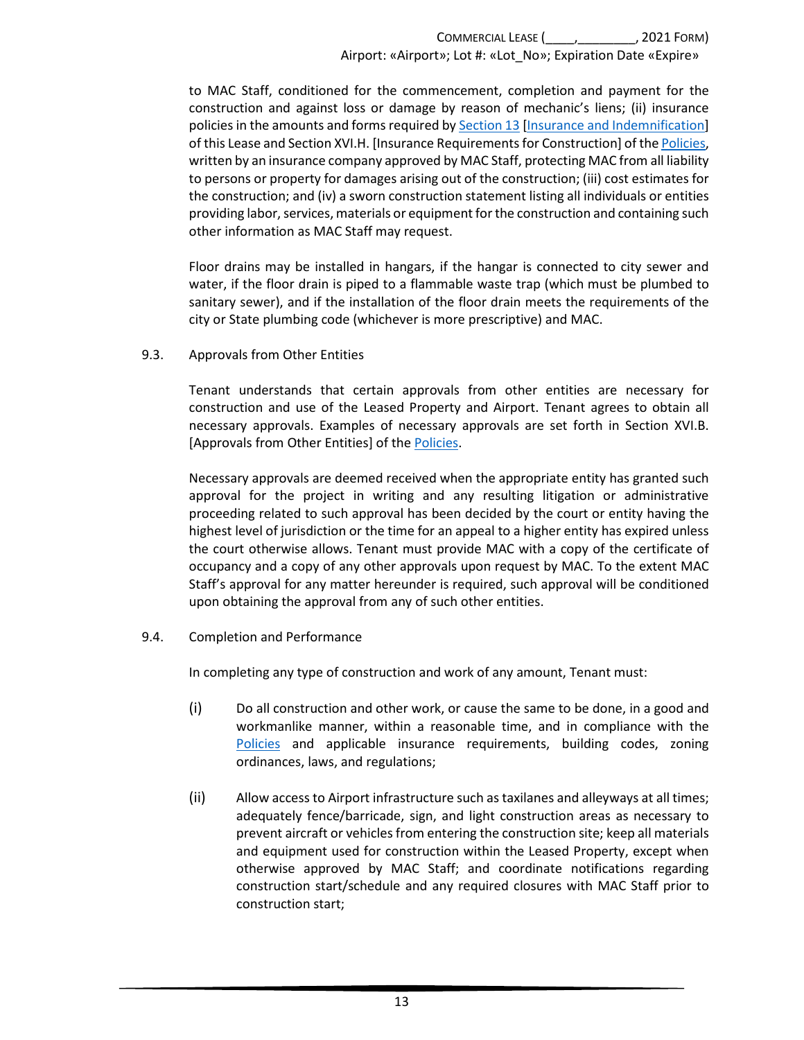to MAC Staff, conditioned for the commencement, completion and payment for the construction and against loss or damage by reason of mechanic's liens; (ii) insurance policies in the amounts and forms required by Section 13 [Insurance and Indemnification] of this Lease and Section XVI.H. [Insurance Requirements for Construction] of the Policies, written by an insurance company approved by MAC Staff, protecting MAC from all liability to persons or property for damages arising out of the construction; (iii) cost estimates for the construction; and (iv) a sworn construction statement listing all individuals or entities providing labor, services, materials or equipment for the construction and containing such other information as MAC Staff may request.

Floor drains may be installed in hangars, if the hangar is connected to city sewer and water, if the floor drain is piped to a flammable waste trap (which must be plumbed to sanitary sewer), and if the installation of the floor drain meets the requirements of the city or State plumbing code (whichever is more prescriptive) and MAC.

9.3. Approvals from Other Entities

Tenant understands that certain approvals from other entities are necessary for construction and use of the Leased Property and Airport. Tenant agrees to obtain all necessary approvals. Examples of necessary approvals are set forth in Section XVI.B. [Approvals from Other Entities] of the Policies.

Necessary approvals are deemed received when the appropriate entity has granted such approval for the project in writing and any resulting litigation or administrative proceeding related to such approval has been decided by the court or entity having the highest level of jurisdiction or the time for an appeal to a higher entity has expired unless the court otherwise allows. Tenant must provide MAC with a copy of the certificate of occupancy and a copy of any other approvals upon request by MAC. To the extent MAC Staff's approval for any matter hereunder is required, such approval will be conditioned upon obtaining the approval from any of such other entities.

9.4. Completion and Performance

In completing any type of construction and work of any amount, Tenant must:

(i) Do all construction and other work, or cause the same to be done, in a good and workmanlike manner, within a reasonable time, and in compliance with the Policies and applicable insurance requirements, building codes, zoning ordinances, laws, and regulations;

(ii) Allow access to Airport infrastructure such as taxilanes and alleyways at all times; adequately fence/barricade, sign, and light construction areas as necessary to prevent aircraft or vehicles from entering the construction site; keep all materials and equipment used for construction within the Leased Property, except when otherwise approved by MAC Staff; and coordinate notifications regarding construction start/schedule and any required closures with MAC Staff prior to construction start;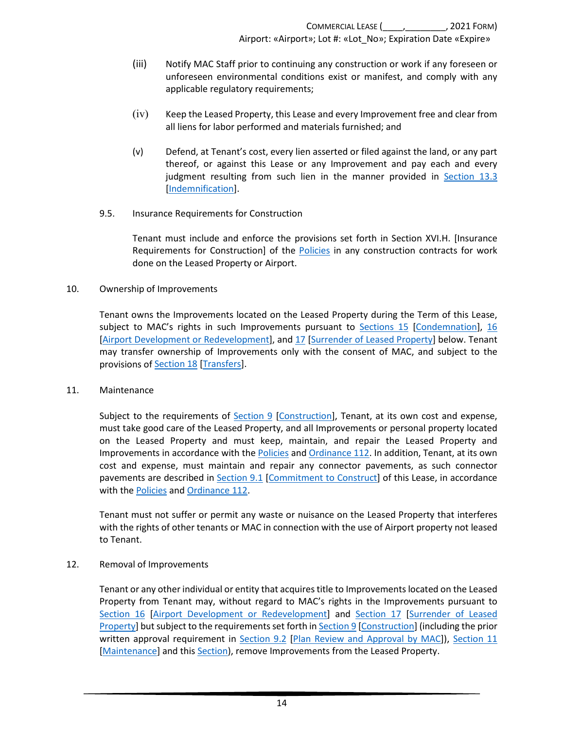(iii) Notify MAC Staff prior to continuing any construction or work if any foreseen or unforeseen environmental conditions exist or manifest, and comply with any applicable regulatory requirements;

(iv) Keep the Leased Property, this Lease and every Improvement free and clear from all liens for labor performed and materials furnished; and

(v) Defend, at Tenant's cost, every lien asserted or filed against the land, or any part thereof, or against this Lease or any Improvement and pay each and every judgment resulting from such lien in the manner provided in Section 13.3 [Indemnification].

9.5. Insurance Requirements for Construction

Tenant must include and enforce the provisions set forth in Section XVI.H. [Insurance Requirements for Construction] of the Policies in any construction contracts for work done on the Leased Property or Airport.

## 10. Ownership of Improvements

Tenant owns the Improvements located on the Leased Property during the Term of this Lease, subject to MAC's rights in such Improvements pursuant to Sections 15 [Condemnation], 16 [Airport Development or Redevelopment], and 17 [Surrender of Leased Property] below. Tenant may transfer ownership of Improvements only with the consent of MAC, and subject to the provisions of Section 18 [Transfers].

## 11. Maintenance

Subject to the requirements of Section 9 [Construction], Tenant, at its own cost and expense, must take good care of the Leased Property, and all Improvements or personal property located on the Leased Property and must keep, maintain, and repair the Leased Property and Improvements in accordance with the Policies and Ordinance 112. In addition, Tenant, at its own cost and expense, must maintain and repair any connector pavements, as such connector pavements are described in Section 9.1 [Commitment to Construct] of this Lease, in accordance with the Policies and Ordinance 112.

Tenant must not suffer or permit any waste or nuisance on the Leased Property that interferes with the rights of other tenants or MAC in connection with the use of Airport property not leased to Tenant.

## 12. Removal of Improvements

Tenant or any other individual or entity that acquires title to Improvements located on the Leased Property from Tenant may, without regard to MAC's rights in the Improvements pursuant to Section 16 [Airport Development or Redevelopment] and Section 17 [Surrender of Leased Property] but subject to the requirements set forth in Section 9 [Construction] (including the prior written approval requirement in Section 9.2 [Plan Review and Approval by MAC]), Section 11 [Maintenance] and this Section), remove Improvements from the Leased Property.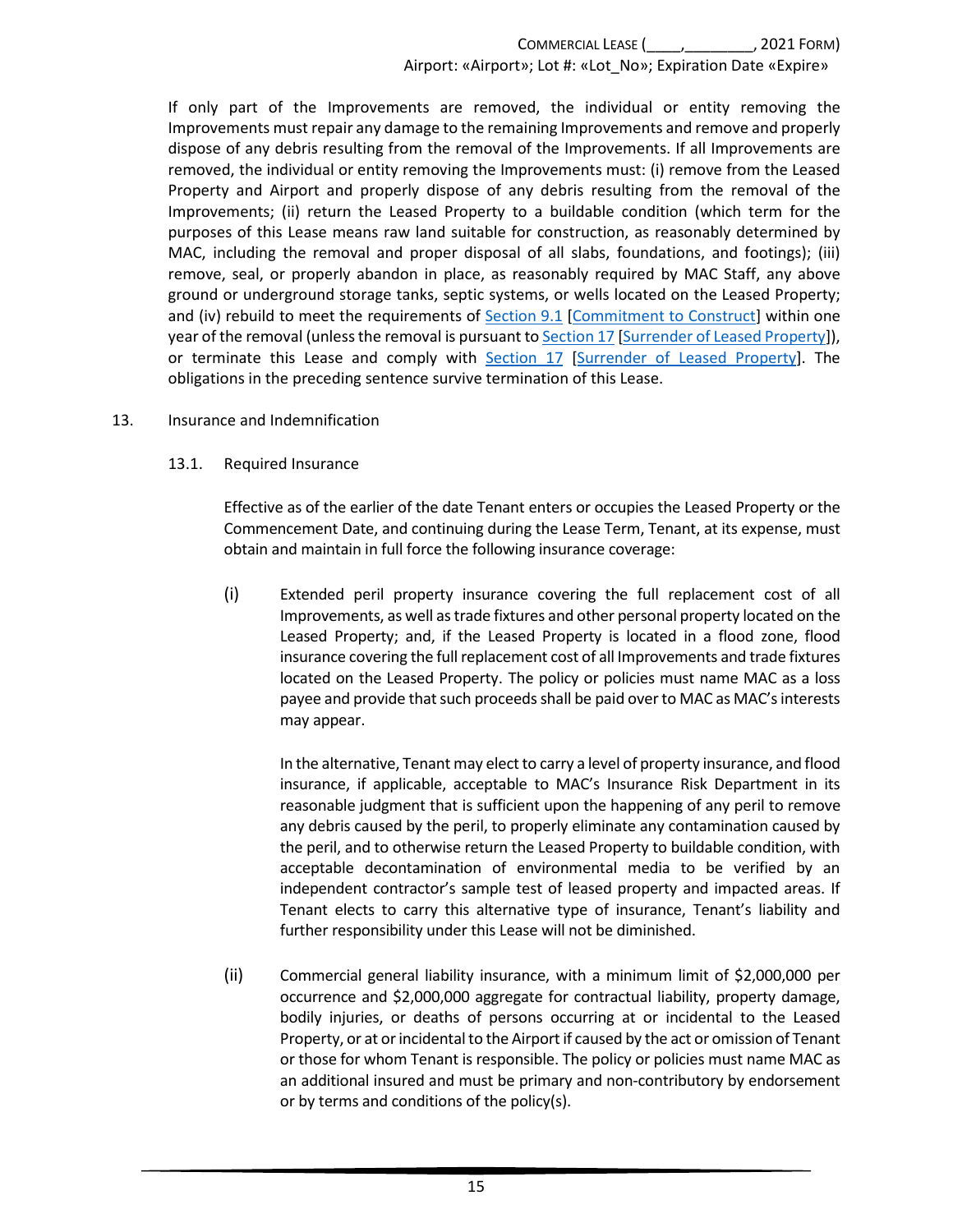If only part of the Improvements are removed, the individual or entity removing the Improvements must repair any damage to the remaining Improvements and remove and properly dispose of any debris resulting from the removal of the Improvements. If all Improvements are removed, the individual or entity removing the Improvements must: (i) remove from the Leased Property and Airport and properly dispose of any debris resulting from the removal of the Improvements; (ii) return the Leased Property to a buildable condition (which term for the purposes of this Lease means raw land suitable for construction, as reasonably determined by MAC, including the removal and proper disposal of all slabs, foundations, and footings); (iii) remove, seal, or properly abandon in place, as reasonably required by MAC Staff, any above ground or underground storage tanks, septic systems, or wells located on the Leased Property; and (iv) rebuild to meet the requirements of Section 9.1 [Commitment to Construct] within one year of the removal (unless the removal is pursuant to Section 17 [Surrender of Leased Property]), or terminate this Lease and comply with Section 17 [Surrender of Leased Property]. The obligations in the preceding sentence survive termination of this Lease.

## 13. Insurance and Indemnification

### 13.1. Required Insurance

Effective as of the earlier of the date Tenant enters or occupies the Leased Property or the Commencement Date, and continuing during the Lease Term, Tenant, at its expense, must obtain and maintain in full force the following insurance coverage:

(i) Extended peril property insurance covering the full replacement cost of all Improvements, as well as trade fixtures and other personal property located on the Leased Property; and, if the Leased Property is located in a flood zone, flood insurance covering the full replacement cost of all Improvements and trade fixtures located on the Leased Property. The policy or policies must name MAC as a loss payee and provide that such proceeds shall be paid over to MAC as MAC's interests may appear.

In the alternative, Tenant may elect to carry a level of property insurance, and flood insurance, if applicable, acceptable to MAC's Insurance Risk Department in its reasonable judgment that is sufficient upon the happening of any peril to remove any debris caused by the peril, to properly eliminate any contamination caused by the peril, and to otherwise return the Leased Property to buildable condition, with acceptable decontamination of environmental media to be verified by an independent contractor's sample test of leased property and impacted areas. If Tenant elects to carry this alternative type of insurance, Tenant's liability and further responsibility under this Lease will not be diminished.

(ii) Commercial general liability insurance, with a minimum limit of $2,000,000 per occurrence and $2,000,000 aggregate for contractual liability, property damage, bodily injuries, or deaths of persons occurring at or incidental to the Leased Property, or at or incidental to the Airport if caused by the act or omission of Tenant or those for whom Tenant is responsible. The policy or policies must name MAC as an additional insured and must be primary and non-contributory by endorsement or by terms and conditions of the policy(s).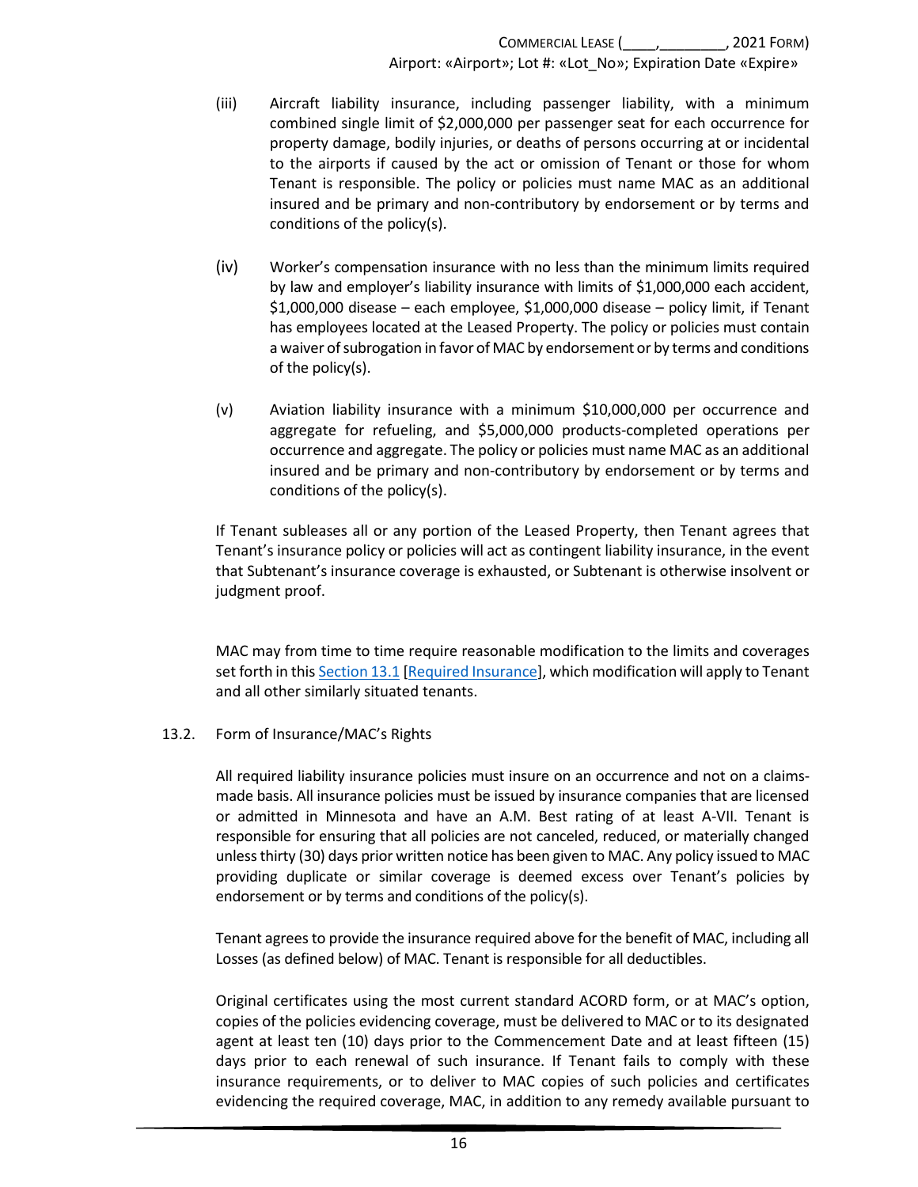(iii) Aircraft liability insurance, including passenger liability, with a minimum combined single limit of $2,000,000 per passenger seat for each occurrence for property damage, bodily injuries, or deaths of persons occurring at or incidental to the airports if caused by the act or omission of Tenant or those for whom Tenant is responsible. The policy or policies must name MAC as an additional insured and be primary and non-contributory by endorsement or by terms and conditions of the policy(s).

(iv) Worker's compensation insurance with no less than the minimum limits required by law and employer's liability insurance with limits of $1,000,000 each accident, $1,000,000 disease – each employee, $1,000,000 disease – policy limit, if Tenant has employees located at the Leased Property. The policy or policies must contain a waiver of subrogation in favor of MAC by endorsement or by terms and conditions of the policy(s).

(v) Aviation liability insurance with a minimum $10,000,000 per occurrence and aggregate for refueling, and $5,000,000 products-completed operations per occurrence and aggregate. The policy or policies must name MAC as an additional insured and be primary and non-contributory by endorsement or by terms and conditions of the policy(s).

If Tenant subleases all or any portion of the Leased Property, then Tenant agrees that Tenant's insurance policy or policies will act as contingent liability insurance, in the event that Subtenant's insurance coverage is exhausted, or Subtenant is otherwise insolvent or judgment proof.

MAC may from time to time require reasonable modification to the limits and coverages set forth in this Section 13.1 [Required Insurance], which modification will apply to Tenant and all other similarly situated tenants.

13.2. Form of Insurance/MAC's Rights

All required liability insurance policies must insure on an occurrence and not on a claims-made basis. All insurance policies must be issued by insurance companies that are licensed or admitted in Minnesota and have an A.M. Best rating of at least A-VII. Tenant is responsible for ensuring that all policies are not canceled, reduced, or materially changed unless thirty (30) days prior written notice has been given to MAC. Any policy issued to MAC providing duplicate or similar coverage is deemed excess over Tenant's policies by endorsement or by terms and conditions of the policy(s).

Tenant agrees to provide the insurance required above for the benefit of MAC, including all Losses (as defined below) of MAC. Tenant is responsible for all deductibles.

Original certificates using the most current standard ACORD form, or at MAC's option, copies of the policies evidencing coverage, must be delivered to MAC or to its designated agent at least ten (10) days prior to the Commencement Date and at least fifteen (15) days prior to each renewal of such insurance. If Tenant fails to comply with these insurance requirements, or to deliver to MAC copies of such policies and certificates evidencing the required coverage, MAC, in addition to any remedy available pursuant to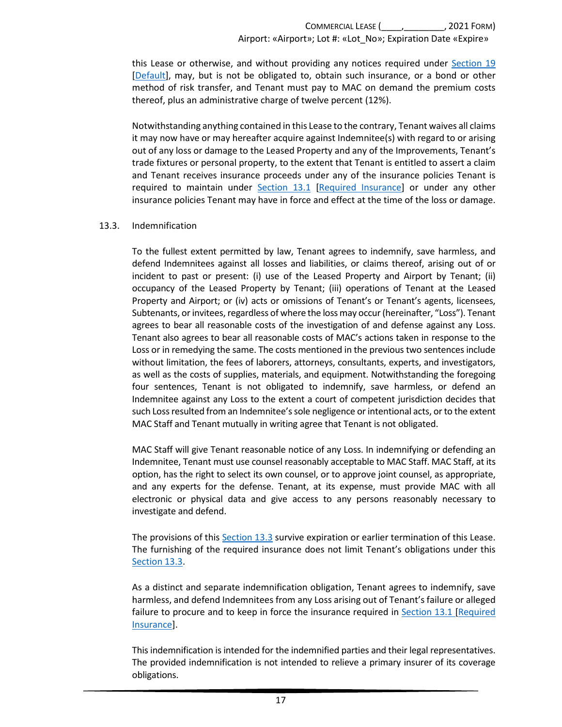this Lease or otherwise, and without providing any notices required under Section 19 [Default], may, but is not be obligated to, obtain such insurance, or a bond or other method of risk transfer, and Tenant must pay to MAC on demand the premium costs thereof, plus an administrative charge of twelve percent (12%).

Notwithstanding anything contained in this Lease to the contrary, Tenant waives all claims it may now have or may hereafter acquire against Indemnitee(s) with regard to or arising out of any loss or damage to the Leased Property and any of the Improvements, Tenant's trade fixtures or personal property, to the extent that Tenant is entitled to assert a claim and Tenant receives insurance proceeds under any of the insurance policies Tenant is required to maintain under Section 13.1 [Required Insurance] or under any other insurance policies Tenant may have in force and effect at the time of the loss or damage.

### 13.3. Indemnification

To the fullest extent permitted by law, Tenant agrees to indemnify, save harmless, and defend Indemnitees against all losses and liabilities, or claims thereof, arising out of or incident to past or present: (i) use of the Leased Property and Airport by Tenant; (ii) occupancy of the Leased Property by Tenant; (iii) operations of Tenant at the Leased Property and Airport; or (iv) acts or omissions of Tenant's or Tenant's agents, licensees, Subtenants, or invitees, regardless of where the loss may occur (hereinafter, "Loss"). Tenant agrees to bear all reasonable costs of the investigation of and defense against any Loss. Tenant also agrees to bear all reasonable costs of MAC's actions taken in response to the Loss or in remedying the same. The costs mentioned in the previous two sentences include without limitation, the fees of laborers, attorneys, consultants, experts, and investigators, as well as the costs of supplies, materials, and equipment. Notwithstanding the foregoing four sentences, Tenant is not obligated to indemnify, save harmless, or defend an Indemnitee against any Loss to the extent a court of competent jurisdiction decides that such Loss resulted from an Indemnitee's sole negligence or intentional acts, or to the extent MAC Staff and Tenant mutually in writing agree that Tenant is not obligated.

MAC Staff will give Tenant reasonable notice of any Loss. In indemnifying or defending an Indemnitee, Tenant must use counsel reasonably acceptable to MAC Staff. MAC Staff, at its option, has the right to select its own counsel, or to approve joint counsel, as appropriate, and any experts for the defense. Tenant, at its expense, must provide MAC with all electronic or physical data and give access to any persons reasonably necessary to investigate and defend.

The provisions of this Section 13.3 survive expiration or earlier termination of this Lease. The furnishing of the required insurance does not limit Tenant's obligations under this Section 13.3.

As a distinct and separate indemnification obligation, Tenant agrees to indemnify, save harmless, and defend Indemnitees from any Loss arising out of Tenant's failure or alleged failure to procure and to keep in force the insurance required in Section 13.1 [Required Insurance].

This indemnification is intended for the indemnified parties and their legal representatives. The provided indemnification is not intended to relieve a primary insurer of its coverage obligations.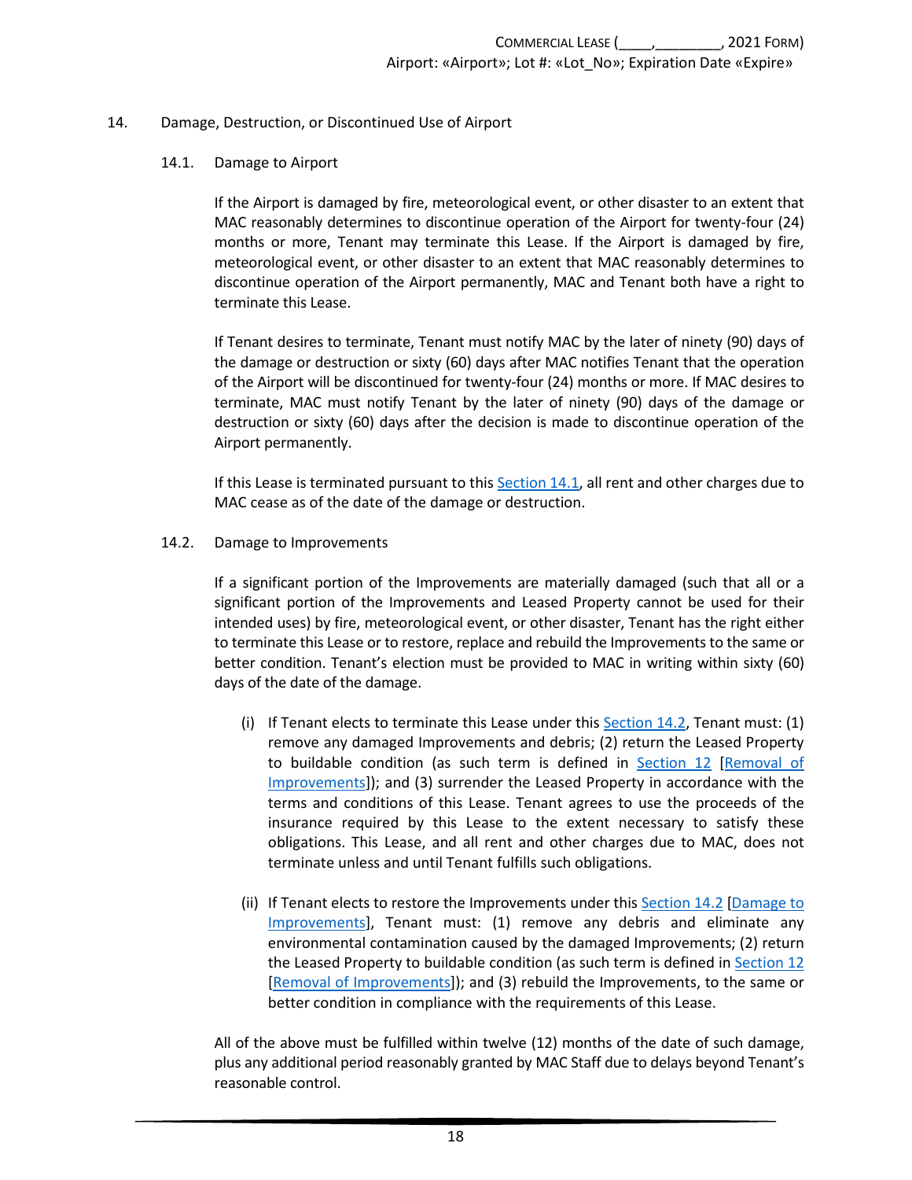## 14. Damage, Destruction, or Discontinued Use of Airport

### 14.1. Damage to Airport

If the Airport is damaged by fire, meteorological event, or other disaster to an extent that MAC reasonably determines to discontinue operation of the Airport for twenty-four (24) months or more, Tenant may terminate this Lease. If the Airport is damaged by fire, meteorological event, or other disaster to an extent that MAC reasonably determines to discontinue operation of the Airport permanently, MAC and Tenant both have a right to terminate this Lease.

If Tenant desires to terminate, Tenant must notify MAC by the later of ninety (90) days of the damage or destruction or sixty (60) days after MAC notifies Tenant that the operation of the Airport will be discontinued for twenty-four (24) months or more. If MAC desires to terminate, MAC must notify Tenant by the later of ninety (90) days of the damage or destruction or sixty (60) days after the decision is made to discontinue operation of the Airport permanently.

If this Lease is terminated pursuant to this Section 14.1, all rent and other charges due to MAC cease as of the date of the damage or destruction.

### 14.2. Damage to Improvements

If a significant portion of the Improvements are materially damaged (such that all or a significant portion of the Improvements and Leased Property cannot be used for their intended uses) by fire, meteorological event, or other disaster, Tenant has the right either to terminate this Lease or to restore, replace and rebuild the Improvements to the same or better condition. Tenant's election must be provided to MAC in writing within sixty (60) days of the date of the damage.

(i) If Tenant elects to terminate this Lease under this Section 14.2, Tenant must: (1) remove any damaged Improvements and debris; (2) return the Leased Property to buildable condition (as such term is defined in Section 12 [Removal of Improvements]); and (3) surrender the Leased Property in accordance with the terms and conditions of this Lease. Tenant agrees to use the proceeds of the insurance required by this Lease to the extent necessary to satisfy these obligations. This Lease, and all rent and other charges due to MAC, does not terminate unless and until Tenant fulfills such obligations.

(ii) If Tenant elects to restore the Improvements under this Section 14.2 [Damage to Improvements], Tenant must: (1) remove any debris and eliminate any environmental contamination caused by the damaged Improvements; (2) return the Leased Property to buildable condition (as such term is defined in Section 12 [Removal of Improvements]); and (3) rebuild the Improvements, to the same or better condition in compliance with the requirements of this Lease.

All of the above must be fulfilled within twelve (12) months of the date of such damage, plus any additional period reasonably granted by MAC Staff due to delays beyond Tenant's reasonable control.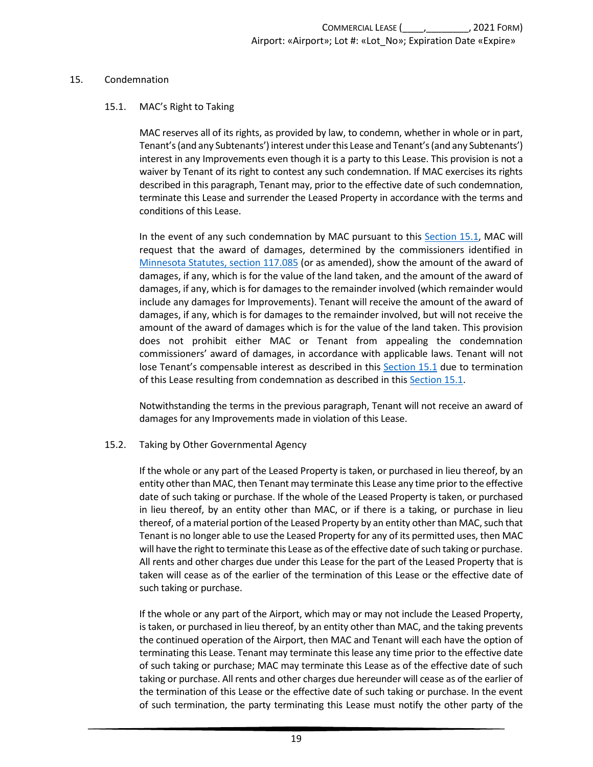## 15. Condemnation

### 15.1. MAC's Right to Taking

MAC reserves all of its rights, as provided by law, to condemn, whether in whole or in part, Tenant's (and any Subtenants') interest under this Lease and Tenant's (and any Subtenants') interest in any Improvements even though it is a party to this Lease. This provision is not a waiver by Tenant of its right to contest any such condemnation. If MAC exercises its rights described in this paragraph, Tenant may, prior to the effective date of such condemnation, terminate this Lease and surrender the Leased Property in accordance with the terms and conditions of this Lease.

In the event of any such condemnation by MAC pursuant to this Section 15.1, MAC will request that the award of damages, determined by the commissioners identified in Minnesota Statutes, section 117.085 (or as amended), show the amount of the award of damages, if any, which is for the value of the land taken, and the amount of the award of damages, if any, which is for damages to the remainder involved (which remainder would include any damages for Improvements). Tenant will receive the amount of the award of damages, if any, which is for damages to the remainder involved, but will not receive the amount of the award of damages which is for the value of the land taken. This provision does not prohibit either MAC or Tenant from appealing the condemnation commissioners' award of damages, in accordance with applicable laws. Tenant will not lose Tenant's compensable interest as described in this Section 15.1 due to termination of this Lease resulting from condemnation as described in this Section 15.1.

Notwithstanding the terms in the previous paragraph, Tenant will not receive an award of damages for any Improvements made in violation of this Lease.

### 15.2. Taking by Other Governmental Agency

If the whole or any part of the Leased Property is taken, or purchased in lieu thereof, by an entity other than MAC, then Tenant may terminate this Lease any time prior to the effective date of such taking or purchase. If the whole of the Leased Property is taken, or purchased in lieu thereof, by an entity other than MAC, or if there is a taking, or purchase in lieu thereof, of a material portion of the Leased Property by an entity other than MAC, such that Tenant is no longer able to use the Leased Property for any of its permitted uses, then MAC will have the right to terminate this Lease as of the effective date of such taking or purchase. All rents and other charges due under this Lease for the part of the Leased Property that is taken will cease as of the earlier of the termination of this Lease or the effective date of such taking or purchase.

If the whole or any part of the Airport, which may or may not include the Leased Property, is taken, or purchased in lieu thereof, by an entity other than MAC, and the taking prevents the continued operation of the Airport, then MAC and Tenant will each have the option of terminating this Lease. Tenant may terminate this lease any time prior to the effective date of such taking or purchase; MAC may terminate this Lease as of the effective date of such taking or purchase. All rents and other charges due hereunder will cease as of the earlier of the termination of this Lease or the effective date of such taking or purchase. In the event of such termination, the party terminating this Lease must notify the other party of the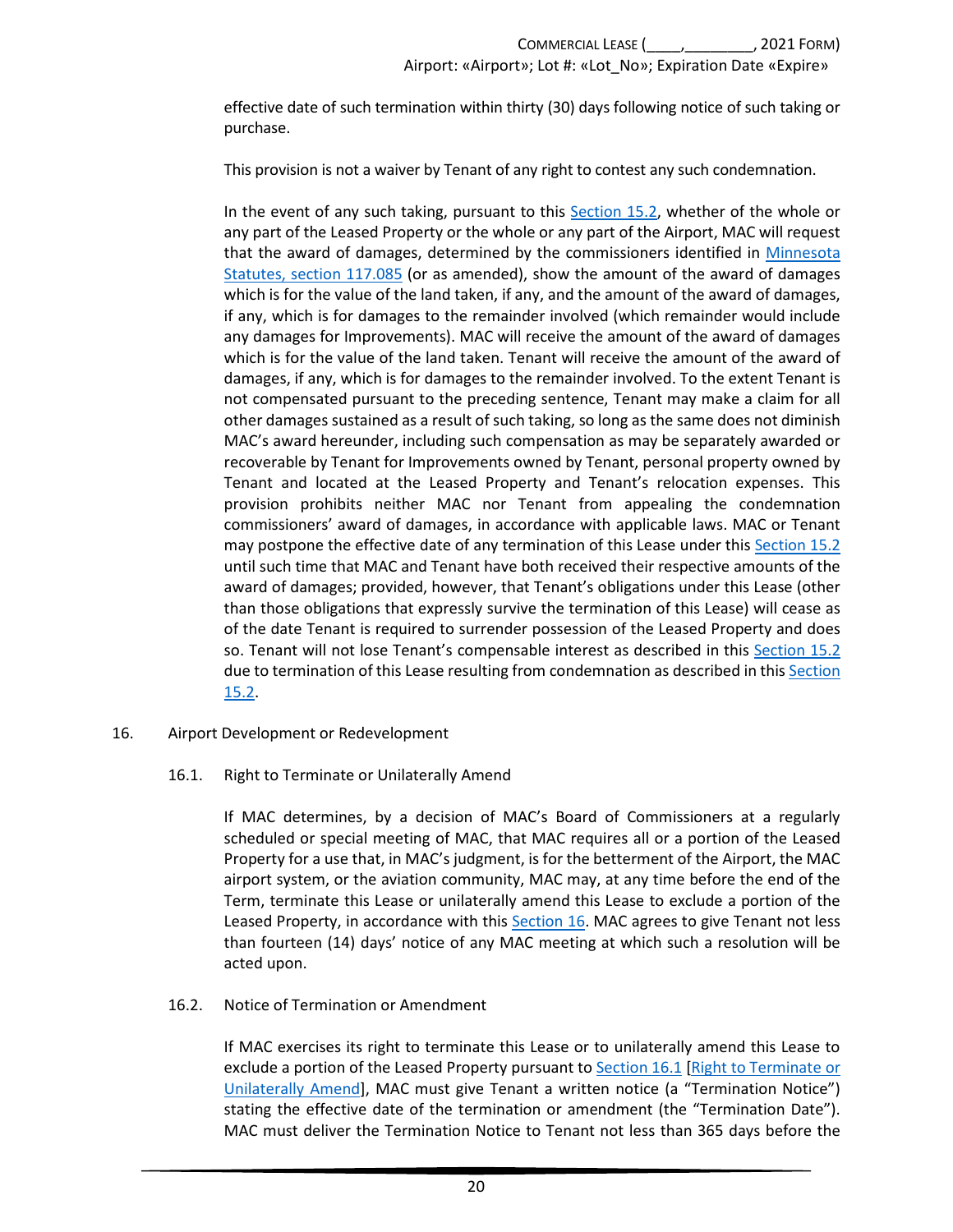effective date of such termination within thirty (30) days following notice of such taking or purchase.

This provision is not a waiver by Tenant of any right to contest any such condemnation.

In the event of any such taking, pursuant to this Section 15.2, whether of the whole or any part of the Leased Property or the whole or any part of the Airport, MAC will request that the award of damages, determined by the commissioners identified in Minnesota Statutes, section 117.085 (or as amended), show the amount of the award of damages which is for the value of the land taken, if any, and the amount of the award of damages, if any, which is for damages to the remainder involved (which remainder would include any damages for Improvements). MAC will receive the amount of the award of damages which is for the value of the land taken. Tenant will receive the amount of the award of damages, if any, which is for damages to the remainder involved. To the extent Tenant is not compensated pursuant to the preceding sentence, Tenant may make a claim for all other damages sustained as a result of such taking, so long as the same does not diminish MAC's award hereunder, including such compensation as may be separately awarded or recoverable by Tenant for Improvements owned by Tenant, personal property owned by Tenant and located at the Leased Property and Tenant's relocation expenses. This provision prohibits neither MAC nor Tenant from appealing the condemnation commissioners' award of damages, in accordance with applicable laws. MAC or Tenant may postpone the effective date of any termination of this Lease under this Section 15.2 until such time that MAC and Tenant have both received their respective amounts of the award of damages; provided, however, that Tenant's obligations under this Lease (other than those obligations that expressly survive the termination of this Lease) will cease as of the date Tenant is required to surrender possession of the Leased Property and does so. Tenant will not lose Tenant's compensable interest as described in this Section 15.2 due to termination of this Lease resulting from condemnation as described in this Section 15.2.

## 16. Airport Development or Redevelopment

### 16.1. Right to Terminate or Unilaterally Amend

If MAC determines, by a decision of MAC's Board of Commissioners at a regularly scheduled or special meeting of MAC, that MAC requires all or a portion of the Leased Property for a use that, in MAC's judgment, is for the betterment of the Airport, the MAC airport system, or the aviation community, MAC may, at any time before the end of the Term, terminate this Lease or unilaterally amend this Lease to exclude a portion of the Leased Property, in accordance with this Section 16. MAC agrees to give Tenant not less than fourteen (14) days' notice of any MAC meeting at which such a resolution will be acted upon.

### 16.2. Notice of Termination or Amendment

If MAC exercises its right to terminate this Lease or to unilaterally amend this Lease to exclude a portion of the Leased Property pursuant to Section 16.1 [Right to Terminate or Unilaterally Amend], MAC must give Tenant a written notice (a "Termination Notice") stating the effective date of the termination or amendment (the "Termination Date"). MAC must deliver the Termination Notice to Tenant not less than 365 days before the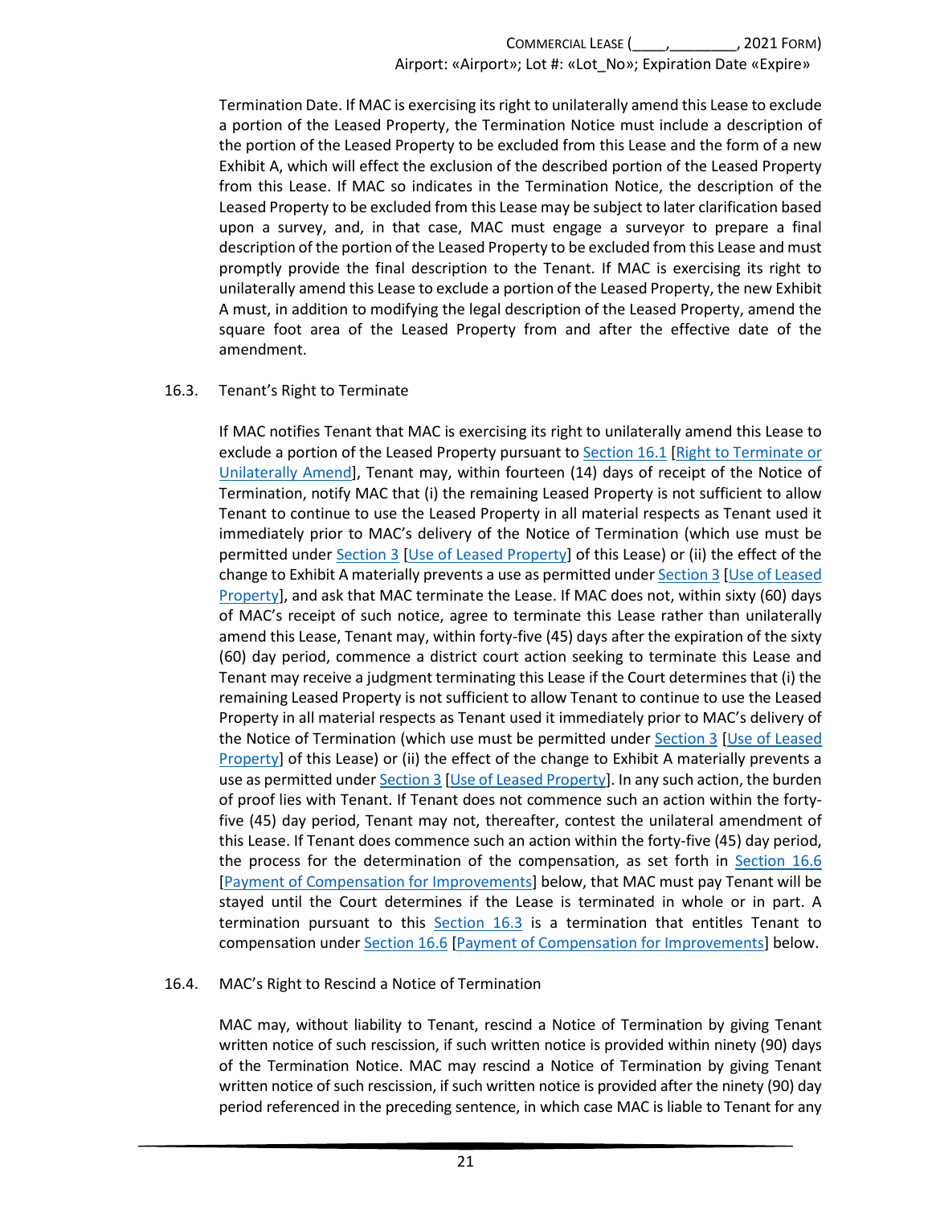Termination Date. If MAC is exercising its right to unilaterally amend this Lease to exclude a portion of the Leased Property, the Termination Notice must include a description of the portion of the Leased Property to be excluded from this Lease and the form of a new Exhibit A, which will effect the exclusion of the described portion of the Leased Property from this Lease. If MAC so indicates in the Termination Notice, the description of the Leased Property to be excluded from this Lease may be subject to later clarification based upon a survey, and, in that case, MAC must engage a surveyor to prepare a final description of the portion of the Leased Property to be excluded from this Lease and must promptly provide the final description to the Tenant. If MAC is exercising its right to unilaterally amend this Lease to exclude a portion of the Leased Property, the new Exhibit A must, in addition to modifying the legal description of the Leased Property, amend the square foot area of the Leased Property from and after the effective date of the amendment.

16.3. Tenant's Right to Terminate

If MAC notifies Tenant that MAC is exercising its right to unilaterally amend this Lease to exclude a portion of the Leased Property pursuant to Section 16.1 [Right to Terminate or Unilaterally Amend], Tenant may, within fourteen (14) days of receipt of the Notice of Termination, notify MAC that (i) the remaining Leased Property is not sufficient to allow Tenant to continue to use the Leased Property in all material respects as Tenant used it immediately prior to MAC's delivery of the Notice of Termination (which use must be permitted under Section 3 [Use of Leased Property] of this Lease) or (ii) the effect of the change to Exhibit A materially prevents a use as permitted under Section 3 [Use of Leased Property], and ask that MAC terminate the Lease. If MAC does not, within sixty (60) days of MAC's receipt of such notice, agree to terminate this Lease rather than unilaterally amend this Lease, Tenant may, within forty-five (45) days after the expiration of the sixty (60) day period, commence a district court action seeking to terminate this Lease and Tenant may receive a judgment terminating this Lease if the Court determines that (i) the remaining Leased Property is not sufficient to allow Tenant to continue to use the Leased Property in all material respects as Tenant used it immediately prior to MAC's delivery of the Notice of Termination (which use must be permitted under Section 3 [Use of Leased Property] of this Lease) or (ii) the effect of the change to Exhibit A materially prevents a use as permitted under Section 3 [Use of Leased Property]. In any such action, the burden of proof lies with Tenant. If Tenant does not commence such an action within the forty-five (45) day period, Tenant may not, thereafter, contest the unilateral amendment of this Lease. If Tenant does commence such an action within the forty-five (45) day period, the process for the determination of the compensation, as set forth in Section 16.6 [Payment of Compensation for Improvements] below, that MAC must pay Tenant will be stayed until the Court determines if the Lease is terminated in whole or in part. A termination pursuant to this Section 16.3 is a termination that entitles Tenant to compensation under Section 16.6 [Payment of Compensation for Improvements] below.

16.4. MAC's Right to Rescind a Notice of Termination

MAC may, without liability to Tenant, rescind a Notice of Termination by giving Tenant written notice of such rescission, if such written notice is provided within ninety (90) days of the Termination Notice. MAC may rescind a Notice of Termination by giving Tenant written notice of such rescission, if such written notice is provided after the ninety (90) day period referenced in the preceding sentence, in which case MAC is liable to Tenant for any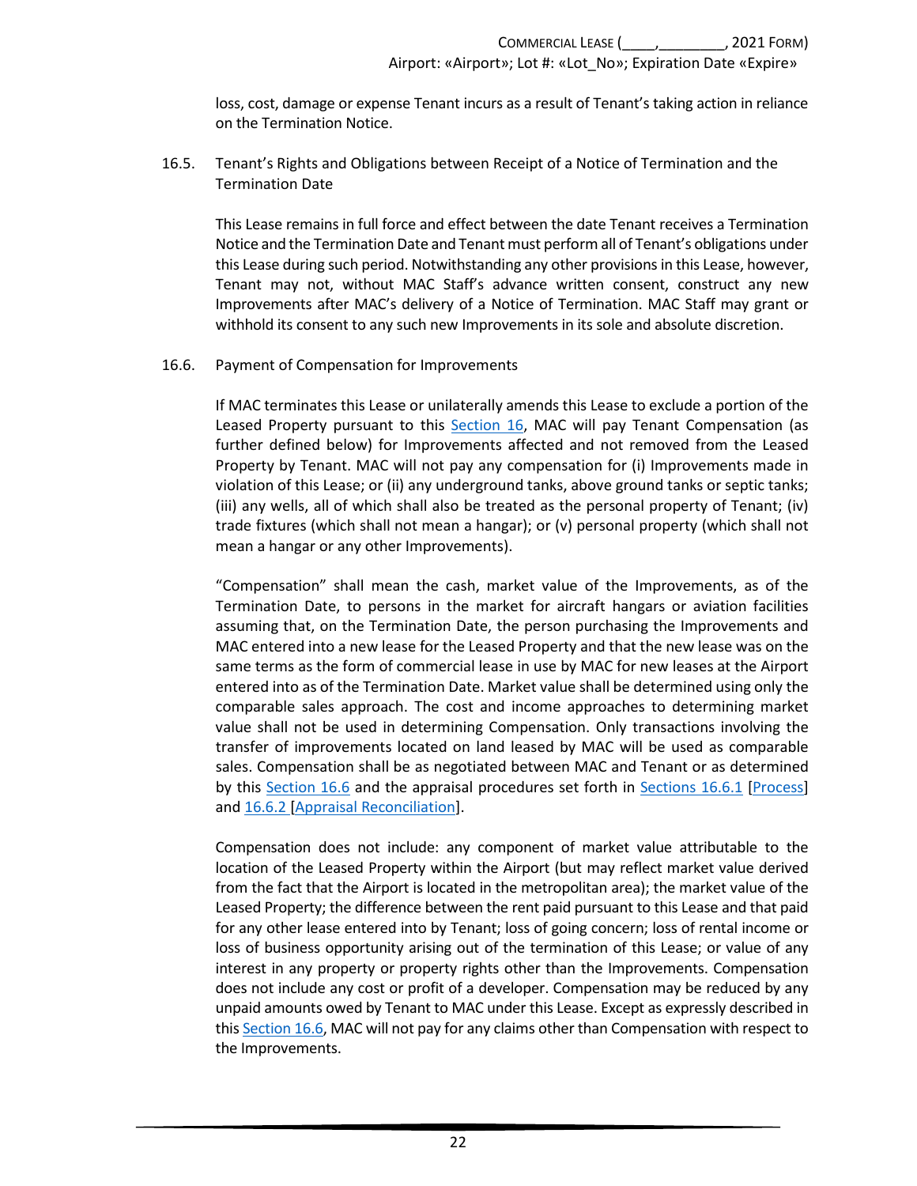loss, cost, damage or expense Tenant incurs as a result of Tenant's taking action in reliance on the Termination Notice.

### 16.5. Tenant's Rights and Obligations between Receipt of a Notice of Termination and the Termination Date

This Lease remains in full force and effect between the date Tenant receives a Termination Notice and the Termination Date and Tenant must perform all of Tenant's obligations under this Lease during such period. Notwithstanding any other provisions in this Lease, however, Tenant may not, without MAC Staff's advance written consent, construct any new Improvements after MAC's delivery of a Notice of Termination. MAC Staff may grant or withhold its consent to any such new Improvements in its sole and absolute discretion.

### 16.6. Payment of Compensation for Improvements

If MAC terminates this Lease or unilaterally amends this Lease to exclude a portion of the Leased Property pursuant to this Section 16, MAC will pay Tenant Compensation (as further defined below) for Improvements affected and not removed from the Leased Property by Tenant. MAC will not pay any compensation for (i) Improvements made in violation of this Lease; or (ii) any underground tanks, above ground tanks or septic tanks; (iii) any wells, all of which shall also be treated as the personal property of Tenant; (iv) trade fixtures (which shall not mean a hangar); or (v) personal property (which shall not mean a hangar or any other Improvements).

"Compensation" shall mean the cash, market value of the Improvements, as of the Termination Date, to persons in the market for aircraft hangars or aviation facilities assuming that, on the Termination Date, the person purchasing the Improvements and MAC entered into a new lease for the Leased Property and that the new lease was on the same terms as the form of commercial lease in use by MAC for new leases at the Airport entered into as of the Termination Date. Market value shall be determined using only the comparable sales approach. The cost and income approaches to determining market value shall not be used in determining Compensation. Only transactions involving the transfer of improvements located on land leased by MAC will be used as comparable sales. Compensation shall be as negotiated between MAC and Tenant or as determined by this Section 16.6 and the appraisal procedures set forth in Sections 16.6.1 [Process] and 16.6.2 [Appraisal Reconciliation].

Compensation does not include: any component of market value attributable to the location of the Leased Property within the Airport (but may reflect market value derived from the fact that the Airport is located in the metropolitan area); the market value of the Leased Property; the difference between the rent paid pursuant to this Lease and that paid for any other lease entered into by Tenant; loss of going concern; loss of rental income or loss of business opportunity arising out of the termination of this Lease; or value of any interest in any property or property rights other than the Improvements. Compensation does not include any cost or profit of a developer. Compensation may be reduced by any unpaid amounts owed by Tenant to MAC under this Lease. Except as expressly described in this Section 16.6, MAC will not pay for any claims other than Compensation with respect to the Improvements.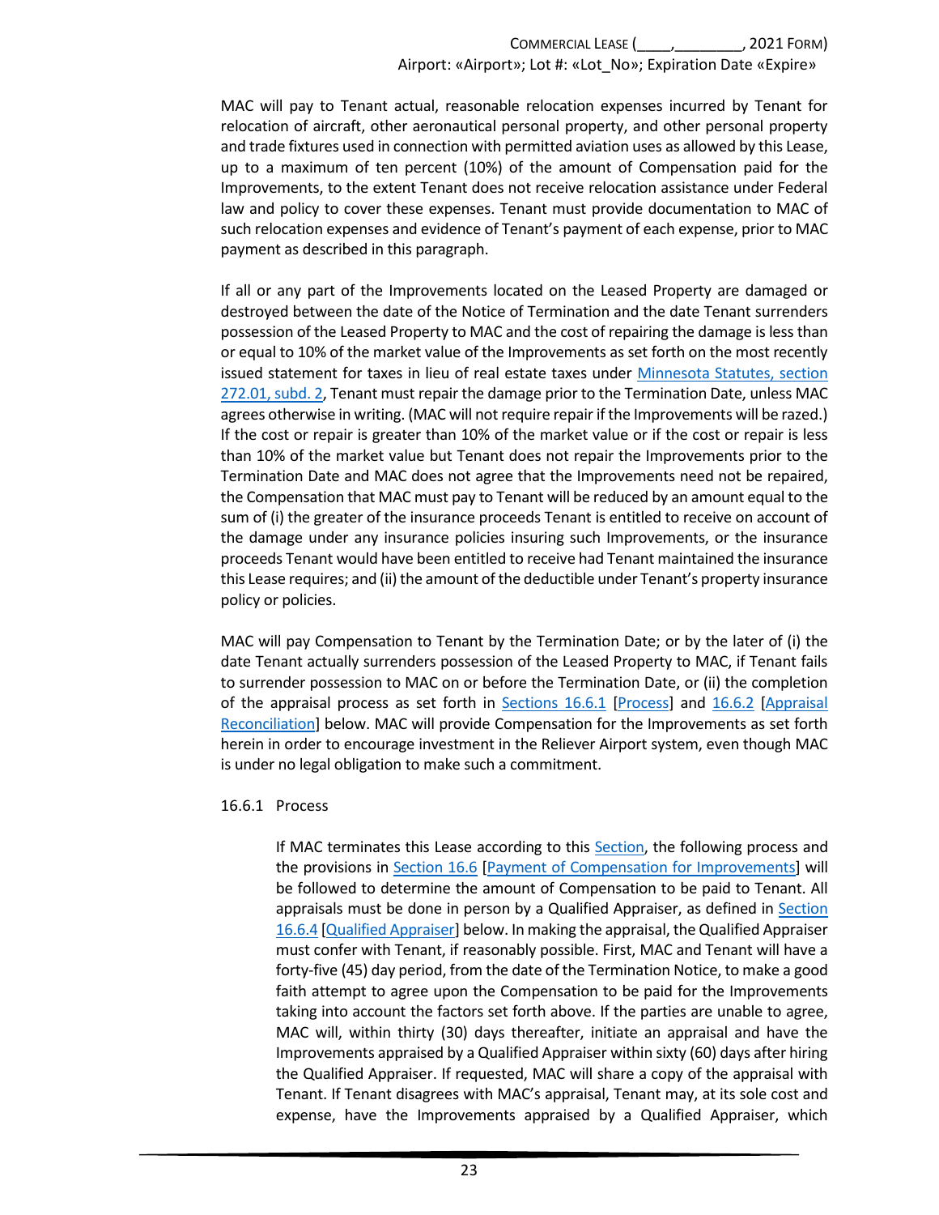MAC will pay to Tenant actual, reasonable relocation expenses incurred by Tenant for relocation of aircraft, other aeronautical personal property, and other personal property and trade fixtures used in connection with permitted aviation uses as allowed by this Lease, up to a maximum of ten percent (10%) of the amount of Compensation paid for the Improvements, to the extent Tenant does not receive relocation assistance under Federal law and policy to cover these expenses. Tenant must provide documentation to MAC of such relocation expenses and evidence of Tenant's payment of each expense, prior to MAC payment as described in this paragraph.

If all or any part of the Improvements located on the Leased Property are damaged or destroyed between the date of the Notice of Termination and the date Tenant surrenders possession of the Leased Property to MAC and the cost of repairing the damage is less than or equal to 10% of the market value of the Improvements as set forth on the most recently issued statement for taxes in lieu of real estate taxes under Minnesota Statutes, section 272.01, subd. 2, Tenant must repair the damage prior to the Termination Date, unless MAC agrees otherwise in writing. (MAC will not require repair if the Improvements will be razed.) If the cost or repair is greater than 10% of the market value or if the cost or repair is less than 10% of the market value but Tenant does not repair the Improvements prior to the Termination Date and MAC does not agree that the Improvements need not be repaired, the Compensation that MAC must pay to Tenant will be reduced by an amount equal to the sum of (i) the greater of the insurance proceeds Tenant is entitled to receive on account of the damage under any insurance policies insuring such Improvements, or the insurance proceeds Tenant would have been entitled to receive had Tenant maintained the insurance this Lease requires; and (ii) the amount of the deductible under Tenant's property insurance policy or policies.

MAC will pay Compensation to Tenant by the Termination Date; or by the later of (i) the date Tenant actually surrenders possession of the Leased Property to MAC, if Tenant fails to surrender possession to MAC on or before the Termination Date, or (ii) the completion of the appraisal process as set forth in Sections 16.6.1 [Process] and 16.6.2 [Appraisal Reconciliation] below. MAC will provide Compensation for the Improvements as set forth herein in order to encourage investment in the Reliever Airport system, even though MAC is under no legal obligation to make such a commitment.

16.6.1 Process

If MAC terminates this Lease according to this Section, the following process and the provisions in Section 16.6 [Payment of Compensation for Improvements] will be followed to determine the amount of Compensation to be paid to Tenant. All appraisals must be done in person by a Qualified Appraiser, as defined in Section 16.6.4 [Qualified Appraiser] below. In making the appraisal, the Qualified Appraiser must confer with Tenant, if reasonably possible. First, MAC and Tenant will have a forty-five (45) day period, from the date of the Termination Notice, to make a good faith attempt to agree upon the Compensation to be paid for the Improvements taking into account the factors set forth above. If the parties are unable to agree, MAC will, within thirty (30) days thereafter, initiate an appraisal and have the Improvements appraised by a Qualified Appraiser within sixty (60) days after hiring the Qualified Appraiser. If requested, MAC will share a copy of the appraisal with Tenant. If Tenant disagrees with MAC's appraisal, Tenant may, at its sole cost and expense, have the Improvements appraised by a Qualified Appraiser, which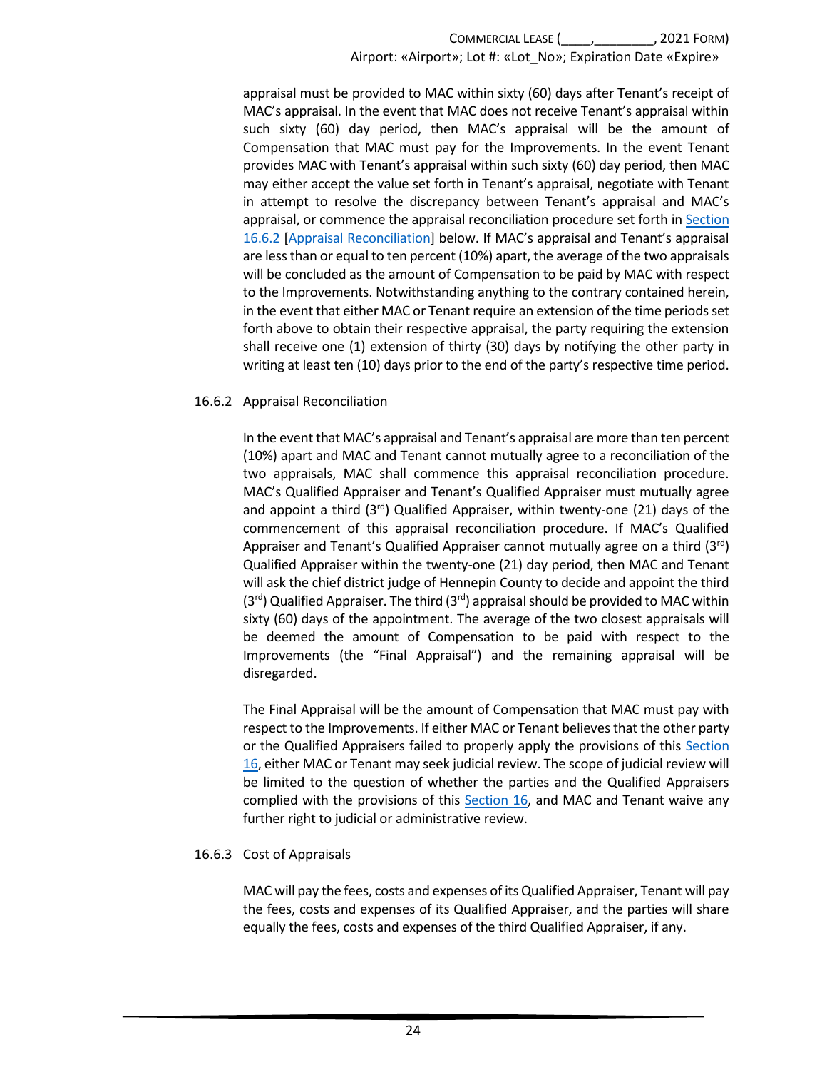appraisal must be provided to MAC within sixty (60) days after Tenant's receipt of MAC's appraisal. In the event that MAC does not receive Tenant's appraisal within such sixty (60) day period, then MAC's appraisal will be the amount of Compensation that MAC must pay for the Improvements. In the event Tenant provides MAC with Tenant's appraisal within such sixty (60) day period, then MAC may either accept the value set forth in Tenant's appraisal, negotiate with Tenant in attempt to resolve the discrepancy between Tenant's appraisal and MAC's appraisal, or commence the appraisal reconciliation procedure set forth in Section 16.6.2 [Appraisal Reconciliation] below. If MAC's appraisal and Tenant's appraisal are less than or equal to ten percent (10%) apart, the average of the two appraisals will be concluded as the amount of Compensation to be paid by MAC with respect to the Improvements. Notwithstanding anything to the contrary contained herein, in the event that either MAC or Tenant require an extension of the time periods set forth above to obtain their respective appraisal, the party requiring the extension shall receive one (1) extension of thirty (30) days by notifying the other party in writing at least ten (10) days prior to the end of the party's respective time period.

16.6.2 Appraisal Reconciliation

In the event that MAC's appraisal and Tenant's appraisal are more than ten percent (10%) apart and MAC and Tenant cannot mutually agree to a reconciliation of the two appraisals, MAC shall commence this appraisal reconciliation procedure. MAC's Qualified Appraiser and Tenant's Qualified Appraiser must mutually agree and appoint a third (3rd) Qualified Appraiser, within twenty-one (21) days of the commencement of this appraisal reconciliation procedure. If MAC's Qualified Appraiser and Tenant's Qualified Appraiser cannot mutually agree on a third (3rd) Qualified Appraiser within the twenty-one (21) day period, then MAC and Tenant will ask the chief district judge of Hennepin County to decide and appoint the third (3rd) Qualified Appraiser. The third (3rd) appraisal should be provided to MAC within sixty (60) days of the appointment. The average of the two closest appraisals will be deemed the amount of Compensation to be paid with respect to the Improvements (the "Final Appraisal") and the remaining appraisal will be disregarded.

The Final Appraisal will be the amount of Compensation that MAC must pay with respect to the Improvements. If either MAC or Tenant believes that the other party or the Qualified Appraisers failed to properly apply the provisions of this Section 16, either MAC or Tenant may seek judicial review. The scope of judicial review will be limited to the question of whether the parties and the Qualified Appraisers complied with the provisions of this Section 16, and MAC and Tenant waive any further right to judicial or administrative review.

16.6.3 Cost of Appraisals

MAC will pay the fees, costs and expenses of its Qualified Appraiser, Tenant will pay the fees, costs and expenses of its Qualified Appraiser, and the parties will share equally the fees, costs and expenses of the third Qualified Appraiser, if any.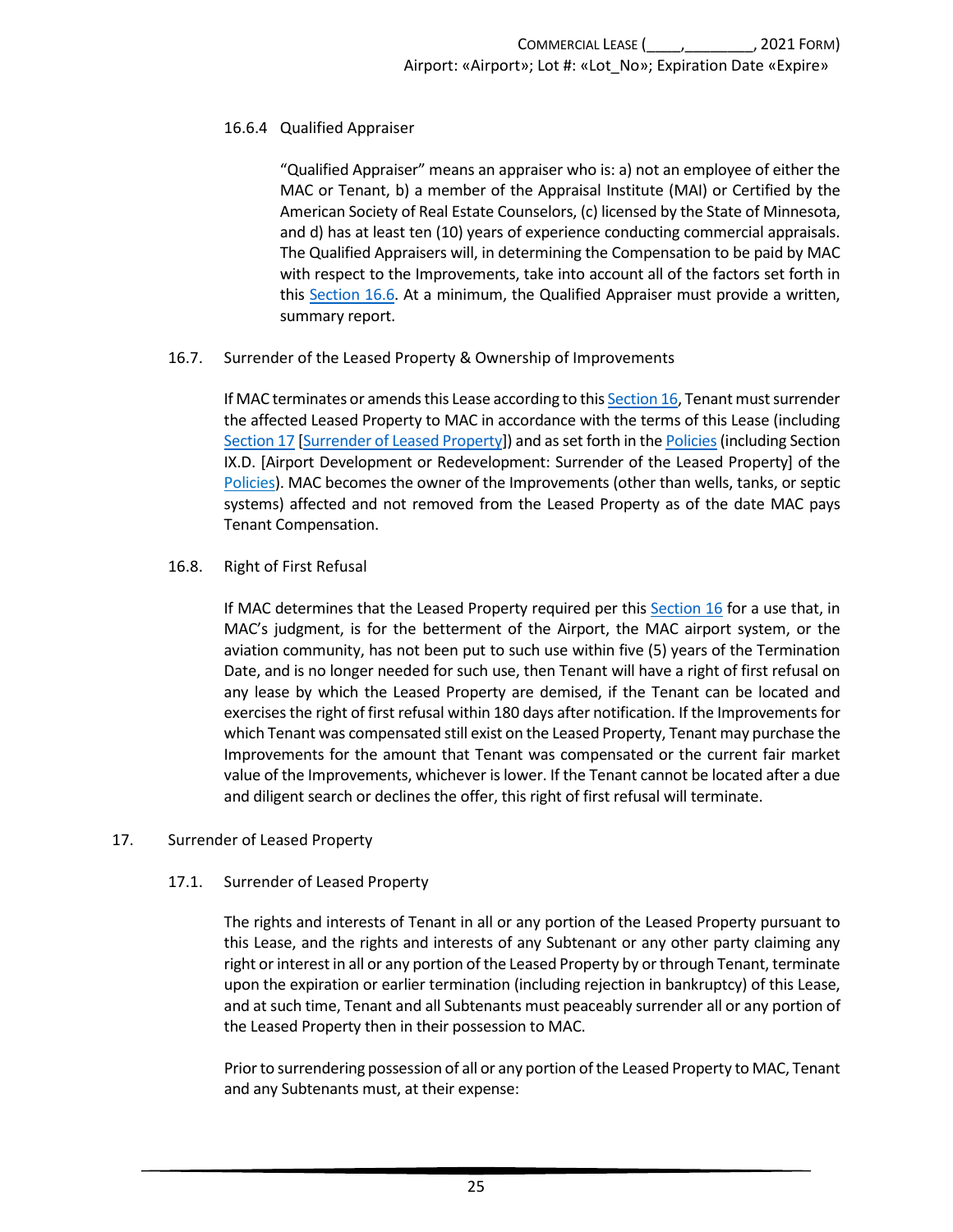#### 16.6.4 Qualified Appraiser

"Qualified Appraiser" means an appraiser who is: a) not an employee of either the MAC or Tenant, b) a member of the Appraisal Institute (MAI) or Certified by the American Society of Real Estate Counselors, (c) licensed by the State of Minnesota, and d) has at least ten (10) years of experience conducting commercial appraisals. The Qualified Appraisers will, in determining the Compensation to be paid by MAC with respect to the Improvements, take into account all of the factors set forth in this Section 16.6. At a minimum, the Qualified Appraiser must provide a written, summary report.

### 16.7. Surrender of the Leased Property & Ownership of Improvements

If MAC terminates or amends this Lease according to this Section 16, Tenant must surrender the affected Leased Property to MAC in accordance with the terms of this Lease (including Section 17 [Surrender of Leased Property]) and as set forth in the Policies (including Section IX.D. [Airport Development or Redevelopment: Surrender of the Leased Property] of the Policies). MAC becomes the owner of the Improvements (other than wells, tanks, or septic systems) affected and not removed from the Leased Property as of the date MAC pays Tenant Compensation.

### 16.8. Right of First Refusal

If MAC determines that the Leased Property required per this Section 16 for a use that, in MAC's judgment, is for the betterment of the Airport, the MAC airport system, or the aviation community, has not been put to such use within five (5) years of the Termination Date, and is no longer needed for such use, then Tenant will have a right of first refusal on any lease by which the Leased Property are demised, if the Tenant can be located and exercises the right of first refusal within 180 days after notification. If the Improvements for which Tenant was compensated still exist on the Leased Property, Tenant may purchase the Improvements for the amount that Tenant was compensated or the current fair market value of the Improvements, whichever is lower. If the Tenant cannot be located after a due and diligent search or declines the offer, this right of first refusal will terminate.

## 17. Surrender of Leased Property

### 17.1. Surrender of Leased Property

The rights and interests of Tenant in all or any portion of the Leased Property pursuant to this Lease, and the rights and interests of any Subtenant or any other party claiming any right or interest in all or any portion of the Leased Property by or through Tenant, terminate upon the expiration or earlier termination (including rejection in bankruptcy) of this Lease, and at such time, Tenant and all Subtenants must peaceably surrender all or any portion of the Leased Property then in their possession to MAC.

Prior to surrendering possession of all or any portion of the Leased Property to MAC, Tenant and any Subtenants must, at their expense: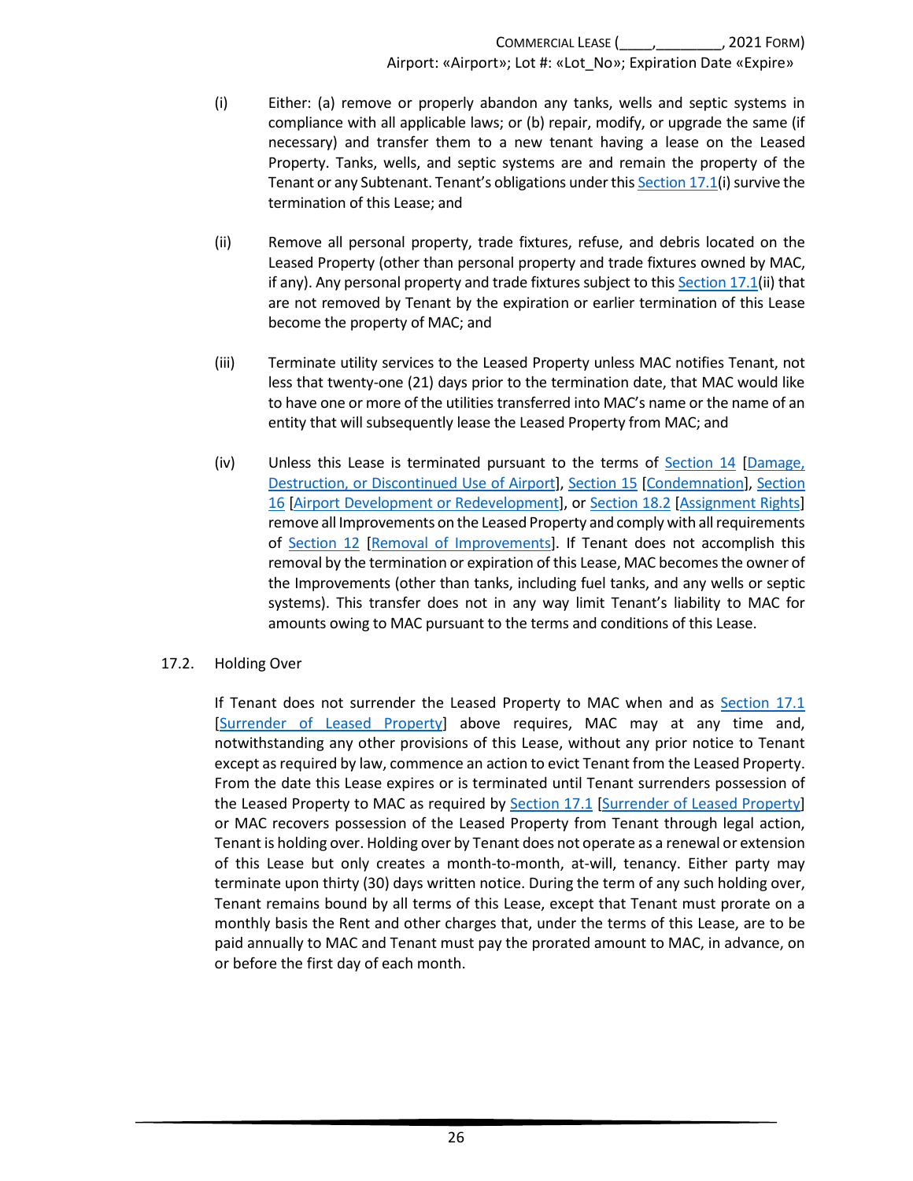(i) Either: (a) remove or properly abandon any tanks, wells and septic systems in compliance with all applicable laws; or (b) repair, modify, or upgrade the same (if necessary) and transfer them to a new tenant having a lease on the Leased Property. Tanks, wells, and septic systems are and remain the property of the Tenant or any Subtenant. Tenant's obligations under this Section 17.1(i) survive the termination of this Lease; and

(ii) Remove all personal property, trade fixtures, refuse, and debris located on the Leased Property (other than personal property and trade fixtures owned by MAC, if any). Any personal property and trade fixtures subject to this Section 17.1(ii) that are not removed by Tenant by the expiration or earlier termination of this Lease become the property of MAC; and

(iii) Terminate utility services to the Leased Property unless MAC notifies Tenant, not less that twenty-one (21) days prior to the termination date, that MAC would like to have one or more of the utilities transferred into MAC's name or the name of an entity that will subsequently lease the Leased Property from MAC; and

(iv) Unless this Lease is terminated pursuant to the terms of Section 14 [Damage, Destruction, or Discontinued Use of Airport], Section 15 [Condemnation], Section 16 [Airport Development or Redevelopment], or Section 18.2 [Assignment Rights] remove all Improvements on the Leased Property and comply with all requirements of Section 12 [Removal of Improvements]. If Tenant does not accomplish this removal by the termination or expiration of this Lease, MAC becomes the owner of the Improvements (other than tanks, including fuel tanks, and any wells or septic systems). This transfer does not in any way limit Tenant's liability to MAC for amounts owing to MAC pursuant to the terms and conditions of this Lease.

17.2. Holding Over

If Tenant does not surrender the Leased Property to MAC when and as Section 17.1 [Surrender of Leased Property] above requires, MAC may at any time and, notwithstanding any other provisions of this Lease, without any prior notice to Tenant except as required by law, commence an action to evict Tenant from the Leased Property. From the date this Lease expires or is terminated until Tenant surrenders possession of the Leased Property to MAC as required by Section 17.1 [Surrender of Leased Property] or MAC recovers possession of the Leased Property from Tenant through legal action, Tenant is holding over. Holding over by Tenant does not operate as a renewal or extension of this Lease but only creates a month-to-month, at-will, tenancy. Either party may terminate upon thirty (30) days written notice. During the term of any such holding over, Tenant remains bound by all terms of this Lease, except that Tenant must prorate on a monthly basis the Rent and other charges that, under the terms of this Lease, are to be paid annually to MAC and Tenant must pay the prorated amount to MAC, in advance, on or before the first day of each month.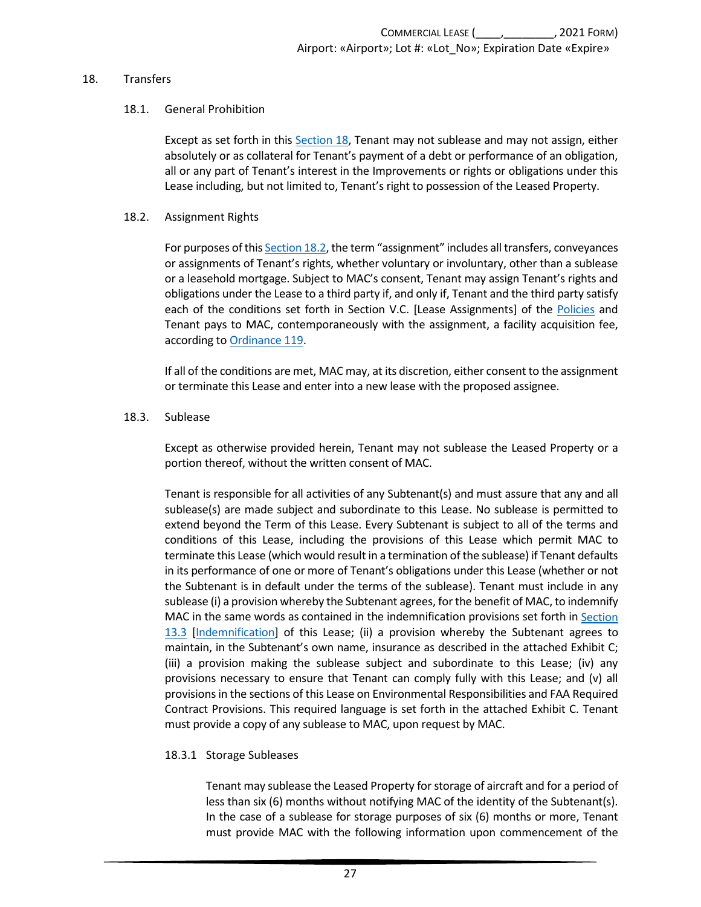## 18. Transfers

### 18.1. General Prohibition

Except as set forth in this Section 18, Tenant may not sublease and may not assign, either absolutely or as collateral for Tenant's payment of a debt or performance of an obligation, all or any part of Tenant's interest in the Improvements or rights or obligations under this Lease including, but not limited to, Tenant's right to possession of the Leased Property.

### 18.2. Assignment Rights

For purposes of this Section 18.2, the term "assignment" includes all transfers, conveyances or assignments of Tenant's rights, whether voluntary or involuntary, other than a sublease or a leasehold mortgage. Subject to MAC's consent, Tenant may assign Tenant's rights and obligations under the Lease to a third party if, and only if, Tenant and the third party satisfy each of the conditions set forth in Section V.C. [Lease Assignments] of the Policies and Tenant pays to MAC, contemporaneously with the assignment, a facility acquisition fee, according to Ordinance 119.

If all of the conditions are met, MAC may, at its discretion, either consent to the assignment or terminate this Lease and enter into a new lease with the proposed assignee.

### 18.3. Sublease

Except as otherwise provided herein, Tenant may not sublease the Leased Property or a portion thereof, without the written consent of MAC.

Tenant is responsible for all activities of any Subtenant(s) and must assure that any and all sublease(s) are made subject and subordinate to this Lease. No sublease is permitted to extend beyond the Term of this Lease. Every Subtenant is subject to all of the terms and conditions of this Lease, including the provisions of this Lease which permit MAC to terminate this Lease (which would result in a termination of the sublease) if Tenant defaults in its performance of one or more of Tenant's obligations under this Lease (whether or not the Subtenant is in default under the terms of the sublease). Tenant must include in any sublease (i) a provision whereby the Subtenant agrees, for the benefit of MAC, to indemnify MAC in the same words as contained in the indemnification provisions set forth in Section 13.3 [Indemnification] of this Lease; (ii) a provision whereby the Subtenant agrees to maintain, in the Subtenant's own name, insurance as described in the attached Exhibit C; (iii) a provision making the sublease subject and subordinate to this Lease; (iv) any provisions necessary to ensure that Tenant can comply fully with this Lease; and (v) all provisions in the sections of this Lease on Environmental Responsibilities and FAA Required Contract Provisions. This required language is set forth in the attached Exhibit C. Tenant must provide a copy of any sublease to MAC, upon request by MAC.

#### 18.3.1 Storage Subleases

Tenant may sublease the Leased Property for storage of aircraft and for a period of less than six (6) months without notifying MAC of the identity of the Subtenant(s). In the case of a sublease for storage purposes of six (6) months or more, Tenant must provide MAC with the following information upon commencement of the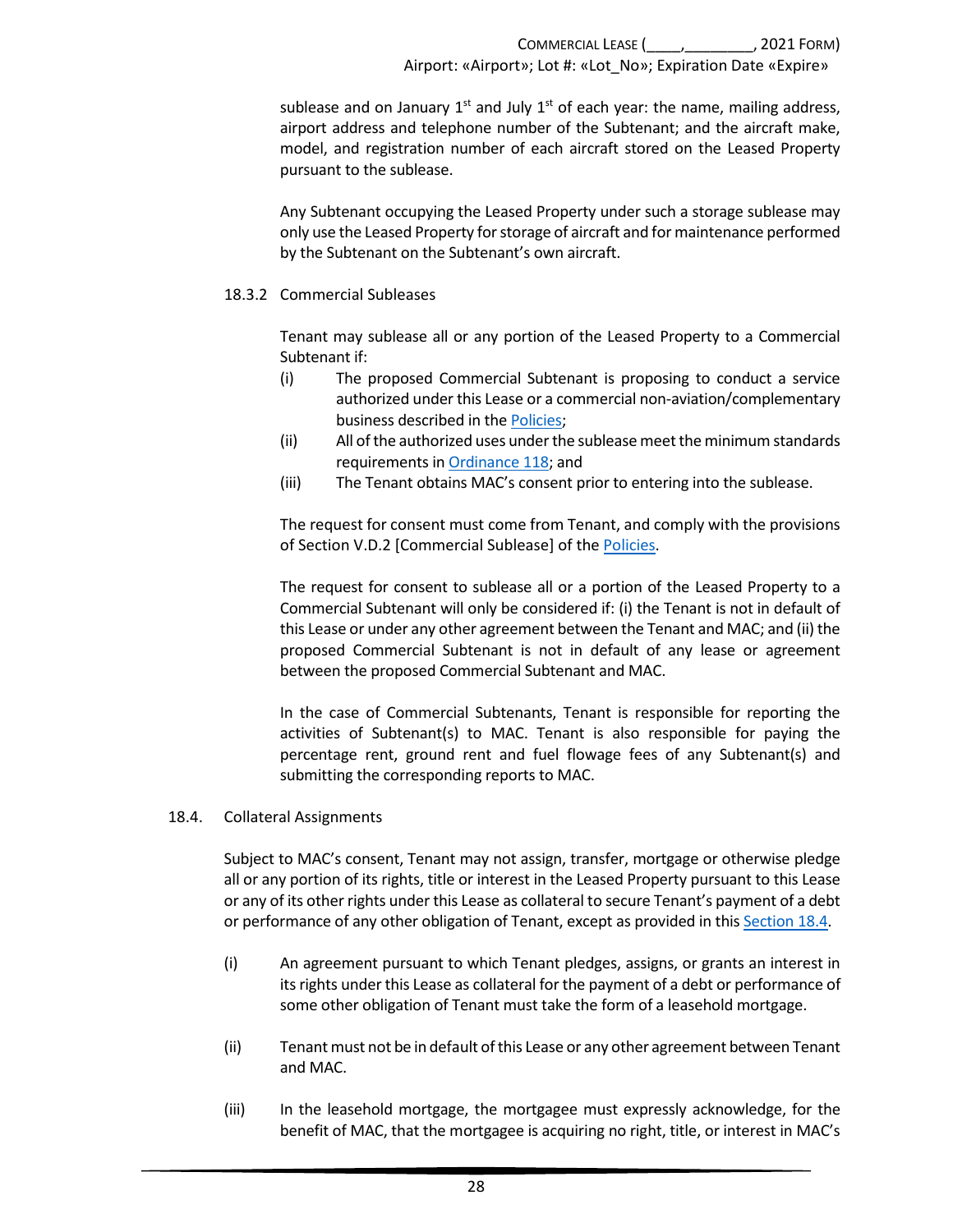sublease and on January 1st and July 1st of each year: the name, mailing address, airport address and telephone number of the Subtenant; and the aircraft make, model, and registration number of each aircraft stored on the Leased Property pursuant to the sublease.

Any Subtenant occupying the Leased Property under such a storage sublease may only use the Leased Property for storage of aircraft and for maintenance performed by the Subtenant on the Subtenant's own aircraft.

#### 18.3.2 Commercial Subleases

Tenant may sublease all or any portion of the Leased Property to a Commercial Subtenant if:

(i) The proposed Commercial Subtenant is proposing to conduct a service authorized under this Lease or a commercial non-aviation/complementary business described in the Policies;

(ii) All of the authorized uses under the sublease meet the minimum standards requirements in Ordinance 118; and

(iii) The Tenant obtains MAC's consent prior to entering into the sublease.

The request for consent must come from Tenant, and comply with the provisions of Section V.D.2 [Commercial Sublease] of the Policies.

The request for consent to sublease all or a portion of the Leased Property to a Commercial Subtenant will only be considered if: (i) the Tenant is not in default of this Lease or under any other agreement between the Tenant and MAC; and (ii) the proposed Commercial Subtenant is not in default of any lease or agreement between the proposed Commercial Subtenant and MAC.

In the case of Commercial Subtenants, Tenant is responsible for reporting the activities of Subtenant(s) to MAC. Tenant is also responsible for paying the percentage rent, ground rent and fuel flowage fees of any Subtenant(s) and submitting the corresponding reports to MAC.

### 18.4. Collateral Assignments

Subject to MAC's consent, Tenant may not assign, transfer, mortgage or otherwise pledge all or any portion of its rights, title or interest in the Leased Property pursuant to this Lease or any of its other rights under this Lease as collateral to secure Tenant's payment of a debt or performance of any other obligation of Tenant, except as provided in this Section 18.4.

(i) An agreement pursuant to which Tenant pledges, assigns, or grants an interest in its rights under this Lease as collateral for the payment of a debt or performance of some other obligation of Tenant must take the form of a leasehold mortgage.

(ii) Tenant must not be in default of this Lease or any other agreement between Tenant and MAC.

(iii) In the leasehold mortgage, the mortgagee must expressly acknowledge, for the benefit of MAC, that the mortgagee is acquiring no right, title, or interest in MAC's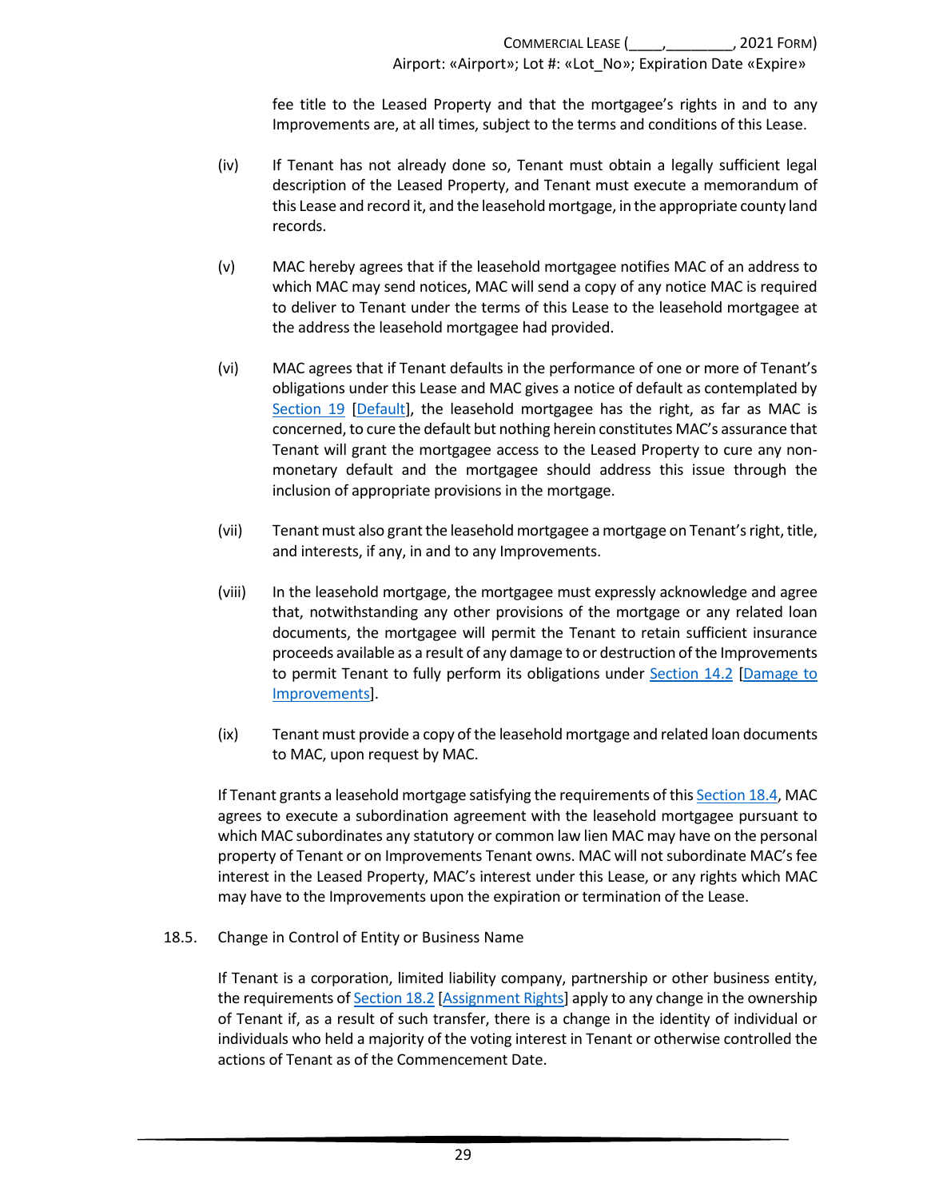fee title to the Leased Property and that the mortgagee's rights in and to any Improvements are, at all times, subject to the terms and conditions of this Lease.

(iv) If Tenant has not already done so, Tenant must obtain a legally sufficient legal description of the Leased Property, and Tenant must execute a memorandum of this Lease and record it, and the leasehold mortgage, in the appropriate county land records.

(v) MAC hereby agrees that if the leasehold mortgagee notifies MAC of an address to which MAC may send notices, MAC will send a copy of any notice MAC is required to deliver to Tenant under the terms of this Lease to the leasehold mortgagee at the address the leasehold mortgagee had provided.

(vi) MAC agrees that if Tenant defaults in the performance of one or more of Tenant's obligations under this Lease and MAC gives a notice of default as contemplated by Section 19 [Default], the leasehold mortgagee has the right, as far as MAC is concerned, to cure the default but nothing herein constitutes MAC's assurance that Tenant will grant the mortgagee access to the Leased Property to cure any non-monetary default and the mortgagee should address this issue through the inclusion of appropriate provisions in the mortgage.

(vii) Tenant must also grant the leasehold mortgagee a mortgage on Tenant's right, title, and interests, if any, in and to any Improvements.

(viii) In the leasehold mortgage, the mortgagee must expressly acknowledge and agree that, notwithstanding any other provisions of the mortgage or any related loan documents, the mortgagee will permit the Tenant to retain sufficient insurance proceeds available as a result of any damage to or destruction of the Improvements to permit Tenant to fully perform its obligations under Section 14.2 [Damage to Improvements].

(ix) Tenant must provide a copy of the leasehold mortgage and related loan documents to MAC, upon request by MAC.

If Tenant grants a leasehold mortgage satisfying the requirements of this Section 18.4, MAC agrees to execute a subordination agreement with the leasehold mortgagee pursuant to which MAC subordinates any statutory or common law lien MAC may have on the personal property of Tenant or on Improvements Tenant owns. MAC will not subordinate MAC's fee interest in the Leased Property, MAC's interest under this Lease, or any rights which MAC may have to the Improvements upon the expiration or termination of the Lease.

18.5. Change in Control of Entity or Business Name

If Tenant is a corporation, limited liability company, partnership or other business entity, the requirements of Section 18.2 [Assignment Rights] apply to any change in the ownership of Tenant if, as a result of such transfer, there is a change in the identity of individual or individuals who held a majority of the voting interest in Tenant or otherwise controlled the actions of Tenant as of the Commencement Date.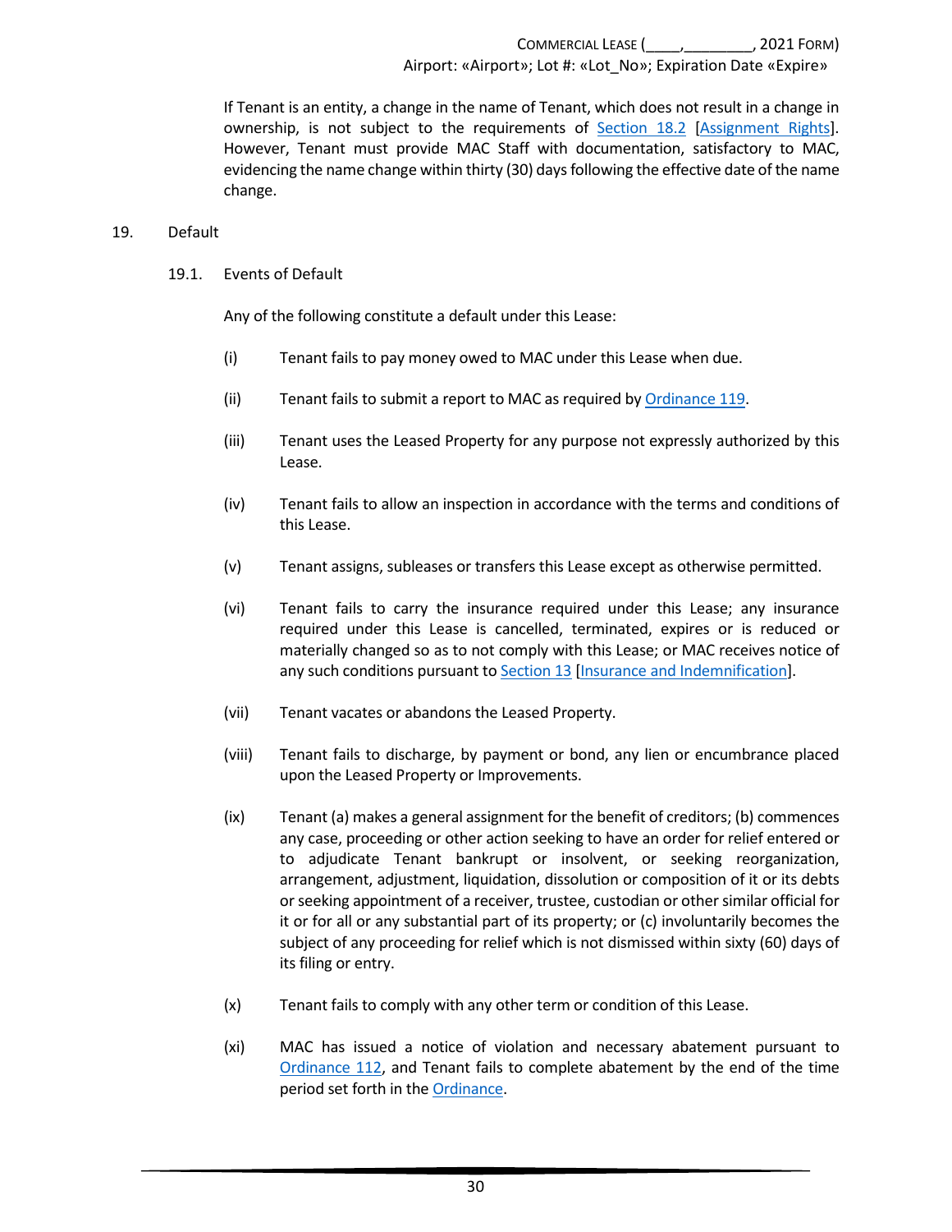If Tenant is an entity, a change in the name of Tenant, which does not result in a change in ownership, is not subject to the requirements of Section 18.2 [Assignment Rights]. However, Tenant must provide MAC Staff with documentation, satisfactory to MAC, evidencing the name change within thirty (30) days following the effective date of the name change.

## 19. Default

### 19.1. Events of Default

Any of the following constitute a default under this Lease:

(i) Tenant fails to pay money owed to MAC under this Lease when due.

(ii) Tenant fails to submit a report to MAC as required by Ordinance 119.

(iii) Tenant uses the Leased Property for any purpose not expressly authorized by this Lease.

(iv) Tenant fails to allow an inspection in accordance with the terms and conditions of this Lease.

(v) Tenant assigns, subleases or transfers this Lease except as otherwise permitted.

(vi) Tenant fails to carry the insurance required under this Lease; any insurance required under this Lease is cancelled, terminated, expires or is reduced or materially changed so as to not comply with this Lease; or MAC receives notice of any such conditions pursuant to Section 13 [Insurance and Indemnification].

(vii) Tenant vacates or abandons the Leased Property.

(viii) Tenant fails to discharge, by payment or bond, any lien or encumbrance placed upon the Leased Property or Improvements.

(ix) Tenant (a) makes a general assignment for the benefit of creditors; (b) commences any case, proceeding or other action seeking to have an order for relief entered or to adjudicate Tenant bankrupt or insolvent, or seeking reorganization, arrangement, adjustment, liquidation, dissolution or composition of it or its debts or seeking appointment of a receiver, trustee, custodian or other similar official for it or for all or any substantial part of its property; or (c) involuntarily becomes the subject of any proceeding for relief which is not dismissed within sixty (60) days of its filing or entry.

(x) Tenant fails to comply with any other term or condition of this Lease.

(xi) MAC has issued a notice of violation and necessary abatement pursuant to Ordinance 112, and Tenant fails to complete abatement by the end of the time period set forth in the Ordinance.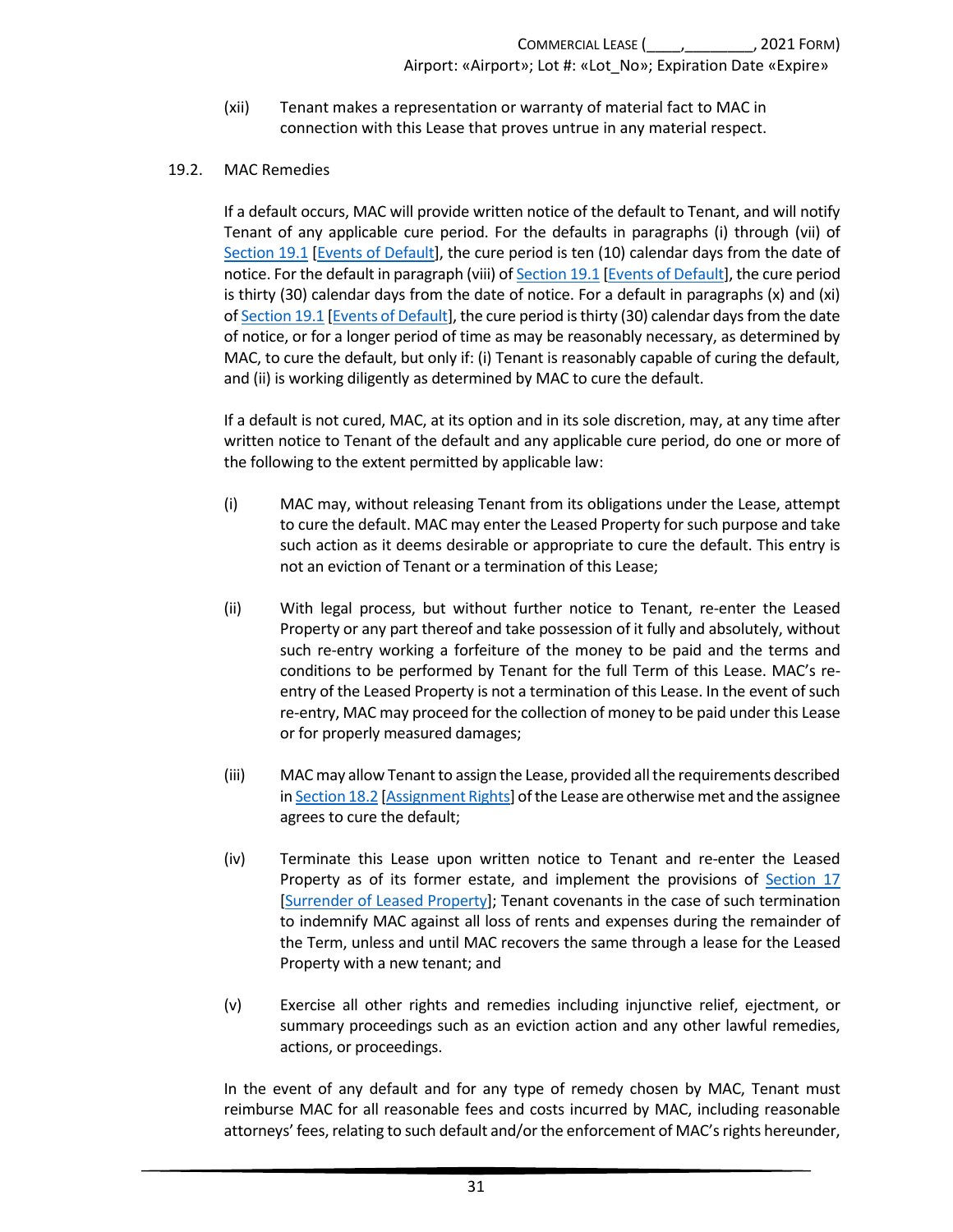(xii) Tenant makes a representation or warranty of material fact to MAC in connection with this Lease that proves untrue in any material respect.

### 19.2. MAC Remedies

If a default occurs, MAC will provide written notice of the default to Tenant, and will notify Tenant of any applicable cure period. For the defaults in paragraphs (i) through (vii) of Section 19.1 [Events of Default], the cure period is ten (10) calendar days from the date of notice. For the default in paragraph (viii) of Section 19.1 [Events of Default], the cure period is thirty (30) calendar days from the date of notice. For a default in paragraphs (x) and (xi) of Section 19.1 [Events of Default], the cure period is thirty (30) calendar days from the date of notice, or for a longer period of time as may be reasonably necessary, as determined by MAC, to cure the default, but only if: (i) Tenant is reasonably capable of curing the default, and (ii) is working diligently as determined by MAC to cure the default.

If a default is not cured, MAC, at its option and in its sole discretion, may, at any time after written notice to Tenant of the default and any applicable cure period, do one or more of the following to the extent permitted by applicable law:

(i) MAC may, without releasing Tenant from its obligations under the Lease, attempt to cure the default. MAC may enter the Leased Property for such purpose and take such action as it deems desirable or appropriate to cure the default. This entry is not an eviction of Tenant or a termination of this Lease;

(ii) With legal process, but without further notice to Tenant, re-enter the Leased Property or any part thereof and take possession of it fully and absolutely, without such re-entry working a forfeiture of the money to be paid and the terms and conditions to be performed by Tenant for the full Term of this Lease. MAC's re-entry of the Leased Property is not a termination of this Lease. In the event of such re-entry, MAC may proceed for the collection of money to be paid under this Lease or for properly measured damages;

(iii) MAC may allow Tenant to assign the Lease, provided all the requirements described in Section 18.2 [Assignment Rights] of the Lease are otherwise met and the assignee agrees to cure the default;

(iv) Terminate this Lease upon written notice to Tenant and re-enter the Leased Property as of its former estate, and implement the provisions of Section 17 [Surrender of Leased Property]; Tenant covenants in the case of such termination to indemnify MAC against all loss of rents and expenses during the remainder of the Term, unless and until MAC recovers the same through a lease for the Leased Property with a new tenant; and

(v) Exercise all other rights and remedies including injunctive relief, ejectment, or summary proceedings such as an eviction action and any other lawful remedies, actions, or proceedings.

In the event of any default and for any type of remedy chosen by MAC, Tenant must reimburse MAC for all reasonable fees and costs incurred by MAC, including reasonable attorneys' fees, relating to such default and/or the enforcement of MAC's rights hereunder,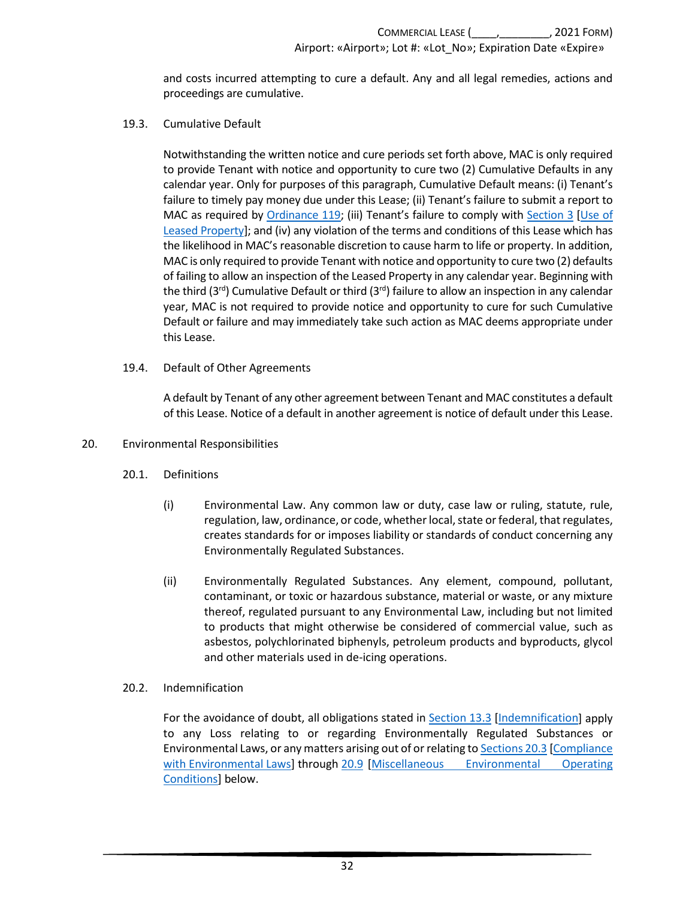and costs incurred attempting to cure a default. Any and all legal remedies, actions and proceedings are cumulative.

### 19.3. Cumulative Default

Notwithstanding the written notice and cure periods set forth above, MAC is only required to provide Tenant with notice and opportunity to cure two (2) Cumulative Defaults in any calendar year. Only for purposes of this paragraph, Cumulative Default means: (i) Tenant's failure to timely pay money due under this Lease; (ii) Tenant's failure to submit a report to MAC as required by Ordinance 119; (iii) Tenant's failure to comply with Section 3 [Use of Leased Property]; and (iv) any violation of the terms and conditions of this Lease which has the likelihood in MAC's reasonable discretion to cause harm to life or property. In addition, MAC is only required to provide Tenant with notice and opportunity to cure two (2) defaults of failing to allow an inspection of the Leased Property in any calendar year. Beginning with the third (3rd) Cumulative Default or third (3rd) failure to allow an inspection in any calendar year, MAC is not required to provide notice and opportunity to cure for such Cumulative Default or failure and may immediately take such action as MAC deems appropriate under this Lease.

### 19.4. Default of Other Agreements

A default by Tenant of any other agreement between Tenant and MAC constitutes a default of this Lease. Notice of a default in another agreement is notice of default under this Lease.

## 20. Environmental Responsibilities

### 20.1. Definitions

(i) Environmental Law. Any common law or duty, case law or ruling, statute, rule, regulation, law, ordinance, or code, whether local, state or federal, that regulates, creates standards for or imposes liability or standards of conduct concerning any Environmentally Regulated Substances.

(ii) Environmentally Regulated Substances. Any element, compound, pollutant, contaminant, or toxic or hazardous substance, material or waste, or any mixture thereof, regulated pursuant to any Environmental Law, including but not limited to products that might otherwise be considered of commercial value, such as asbestos, polychlorinated biphenyls, petroleum products and byproducts, glycol and other materials used in de-icing operations.

### 20.2. Indemnification

For the avoidance of doubt, all obligations stated in Section 13.3 [Indemnification] apply to any Loss relating to or regarding Environmentally Regulated Substances or Environmental Laws, or any matters arising out of or relating to Sections 20.3 [Compliance with Environmental Laws] through 20.9 [Miscellaneous Environmental Operating Conditions] below.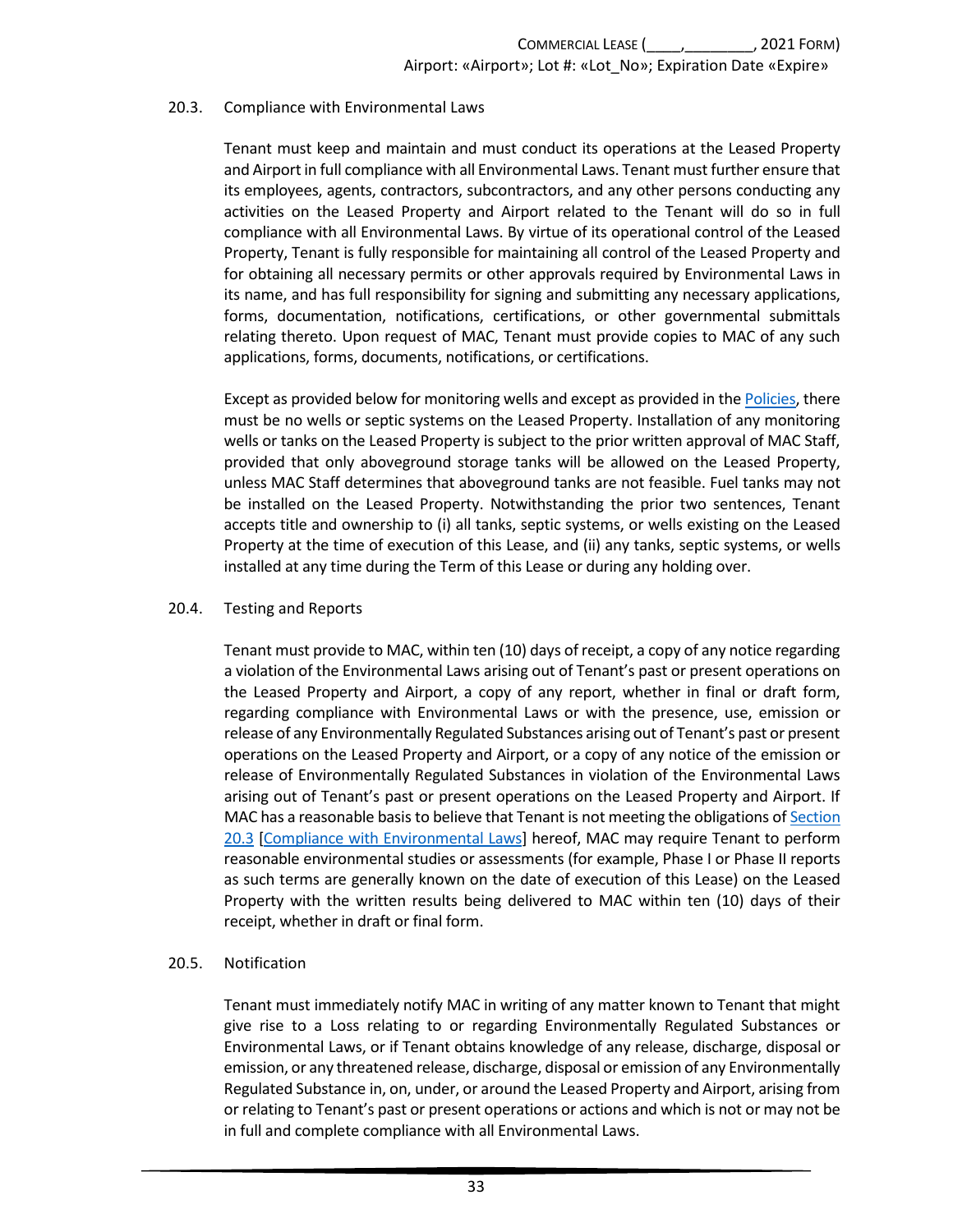### 20.3. Compliance with Environmental Laws

Tenant must keep and maintain and must conduct its operations at the Leased Property and Airport in full compliance with all Environmental Laws. Tenant must further ensure that its employees, agents, contractors, subcontractors, and any other persons conducting any activities on the Leased Property and Airport related to the Tenant will do so in full compliance with all Environmental Laws. By virtue of its operational control of the Leased Property, Tenant is fully responsible for maintaining all control of the Leased Property and for obtaining all necessary permits or other approvals required by Environmental Laws in its name, and has full responsibility for signing and submitting any necessary applications, forms, documentation, notifications, certifications, or other governmental submittals relating thereto. Upon request of MAC, Tenant must provide copies to MAC of any such applications, forms, documents, notifications, or certifications.

Except as provided below for monitoring wells and except as provided in the Policies, there must be no wells or septic systems on the Leased Property. Installation of any monitoring wells or tanks on the Leased Property is subject to the prior written approval of MAC Staff, provided that only aboveground storage tanks will be allowed on the Leased Property, unless MAC Staff determines that aboveground tanks are not feasible. Fuel tanks may not be installed on the Leased Property. Notwithstanding the prior two sentences, Tenant accepts title and ownership to (i) all tanks, septic systems, or wells existing on the Leased Property at the time of execution of this Lease, and (ii) any tanks, septic systems, or wells installed at any time during the Term of this Lease or during any holding over.

### 20.4. Testing and Reports

Tenant must provide to MAC, within ten (10) days of receipt, a copy of any notice regarding a violation of the Environmental Laws arising out of Tenant's past or present operations on the Leased Property and Airport, a copy of any report, whether in final or draft form, regarding compliance with Environmental Laws or with the presence, use, emission or release of any Environmentally Regulated Substances arising out of Tenant's past or present operations on the Leased Property and Airport, or a copy of any notice of the emission or release of Environmentally Regulated Substances in violation of the Environmental Laws arising out of Tenant's past or present operations on the Leased Property and Airport. If MAC has a reasonable basis to believe that Tenant is not meeting the obligations of Section 20.3 [Compliance with Environmental Laws] hereof, MAC may require Tenant to perform reasonable environmental studies or assessments (for example, Phase I or Phase II reports as such terms are generally known on the date of execution of this Lease) on the Leased Property with the written results being delivered to MAC within ten (10) days of their receipt, whether in draft or final form.

### 20.5. Notification

Tenant must immediately notify MAC in writing of any matter known to Tenant that might give rise to a Loss relating to or regarding Environmentally Regulated Substances or Environmental Laws, or if Tenant obtains knowledge of any release, discharge, disposal or emission, or any threatened release, discharge, disposal or emission of any Environmentally Regulated Substance in, on, under, or around the Leased Property and Airport, arising from or relating to Tenant's past or present operations or actions and which is not or may not be in full and complete compliance with all Environmental Laws.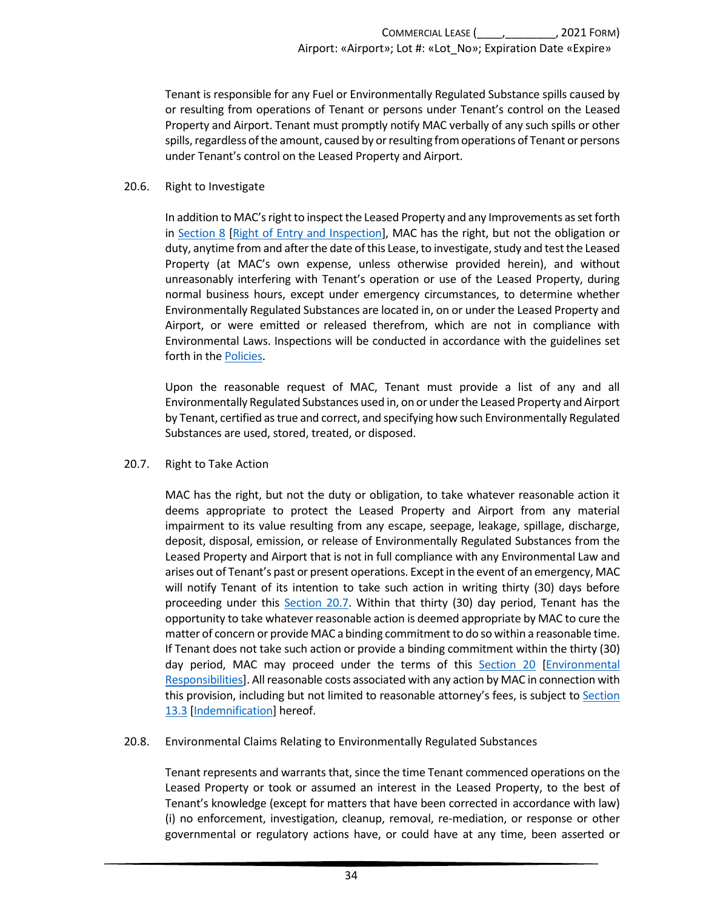Tenant is responsible for any Fuel or Environmentally Regulated Substance spills caused by or resulting from operations of Tenant or persons under Tenant's control on the Leased Property and Airport. Tenant must promptly notify MAC verbally of any such spills or other spills, regardless of the amount, caused by or resulting from operations of Tenant or persons under Tenant's control on the Leased Property and Airport.

20.6. Right to Investigate

In addition to MAC's right to inspect the Leased Property and any Improvements as set forth in Section 8 [Right of Entry and Inspection], MAC has the right, but not the obligation or duty, anytime from and after the date of this Lease, to investigate, study and test the Leased Property (at MAC's own expense, unless otherwise provided herein), and without unreasonably interfering with Tenant's operation or use of the Leased Property, during normal business hours, except under emergency circumstances, to determine whether Environmentally Regulated Substances are located in, on or under the Leased Property and Airport, or were emitted or released therefrom, which are not in compliance with Environmental Laws. Inspections will be conducted in accordance with the guidelines set forth in the Policies.

Upon the reasonable request of MAC, Tenant must provide a list of any and all Environmentally Regulated Substances used in, on or under the Leased Property and Airport by Tenant, certified as true and correct, and specifying how such Environmentally Regulated Substances are used, stored, treated, or disposed.

20.7. Right to Take Action

MAC has the right, but not the duty or obligation, to take whatever reasonable action it deems appropriate to protect the Leased Property and Airport from any material impairment to its value resulting from any escape, seepage, leakage, spillage, discharge, deposit, disposal, emission, or release of Environmentally Regulated Substances from the Leased Property and Airport that is not in full compliance with any Environmental Law and arises out of Tenant's past or present operations. Except in the event of an emergency, MAC will notify Tenant of its intention to take such action in writing thirty (30) days before proceeding under this Section 20.7. Within that thirty (30) day period, Tenant has the opportunity to take whatever reasonable action is deemed appropriate by MAC to cure the matter of concern or provide MAC a binding commitment to do so within a reasonable time. If Tenant does not take such action or provide a binding commitment within the thirty (30) day period, MAC may proceed under the terms of this Section 20 [Environmental Responsibilities]. All reasonable costs associated with any action by MAC in connection with this provision, including but not limited to reasonable attorney's fees, is subject to Section 13.3 [Indemnification] hereof.

20.8. Environmental Claims Relating to Environmentally Regulated Substances

Tenant represents and warrants that, since the time Tenant commenced operations on the Leased Property or took or assumed an interest in the Leased Property, to the best of Tenant's knowledge (except for matters that have been corrected in accordance with law) (i) no enforcement, investigation, cleanup, removal, re-mediation, or response or other governmental or regulatory actions have, or could have at any time, been asserted or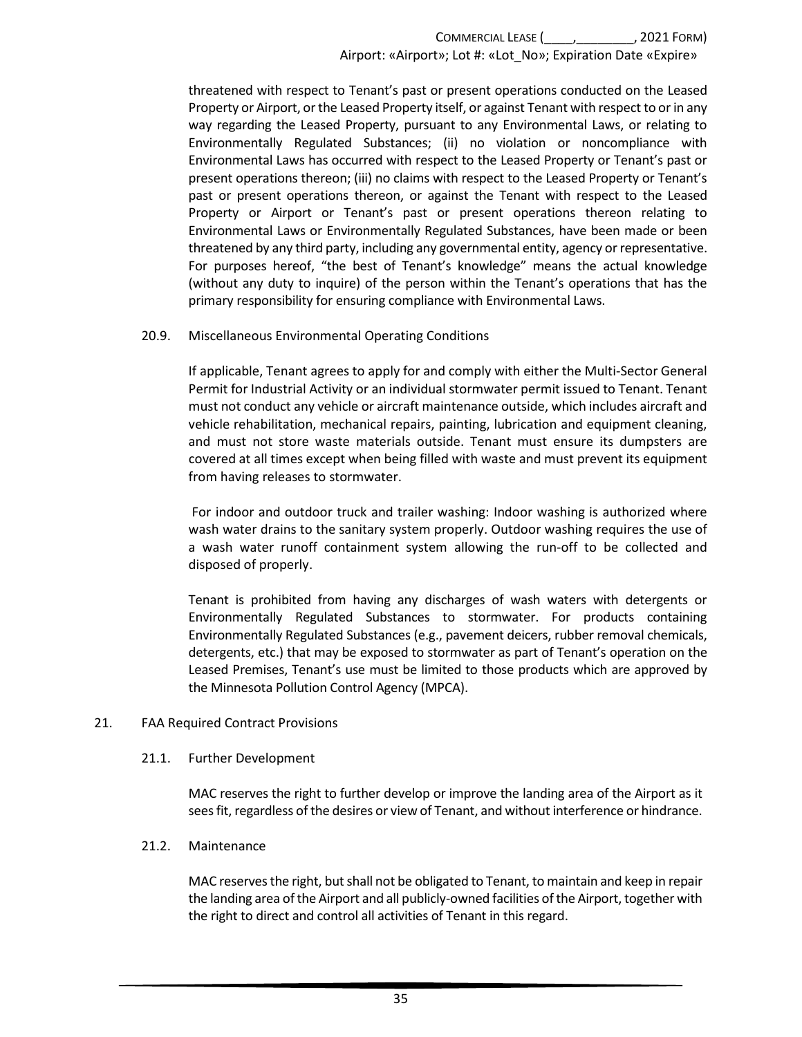threatened with respect to Tenant's past or present operations conducted on the Leased Property or Airport, or the Leased Property itself, or against Tenant with respect to or in any way regarding the Leased Property, pursuant to any Environmental Laws, or relating to Environmentally Regulated Substances; (ii) no violation or noncompliance with Environmental Laws has occurred with respect to the Leased Property or Tenant's past or present operations thereon; (iii) no claims with respect to the Leased Property or Tenant's past or present operations thereon, or against the Tenant with respect to the Leased Property or Airport or Tenant's past or present operations thereon relating to Environmental Laws or Environmentally Regulated Substances, have been made or been threatened by any third party, including any governmental entity, agency or representative. For purposes hereof, "the best of Tenant's knowledge" means the actual knowledge (without any duty to inquire) of the person within the Tenant's operations that has the primary responsibility for ensuring compliance with Environmental Laws.

20.9. Miscellaneous Environmental Operating Conditions

If applicable, Tenant agrees to apply for and comply with either the Multi-Sector General Permit for Industrial Activity or an individual stormwater permit issued to Tenant. Tenant must not conduct any vehicle or aircraft maintenance outside, which includes aircraft and vehicle rehabilitation, mechanical repairs, painting, lubrication and equipment cleaning, and must not store waste materials outside. Tenant must ensure its dumpsters are covered at all times except when being filled with waste and must prevent its equipment from having releases to stormwater.

For indoor and outdoor truck and trailer washing: Indoor washing is authorized where wash water drains to the sanitary system properly. Outdoor washing requires the use of a wash water runoff containment system allowing the run-off to be collected and disposed of properly.

Tenant is prohibited from having any discharges of wash waters with detergents or Environmentally Regulated Substances to stormwater. For products containing Environmentally Regulated Substances (e.g., pavement deicers, rubber removal chemicals, detergents, etc.) that may be exposed to stormwater as part of Tenant's operation on the Leased Premises, Tenant's use must be limited to those products which are approved by the Minnesota Pollution Control Agency (MPCA).

21. FAA Required Contract Provisions

21.1. Further Development

MAC reserves the right to further develop or improve the landing area of the Airport as it sees fit, regardless of the desires or view of Tenant, and without interference or hindrance.

21.2. Maintenance

MAC reserves the right, but shall not be obligated to Tenant, to maintain and keep in repair the landing area of the Airport and all publicly-owned facilities of the Airport, together with the right to direct and control all activities of Tenant in this regard.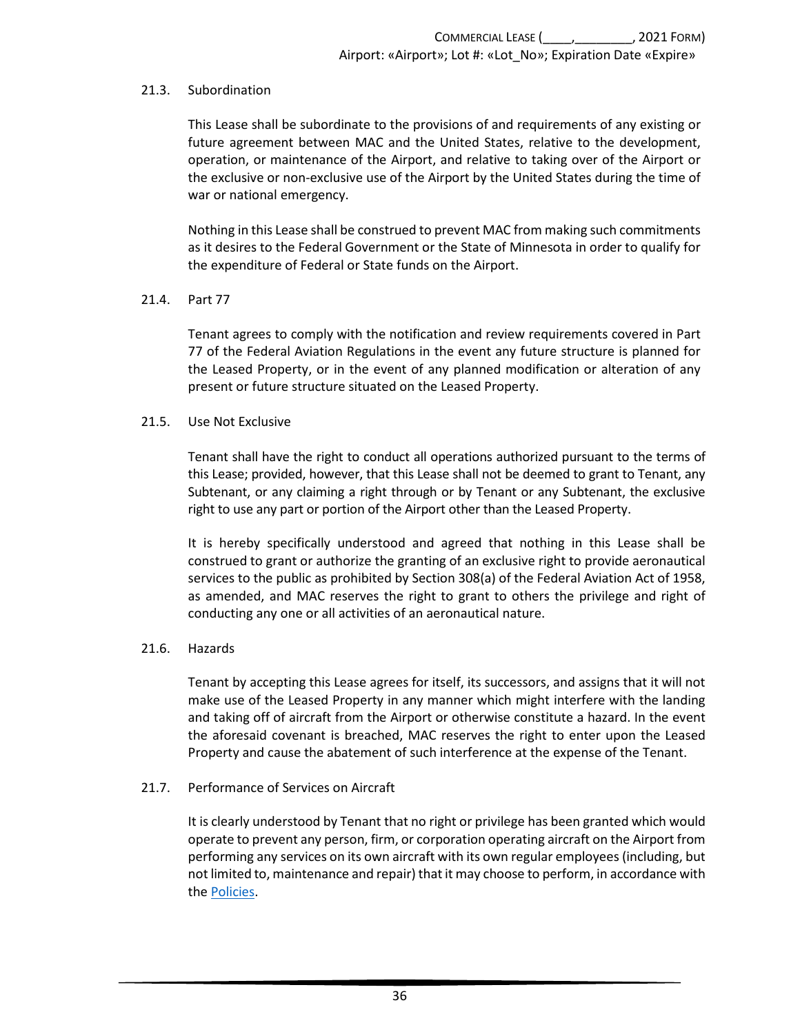### 21.3. Subordination

This Lease shall be subordinate to the provisions of and requirements of any existing or future agreement between MAC and the United States, relative to the development, operation, or maintenance of the Airport, and relative to taking over of the Airport or the exclusive or non-exclusive use of the Airport by the United States during the time of war or national emergency.

Nothing in this Lease shall be construed to prevent MAC from making such commitments as it desires to the Federal Government or the State of Minnesota in order to qualify for the expenditure of Federal or State funds on the Airport.

### 21.4. Part 77

Tenant agrees to comply with the notification and review requirements covered in Part 77 of the Federal Aviation Regulations in the event any future structure is planned for the Leased Property, or in the event of any planned modification or alteration of any present or future structure situated on the Leased Property.

### 21.5. Use Not Exclusive

Tenant shall have the right to conduct all operations authorized pursuant to the terms of this Lease; provided, however, that this Lease shall not be deemed to grant to Tenant, any Subtenant, or any claiming a right through or by Tenant or any Subtenant, the exclusive right to use any part or portion of the Airport other than the Leased Property.

It is hereby specifically understood and agreed that nothing in this Lease shall be construed to grant or authorize the granting of an exclusive right to provide aeronautical services to the public as prohibited by Section 308(a) of the Federal Aviation Act of 1958, as amended, and MAC reserves the right to grant to others the privilege and right of conducting any one or all activities of an aeronautical nature.

### 21.6. Hazards

Tenant by accepting this Lease agrees for itself, its successors, and assigns that it will not make use of the Leased Property in any manner which might interfere with the landing and taking off of aircraft from the Airport or otherwise constitute a hazard. In the event the aforesaid covenant is breached, MAC reserves the right to enter upon the Leased Property and cause the abatement of such interference at the expense of the Tenant.

### 21.7. Performance of Services on Aircraft

It is clearly understood by Tenant that no right or privilege has been granted which would operate to prevent any person, firm, or corporation operating aircraft on the Airport from performing any services on its own aircraft with its own regular employees (including, but not limited to, maintenance and repair) that it may choose to perform, in accordance with the Policies.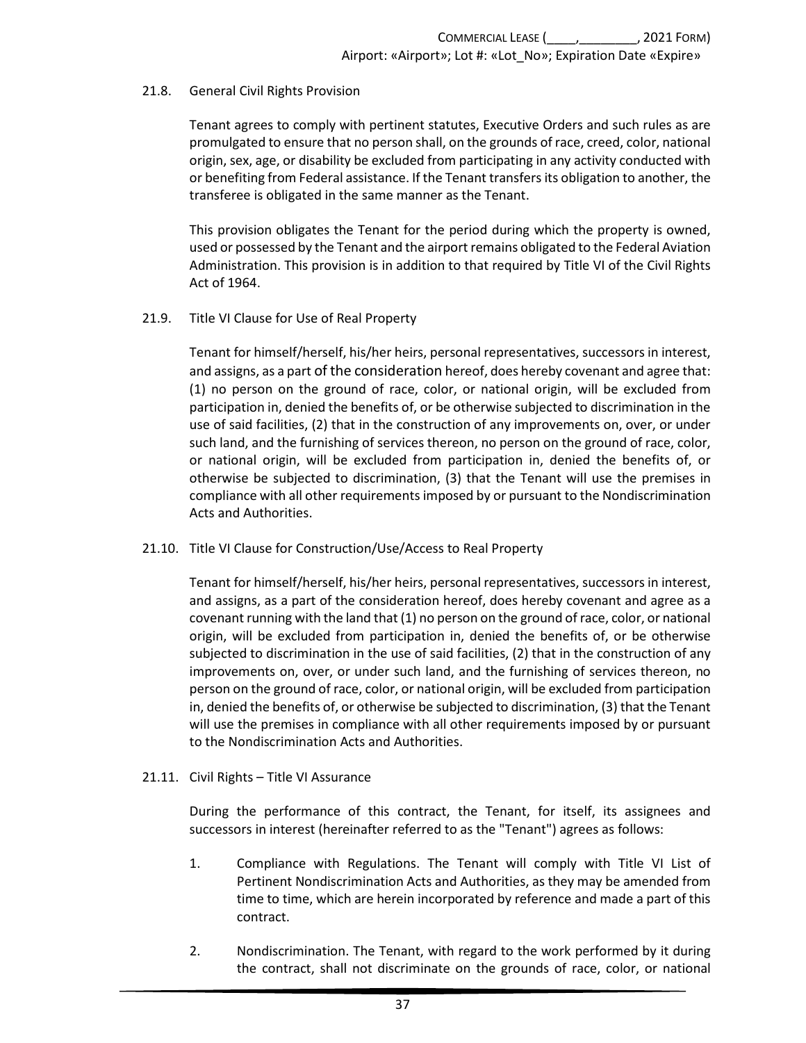21.8. General Civil Rights Provision

Tenant agrees to comply with pertinent statutes, Executive Orders and such rules as are promulgated to ensure that no person shall, on the grounds of race, creed, color, national origin, sex, age, or disability be excluded from participating in any activity conducted with or benefiting from Federal assistance. If the Tenant transfers its obligation to another, the transferee is obligated in the same manner as the Tenant.

This provision obligates the Tenant for the period during which the property is owned, used or possessed by the Tenant and the airport remains obligated to the Federal Aviation Administration. This provision is in addition to that required by Title VI of the Civil Rights Act of 1964.

21.9. Title VI Clause for Use of Real Property

Tenant for himself/herself, his/her heirs, personal representatives, successors in interest, and assigns, as a part of the consideration hereof, does hereby covenant and agree that: (1) no person on the ground of race, color, or national origin, will be excluded from participation in, denied the benefits of, or be otherwise subjected to discrimination in the use of said facilities, (2) that in the construction of any improvements on, over, or under such land, and the furnishing of services thereon, no person on the ground of race, color, or national origin, will be excluded from participation in, denied the benefits of, or otherwise be subjected to discrimination, (3) that the Tenant will use the premises in compliance with all other requirements imposed by or pursuant to the Nondiscrimination Acts and Authorities.

21.10. Title VI Clause for Construction/Use/Access to Real Property

Tenant for himself/herself, his/her heirs, personal representatives, successors in interest, and assigns, as a part of the consideration hereof, does hereby covenant and agree as a covenant running with the land that (1) no person on the ground of race, color, or national origin, will be excluded from participation in, denied the benefits of, or be otherwise subjected to discrimination in the use of said facilities, (2) that in the construction of any improvements on, over, or under such land, and the furnishing of services thereon, no person on the ground of race, color, or national origin, will be excluded from participation in, denied the benefits of, or otherwise be subjected to discrimination, (3) that the Tenant will use the premises in compliance with all other requirements imposed by or pursuant to the Nondiscrimination Acts and Authorities.

21.11. Civil Rights – Title VI Assurance

During the performance of this contract, the Tenant, for itself, its assignees and successors in interest (hereinafter referred to as the "Tenant") agrees as follows:

1. Compliance with Regulations. The Tenant will comply with Title VI List of Pertinent Nondiscrimination Acts and Authorities, as they may be amended from time to time, which are herein incorporated by reference and made a part of this contract.

2. Nondiscrimination. The Tenant, with regard to the work performed by it during the contract, shall not discriminate on the grounds of race, color, or national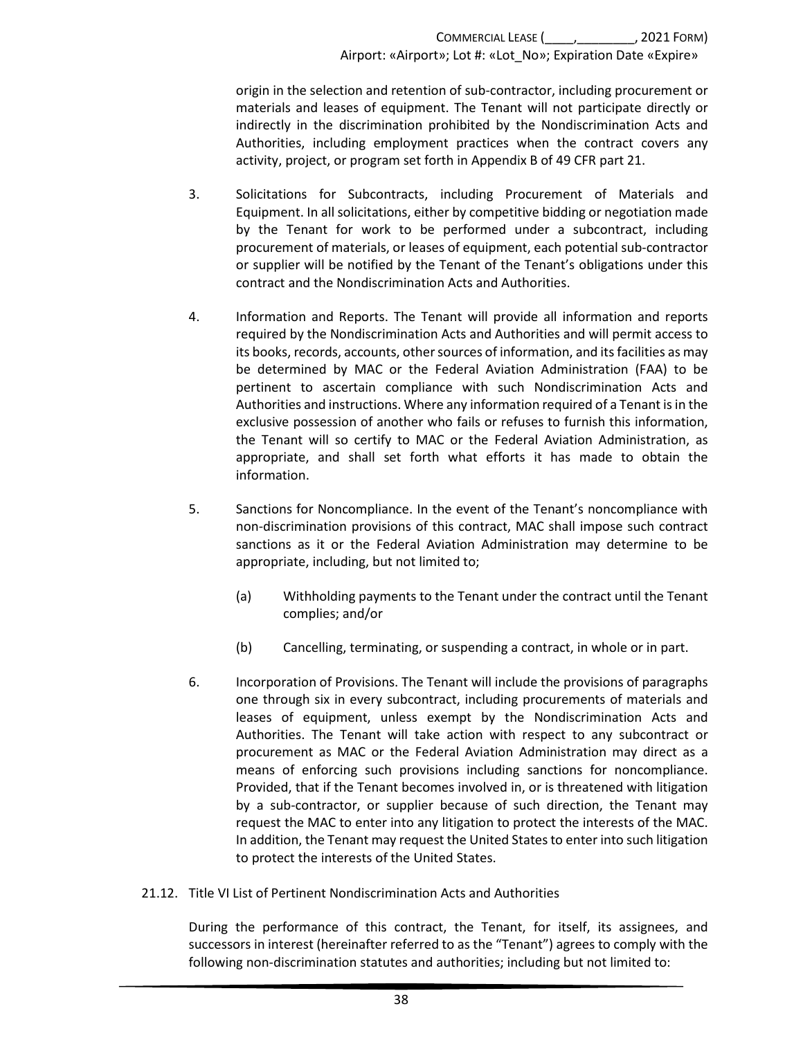origin in the selection and retention of sub-contractor, including procurement or materials and leases of equipment. The Tenant will not participate directly or indirectly in the discrimination prohibited by the Nondiscrimination Acts and Authorities, including employment practices when the contract covers any activity, project, or program set forth in Appendix B of 49 CFR part 21.

3. Solicitations for Subcontracts, including Procurement of Materials and Equipment. In all solicitations, either by competitive bidding or negotiation made by the Tenant for work to be performed under a subcontract, including procurement of materials, or leases of equipment, each potential sub-contractor or supplier will be notified by the Tenant of the Tenant's obligations under this contract and the Nondiscrimination Acts and Authorities.

4. Information and Reports. The Tenant will provide all information and reports required by the Nondiscrimination Acts and Authorities and will permit access to its books, records, accounts, other sources of information, and its facilities as may be determined by MAC or the Federal Aviation Administration (FAA) to be pertinent to ascertain compliance with such Nondiscrimination Acts and Authorities and instructions. Where any information required of a Tenant is in the exclusive possession of another who fails or refuses to furnish this information, the Tenant will so certify to MAC or the Federal Aviation Administration, as appropriate, and shall set forth what efforts it has made to obtain the information.

5. Sanctions for Noncompliance. In the event of the Tenant's noncompliance with non-discrimination provisions of this contract, MAC shall impose such contract sanctions as it or the Federal Aviation Administration may determine to be appropriate, including, but not limited to;

   (a) Withholding payments to the Tenant under the contract until the Tenant complies; and/or

   (b) Cancelling, terminating, or suspending a contract, in whole or in part.

6. Incorporation of Provisions. The Tenant will include the provisions of paragraphs one through six in every subcontract, including procurements of materials and leases of equipment, unless exempt by the Nondiscrimination Acts and Authorities. The Tenant will take action with respect to any subcontract or procurement as MAC or the Federal Aviation Administration may direct as a means of enforcing such provisions including sanctions for noncompliance. Provided, that if the Tenant becomes involved in, or is threatened with litigation by a sub-contractor, or supplier because of such direction, the Tenant may request the MAC to enter into any litigation to protect the interests of the MAC. In addition, the Tenant may request the United States to enter into such litigation to protect the interests of the United States.

21.12. Title VI List of Pertinent Nondiscrimination Acts and Authorities

During the performance of this contract, the Tenant, for itself, its assignees, and successors in interest (hereinafter referred to as the "Tenant") agrees to comply with the following non-discrimination statutes and authorities; including but not limited to: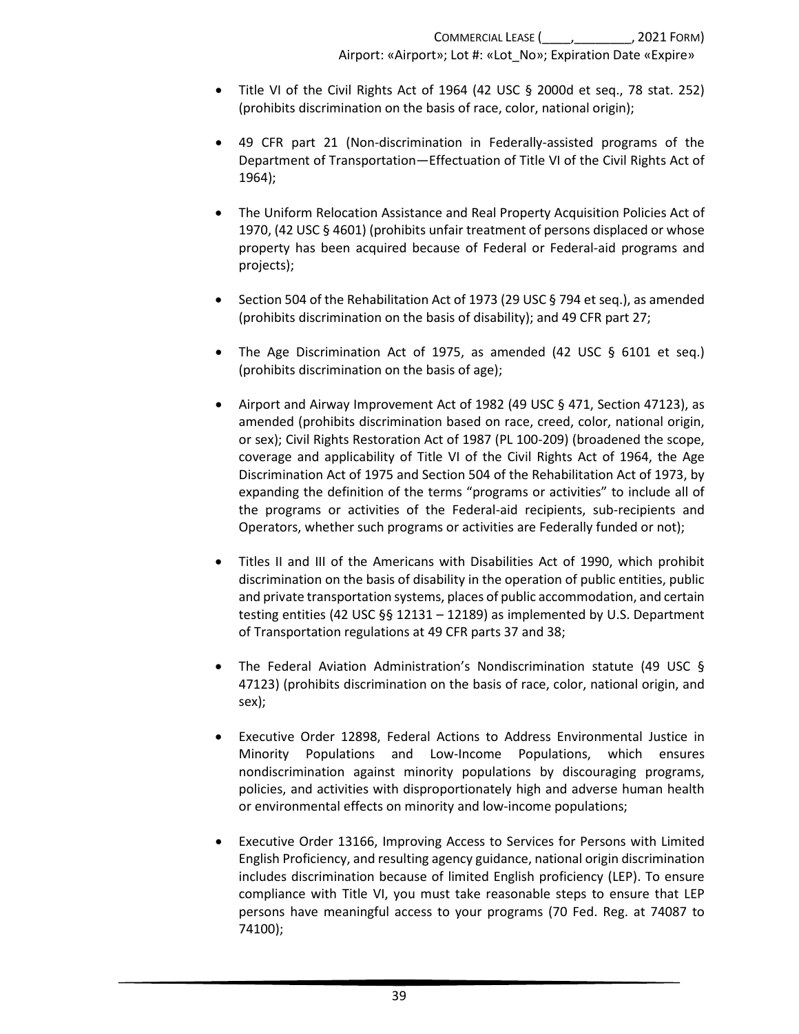- Title VI of the Civil Rights Act of 1964 (42 USC § 2000d et seq., 78 stat. 252) (prohibits discrimination on the basis of race, color, national origin);

- 49 CFR part 21 (Non-discrimination in Federally-assisted programs of the Department of Transportation—Effectuation of Title VI of the Civil Rights Act of 1964);

- The Uniform Relocation Assistance and Real Property Acquisition Policies Act of 1970, (42 USC § 4601) (prohibits unfair treatment of persons displaced or whose property has been acquired because of Federal or Federal-aid programs and projects);

- Section 504 of the Rehabilitation Act of 1973 (29 USC § 794 et seq.), as amended (prohibits discrimination on the basis of disability); and 49 CFR part 27;

- The Age Discrimination Act of 1975, as amended (42 USC § 6101 et seq.) (prohibits discrimination on the basis of age);

- Airport and Airway Improvement Act of 1982 (49 USC § 471, Section 47123), as amended (prohibits discrimination based on race, creed, color, national origin, or sex); Civil Rights Restoration Act of 1987 (PL 100-209) (broadened the scope, coverage and applicability of Title VI of the Civil Rights Act of 1964, the Age Discrimination Act of 1975 and Section 504 of the Rehabilitation Act of 1973, by expanding the definition of the terms "programs or activities" to include all of the programs or activities of the Federal-aid recipients, sub-recipients and Operators, whether such programs or activities are Federally funded or not);

- Titles II and III of the Americans with Disabilities Act of 1990, which prohibit discrimination on the basis of disability in the operation of public entities, public and private transportation systems, places of public accommodation, and certain testing entities (42 USC §§ 12131 – 12189) as implemented by U.S. Department of Transportation regulations at 49 CFR parts 37 and 38;

- The Federal Aviation Administration's Nondiscrimination statute (49 USC § 47123) (prohibits discrimination on the basis of race, color, national origin, and sex);

- Executive Order 12898, Federal Actions to Address Environmental Justice in Minority Populations and Low-Income Populations, which ensures nondiscrimination against minority populations by discouraging programs, policies, and activities with disproportionately high and adverse human health or environmental effects on minority and low-income populations;

- Executive Order 13166, Improving Access to Services for Persons with Limited English Proficiency, and resulting agency guidance, national origin discrimination includes discrimination because of limited English proficiency (LEP). To ensure compliance with Title VI, you must take reasonable steps to ensure that LEP persons have meaningful access to your programs (70 Fed. Reg. at 74087 to 74100);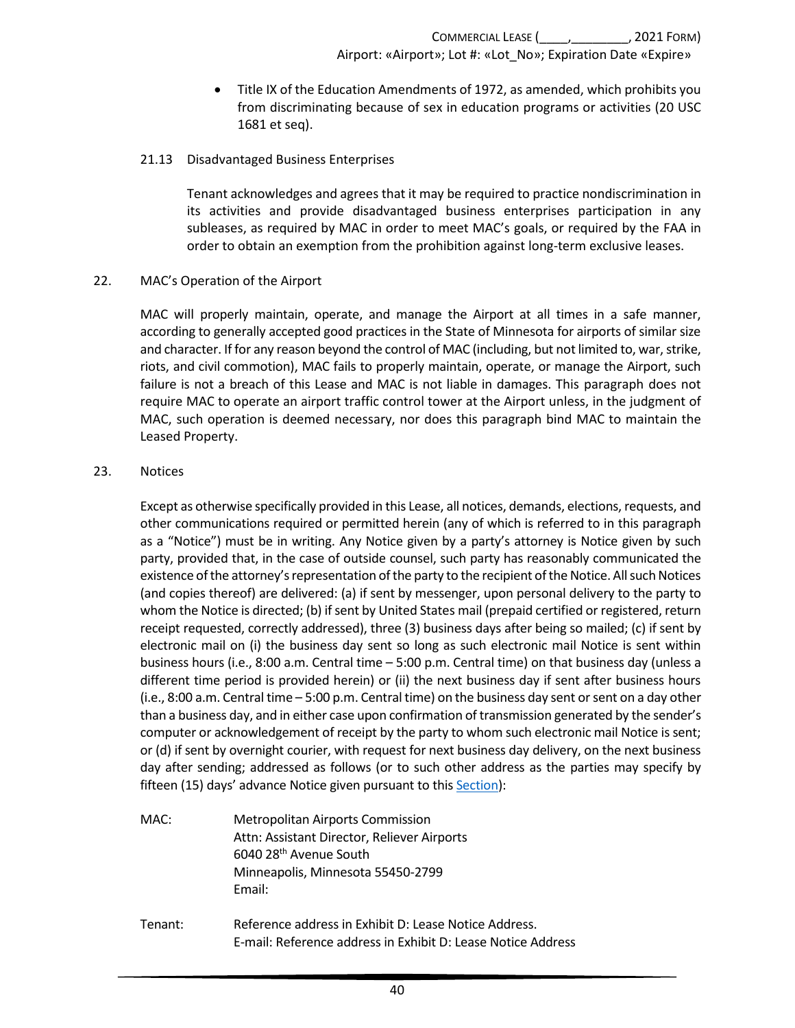- Title IX of the Education Amendments of 1972, as amended, which prohibits you from discriminating because of sex in education programs or activities (20 USC 1681 et seq).

### 21.13 Disadvantaged Business Enterprises

Tenant acknowledges and agrees that it may be required to practice nondiscrimination in its activities and provide disadvantaged business enterprises participation in any subleases, as required by MAC in order to meet MAC's goals, or required by the FAA in order to obtain an exemption from the prohibition against long-term exclusive leases.

## 22. MAC's Operation of the Airport

MAC will properly maintain, operate, and manage the Airport at all times in a safe manner, according to generally accepted good practices in the State of Minnesota for airports of similar size and character. If for any reason beyond the control of MAC (including, but not limited to, war, strike, riots, and civil commotion), MAC fails to properly maintain, operate, or manage the Airport, such failure is not a breach of this Lease and MAC is not liable in damages. This paragraph does not require MAC to operate an airport traffic control tower at the Airport unless, in the judgment of MAC, such operation is deemed necessary, nor does this paragraph bind MAC to maintain the Leased Property.

## 23. Notices

Except as otherwise specifically provided in this Lease, all notices, demands, elections, requests, and other communications required or permitted herein (any of which is referred to in this paragraph as a "Notice") must be in writing. Any Notice given by a party's attorney is Notice given by such party, provided that, in the case of outside counsel, such party has reasonably communicated the existence of the attorney's representation of the party to the recipient of the Notice. All such Notices (and copies thereof) are delivered: (a) if sent by messenger, upon personal delivery to the party to whom the Notice is directed; (b) if sent by United States mail (prepaid certified or registered, return receipt requested, correctly addressed), three (3) business days after being so mailed; (c) if sent by electronic mail on (i) the business day sent so long as such electronic mail Notice is sent within business hours (i.e., 8:00 a.m. Central time – 5:00 p.m. Central time) on that business day (unless a different time period is provided herein) or (ii) the next business day if sent after business hours (i.e., 8:00 a.m. Central time – 5:00 p.m. Central time) on the business day sent or sent on a day other than a business day, and in either case upon confirmation of transmission generated by the sender's computer or acknowledgement of receipt by the party to whom such electronic mail Notice is sent; or (d) if sent by overnight courier, with request for next business day delivery, on the next business day after sending; addressed as follows (or to such other address as the parties may specify by fifteen (15) days' advance Notice given pursuant to this Section):

MAC: Metropolitan Airports Commission
Attn: Assistant Director, Reliever Airports
6040 28th Avenue South
Minneapolis, Minnesota 55450-2799
Email:

Tenant: Reference address in Exhibit D: Lease Notice Address.
E-mail: Reference address in Exhibit D: Lease Notice Address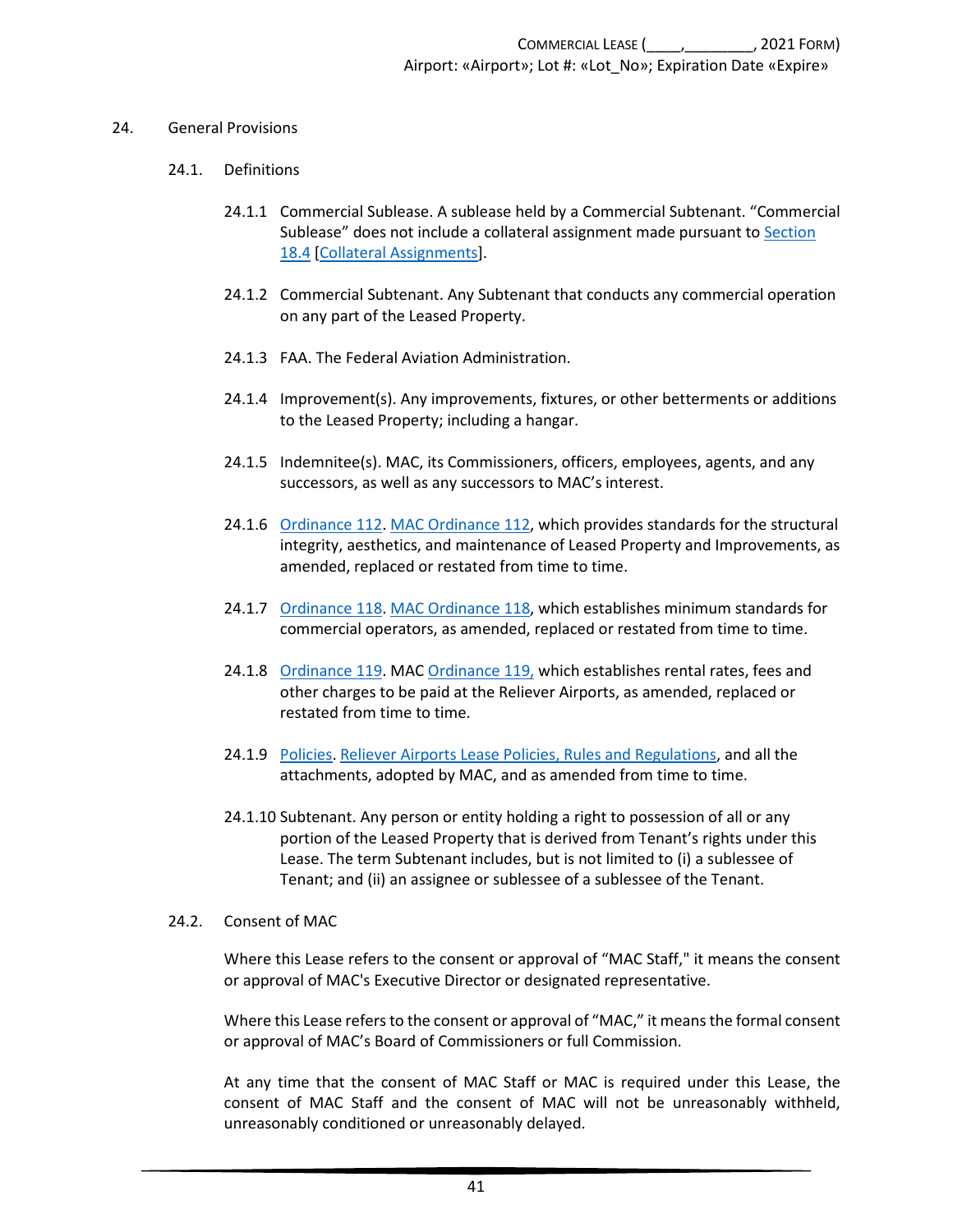## 24. General Provisions

### 24.1. Definitions

24.1.1 Commercial Sublease. A sublease held by a Commercial Subtenant. "Commercial Sublease" does not include a collateral assignment made pursuant to Section 18.4 [Collateral Assignments].

24.1.2 Commercial Subtenant. Any Subtenant that conducts any commercial operation on any part of the Leased Property.

24.1.3 FAA. The Federal Aviation Administration.

24.1.4 Improvement(s). Any improvements, fixtures, or other betterments or additions to the Leased Property; including a hangar.

24.1.5 Indemnitee(s). MAC, its Commissioners, officers, employees, agents, and any successors, as well as any successors to MAC's interest.

24.1.6 Ordinance 112. MAC Ordinance 112, which provides standards for the structural integrity, aesthetics, and maintenance of Leased Property and Improvements, as amended, replaced or restated from time to time.

24.1.7 Ordinance 118. MAC Ordinance 118, which establishes minimum standards for commercial operators, as amended, replaced or restated from time to time.

24.1.8 Ordinance 119. MAC Ordinance 119, which establishes rental rates, fees and other charges to be paid at the Reliever Airports, as amended, replaced or restated from time to time.

24.1.9 Policies. Reliever Airports Lease Policies, Rules and Regulations, and all the attachments, adopted by MAC, and as amended from time to time.

24.1.10 Subtenant. Any person or entity holding a right to possession of all or any portion of the Leased Property that is derived from Tenant's rights under this Lease. The term Subtenant includes, but is not limited to (i) a sublessee of Tenant; and (ii) an assignee or sublessee of a sublessee of the Tenant.

### 24.2. Consent of MAC

Where this Lease refers to the consent or approval of "MAC Staff," it means the consent or approval of MAC's Executive Director or designated representative.

Where this Lease refers to the consent or approval of "MAC," it means the formal consent or approval of MAC's Board of Commissioners or full Commission.

At any time that the consent of MAC Staff or MAC is required under this Lease, the consent of MAC Staff and the consent of MAC will not be unreasonably withheld, unreasonably conditioned or unreasonably delayed.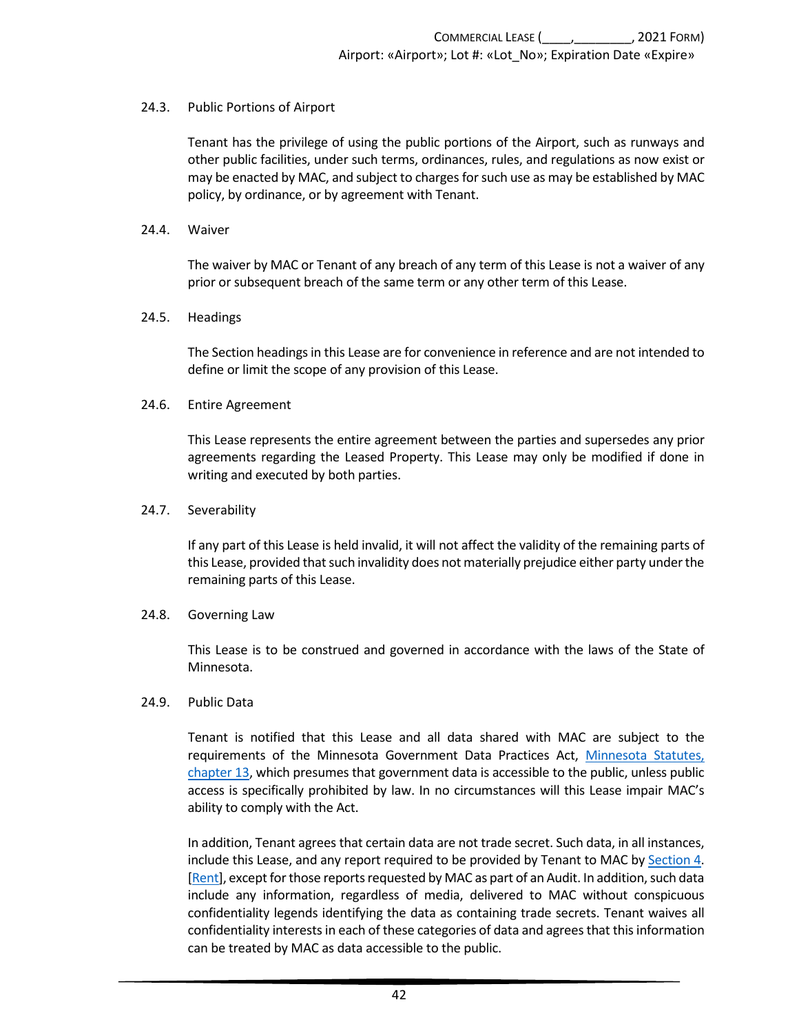### 24.3. Public Portions of Airport

Tenant has the privilege of using the public portions of the Airport, such as runways and other public facilities, under such terms, ordinances, rules, and regulations as now exist or may be enacted by MAC, and subject to charges for such use as may be established by MAC policy, by ordinance, or by agreement with Tenant.

### 24.4. Waiver

The waiver by MAC or Tenant of any breach of any term of this Lease is not a waiver of any prior or subsequent breach of the same term or any other term of this Lease.

### 24.5. Headings

The Section headings in this Lease are for convenience in reference and are not intended to define or limit the scope of any provision of this Lease.

### 24.6. Entire Agreement

This Lease represents the entire agreement between the parties and supersedes any prior agreements regarding the Leased Property. This Lease may only be modified if done in writing and executed by both parties.

### 24.7. Severability

If any part of this Lease is held invalid, it will not affect the validity of the remaining parts of this Lease, provided that such invalidity does not materially prejudice either party under the remaining parts of this Lease.

### 24.8. Governing Law

This Lease is to be construed and governed in accordance with the laws of the State of Minnesota.

### 24.9. Public Data

Tenant is notified that this Lease and all data shared with MAC are subject to the requirements of the Minnesota Government Data Practices Act, Minnesota Statutes, chapter 13, which presumes that government data is accessible to the public, unless public access is specifically prohibited by law. In no circumstances will this Lease impair MAC's ability to comply with the Act.

In addition, Tenant agrees that certain data are not trade secret. Such data, in all instances, include this Lease, and any report required to be provided by Tenant to MAC by Section 4. [Rent], except for those reports requested by MAC as part of an Audit. In addition, such data include any information, regardless of media, delivered to MAC without conspicuous confidentiality legends identifying the data as containing trade secrets. Tenant waives all confidentiality interests in each of these categories of data and agrees that this information can be treated by MAC as data accessible to the public.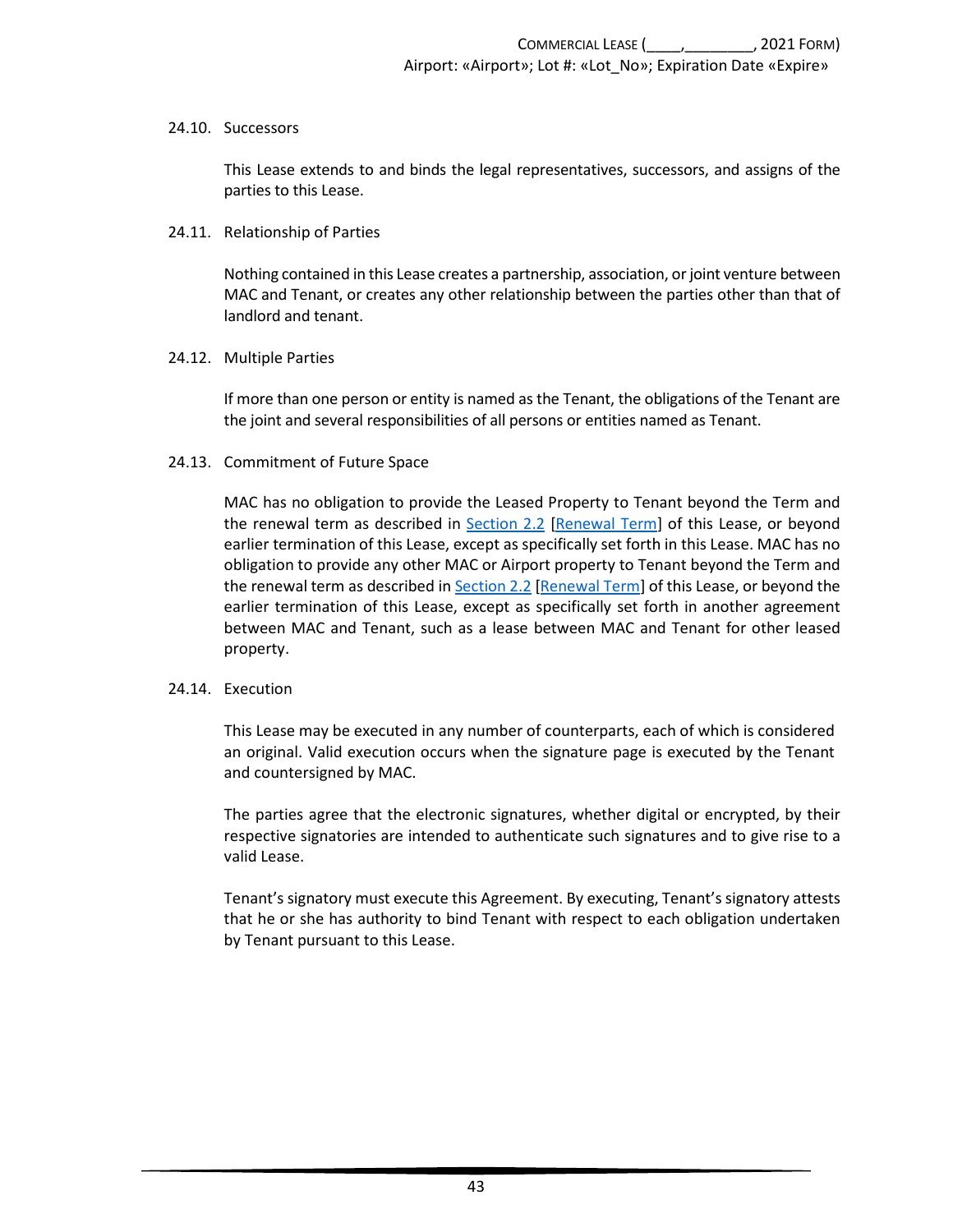### 24.10. Successors

This Lease extends to and binds the legal representatives, successors, and assigns of the parties to this Lease.

### 24.11. Relationship of Parties

Nothing contained in this Lease creates a partnership, association, or joint venture between MAC and Tenant, or creates any other relationship between the parties other than that of landlord and tenant.

### 24.12. Multiple Parties

If more than one person or entity is named as the Tenant, the obligations of the Tenant are the joint and several responsibilities of all persons or entities named as Tenant.

### 24.13. Commitment of Future Space

MAC has no obligation to provide the Leased Property to Tenant beyond the Term and the renewal term as described in Section 2.2 [Renewal Term] of this Lease, or beyond earlier termination of this Lease, except as specifically set forth in this Lease. MAC has no obligation to provide any other MAC or Airport property to Tenant beyond the Term and the renewal term as described in Section 2.2 [Renewal Term] of this Lease, or beyond the earlier termination of this Lease, except as specifically set forth in another agreement between MAC and Tenant, such as a lease between MAC and Tenant for other leased property.

### 24.14. Execution

This Lease may be executed in any number of counterparts, each of which is considered an original. Valid execution occurs when the signature page is executed by the Tenant and countersigned by MAC.

The parties agree that the electronic signatures, whether digital or encrypted, by their respective signatories are intended to authenticate such signatures and to give rise to a valid Lease.

Tenant's signatory must execute this Agreement. By executing, Tenant's signatory attests that he or she has authority to bind Tenant with respect to each obligation undertaken by Tenant pursuant to this Lease.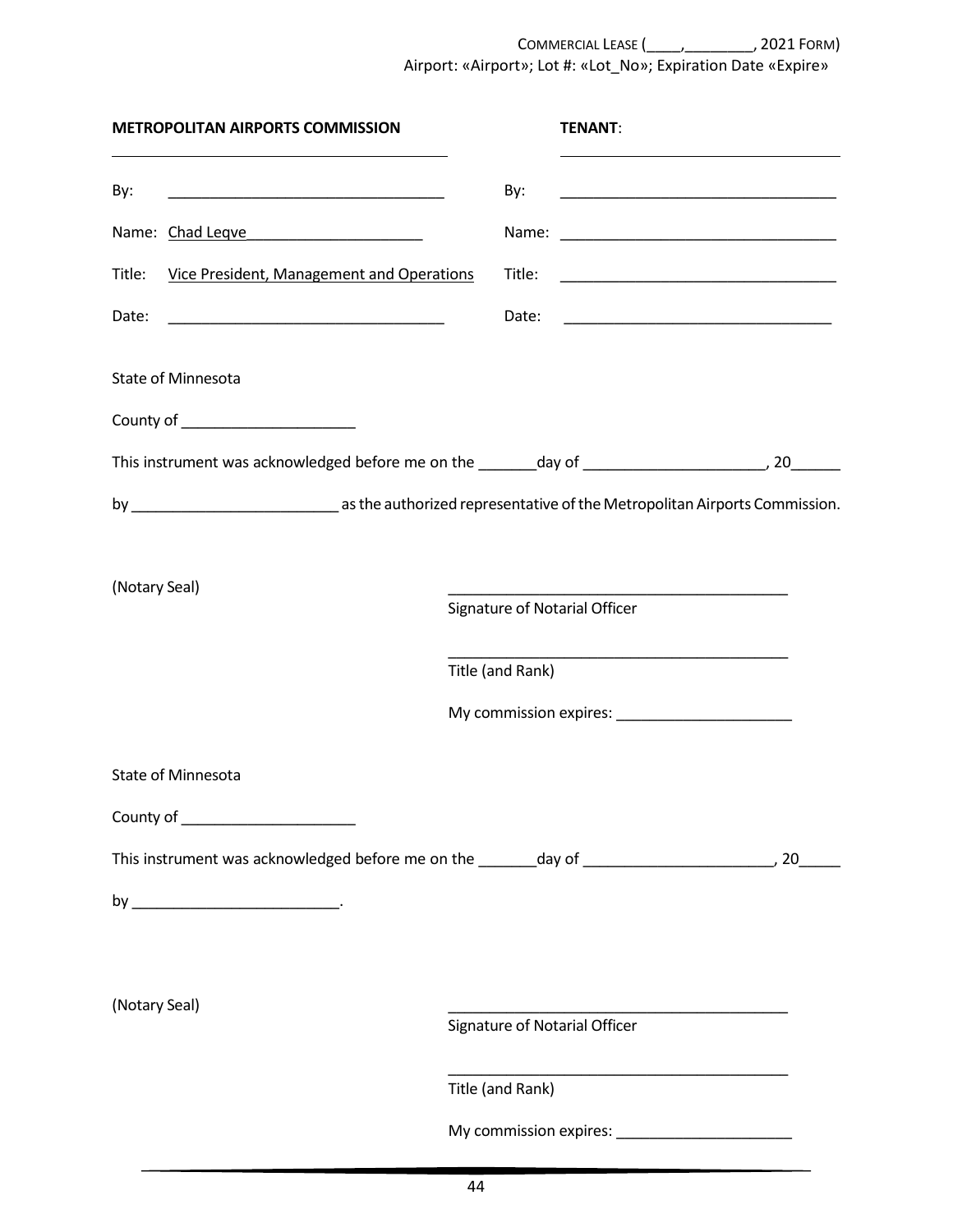| **METROPOLITAN AIRPORTS COMMISSION** | **TENANT**: |
|---|---|
| ______________________________ | ______________________________ |
| By: ______________________________ | By: ______________________________ |
| Name: Chad Leqve______________________ | Name: ______________________________ |
| Title: Vice President, Management and Operations | Title: ______________________________ |
| Date: ______________________________ | Date: ______________________________ |

State of Minnesota

County of _____________________

This instrument was acknowledged before me on the _______day of ______________________, 20______

by _________________________ as the authorized representative of the Metropolitan Airports Commission.

(Notary Seal)

__________________________________________
Signature of Notarial Officer

__________________________________________
Title (and Rank)

My commission expires: _____________________

State of Minnesota

County of _____________________

This instrument was acknowledged before me on the _______day of _______________________, 20_____

by _________________________.

(Notary Seal)

__________________________________________
Signature of Notarial Officer

__________________________________________
Title (and Rank)

My commission expires: _____________________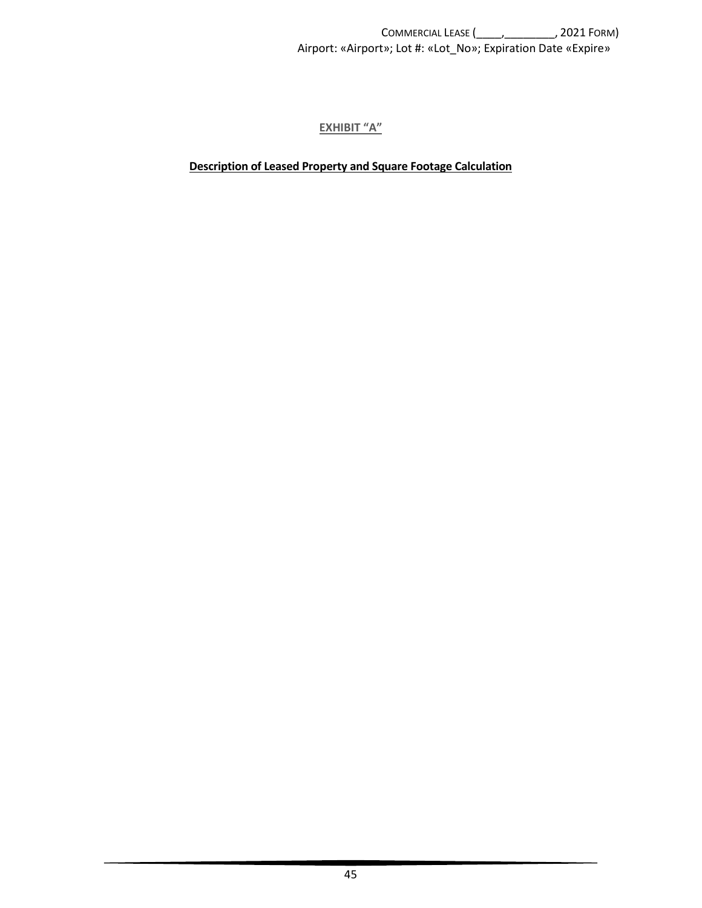## EXHIBIT "A"

**Description of Leased Property and Square Footage Calculation**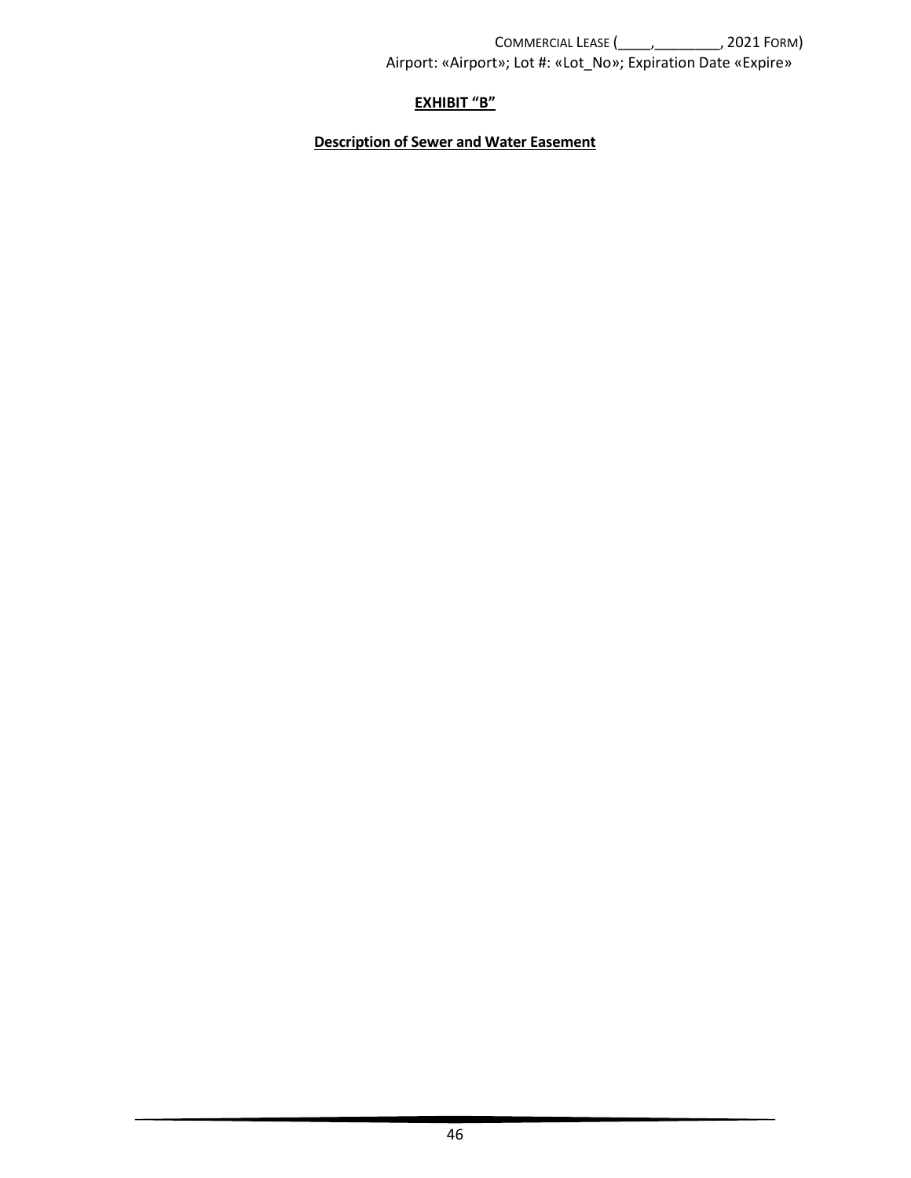**EXHIBIT "B"**

**Description of Sewer and Water Easement**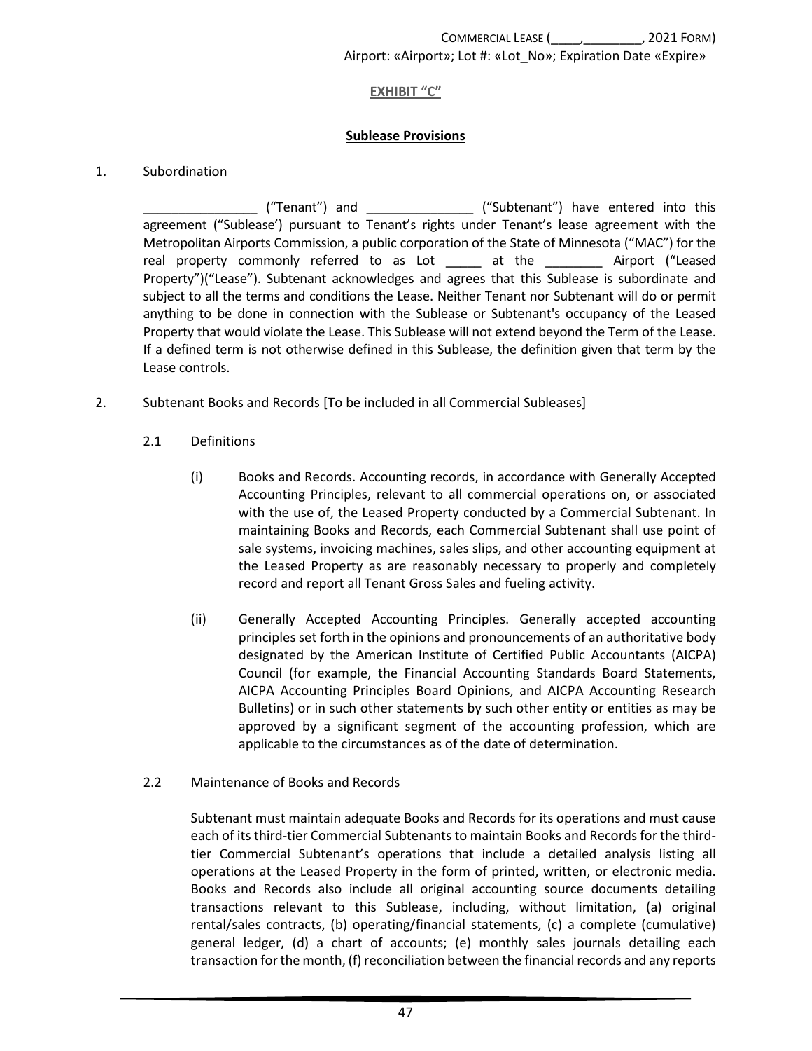**EXHIBIT "C"**

**Sublease Provisions**

1. Subordination

_______________ ("Tenant") and ______________ ("Subtenant") have entered into this agreement ("Sublease') pursuant to Tenant's rights under Tenant's lease agreement with the Metropolitan Airports Commission, a public corporation of the State of Minnesota ("MAC") for the real property commonly referred to as Lot _____ at the ________ Airport ("Leased Property")("Lease"). Subtenant acknowledges and agrees that this Sublease is subordinate and subject to all the terms and conditions the Lease. Neither Tenant nor Subtenant will do or permit anything to be done in connection with the Sublease or Subtenant's occupancy of the Leased Property that would violate the Lease. This Sublease will not extend beyond the Term of the Lease. If a defined term is not otherwise defined in this Sublease, the definition given that term by the Lease controls.

2. Subtenant Books and Records [To be included in all Commercial Subleases]

2.1 Definitions

(i) Books and Records. Accounting records, in accordance with Generally Accepted Accounting Principles, relevant to all commercial operations on, or associated with the use of, the Leased Property conducted by a Commercial Subtenant. In maintaining Books and Records, each Commercial Subtenant shall use point of sale systems, invoicing machines, sales slips, and other accounting equipment at the Leased Property as are reasonably necessary to properly and completely record and report all Tenant Gross Sales and fueling activity.

(ii) Generally Accepted Accounting Principles. Generally accepted accounting principles set forth in the opinions and pronouncements of an authoritative body designated by the American Institute of Certified Public Accountants (AICPA) Council (for example, the Financial Accounting Standards Board Statements, AICPA Accounting Principles Board Opinions, and AICPA Accounting Research Bulletins) or in such other statements by such other entity or entities as may be approved by a significant segment of the accounting profession, which are applicable to the circumstances as of the date of determination.

2.2 Maintenance of Books and Records

Subtenant must maintain adequate Books and Records for its operations and must cause each of its third-tier Commercial Subtenants to maintain Books and Records for the third-tier Commercial Subtenant's operations that include a detailed analysis listing all operations at the Leased Property in the form of printed, written, or electronic media. Books and Records also include all original accounting source documents detailing transactions relevant to this Sublease, including, without limitation, (a) original rental/sales contracts, (b) operating/financial statements, (c) a complete (cumulative) general ledger, (d) a chart of accounts; (e) monthly sales journals detailing each transaction for the month, (f) reconciliation between the financial records and any reports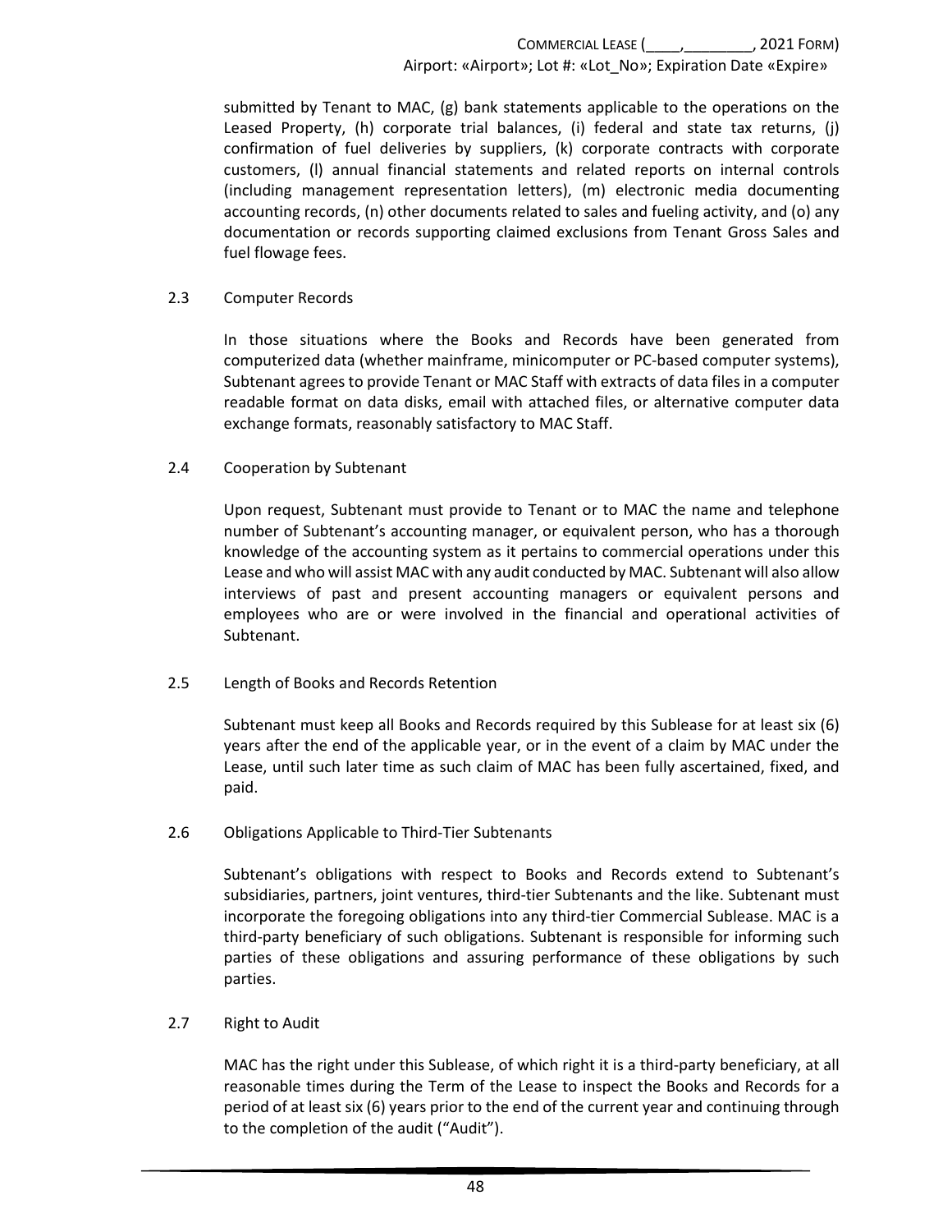submitted by Tenant to MAC, (g) bank statements applicable to the operations on the Leased Property, (h) corporate trial balances, (i) federal and state tax returns, (j) confirmation of fuel deliveries by suppliers, (k) corporate contracts with corporate customers, (l) annual financial statements and related reports on internal controls (including management representation letters), (m) electronic media documenting accounting records, (n) other documents related to sales and fueling activity, and (o) any documentation or records supporting claimed exclusions from Tenant Gross Sales and fuel flowage fees.

### 2.3 Computer Records

In those situations where the Books and Records have been generated from computerized data (whether mainframe, minicomputer or PC-based computer systems), Subtenant agrees to provide Tenant or MAC Staff with extracts of data files in a computer readable format on data disks, email with attached files, or alternative computer data exchange formats, reasonably satisfactory to MAC Staff.

### 2.4 Cooperation by Subtenant

Upon request, Subtenant must provide to Tenant or to MAC the name and telephone number of Subtenant's accounting manager, or equivalent person, who has a thorough knowledge of the accounting system as it pertains to commercial operations under this Lease and who will assist MAC with any audit conducted by MAC. Subtenant will also allow interviews of past and present accounting managers or equivalent persons and employees who are or were involved in the financial and operational activities of Subtenant.

### 2.5 Length of Books and Records Retention

Subtenant must keep all Books and Records required by this Sublease for at least six (6) years after the end of the applicable year, or in the event of a claim by MAC under the Lease, until such later time as such claim of MAC has been fully ascertained, fixed, and paid.

### 2.6 Obligations Applicable to Third-Tier Subtenants

Subtenant's obligations with respect to Books and Records extend to Subtenant's subsidiaries, partners, joint ventures, third-tier Subtenants and the like. Subtenant must incorporate the foregoing obligations into any third-tier Commercial Sublease. MAC is a third-party beneficiary of such obligations. Subtenant is responsible for informing such parties of these obligations and assuring performance of these obligations by such parties.

### 2.7 Right to Audit

MAC has the right under this Sublease, of which right it is a third-party beneficiary, at all reasonable times during the Term of the Lease to inspect the Books and Records for a period of at least six (6) years prior to the end of the current year and continuing through to the completion of the audit ("Audit").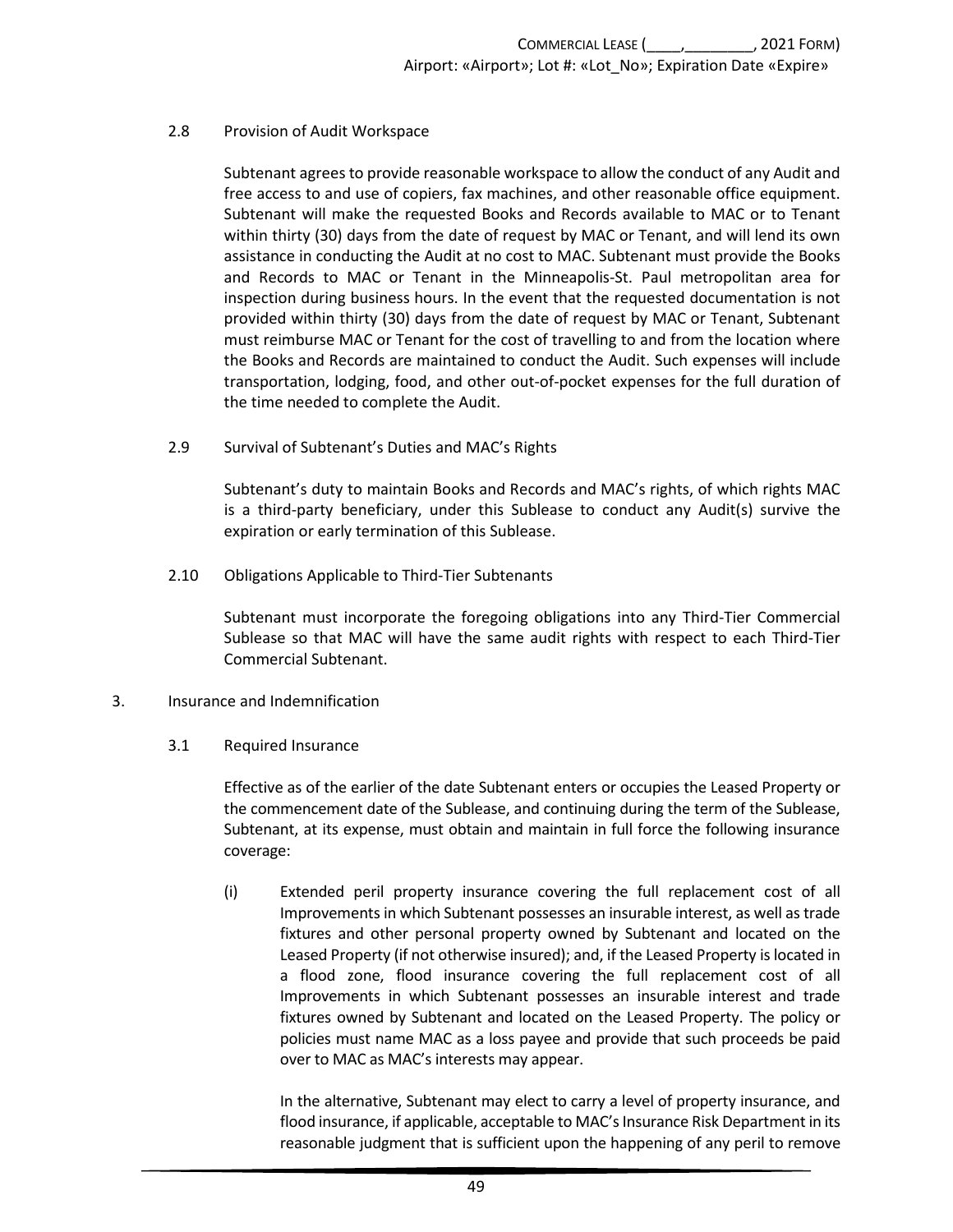2.8 Provision of Audit Workspace

Subtenant agrees to provide reasonable workspace to allow the conduct of any Audit and free access to and use of copiers, fax machines, and other reasonable office equipment. Subtenant will make the requested Books and Records available to MAC or to Tenant within thirty (30) days from the date of request by MAC or Tenant, and will lend its own assistance in conducting the Audit at no cost to MAC. Subtenant must provide the Books and Records to MAC or Tenant in the Minneapolis-St. Paul metropolitan area for inspection during business hours. In the event that the requested documentation is not provided within thirty (30) days from the date of request by MAC or Tenant, Subtenant must reimburse MAC or Tenant for the cost of travelling to and from the location where the Books and Records are maintained to conduct the Audit. Such expenses will include transportation, lodging, food, and other out-of-pocket expenses for the full duration of the time needed to complete the Audit.

2.9 Survival of Subtenant's Duties and MAC's Rights

Subtenant's duty to maintain Books and Records and MAC's rights, of which rights MAC is a third-party beneficiary, under this Sublease to conduct any Audit(s) survive the expiration or early termination of this Sublease.

2.10 Obligations Applicable to Third-Tier Subtenants

Subtenant must incorporate the foregoing obligations into any Third-Tier Commercial Sublease so that MAC will have the same audit rights with respect to each Third-Tier Commercial Subtenant.

3. Insurance and Indemnification

3.1 Required Insurance

Effective as of the earlier of the date Subtenant enters or occupies the Leased Property or the commencement date of the Sublease, and continuing during the term of the Sublease, Subtenant, at its expense, must obtain and maintain in full force the following insurance coverage:

(i) Extended peril property insurance covering the full replacement cost of all Improvements in which Subtenant possesses an insurable interest, as well as trade fixtures and other personal property owned by Subtenant and located on the Leased Property (if not otherwise insured); and, if the Leased Property is located in a flood zone, flood insurance covering the full replacement cost of all Improvements in which Subtenant possesses an insurable interest and trade fixtures owned by Subtenant and located on the Leased Property. The policy or policies must name MAC as a loss payee and provide that such proceeds be paid over to MAC as MAC's interests may appear.

In the alternative, Subtenant may elect to carry a level of property insurance, and flood insurance, if applicable, acceptable to MAC's Insurance Risk Department in its reasonable judgment that is sufficient upon the happening of any peril to remove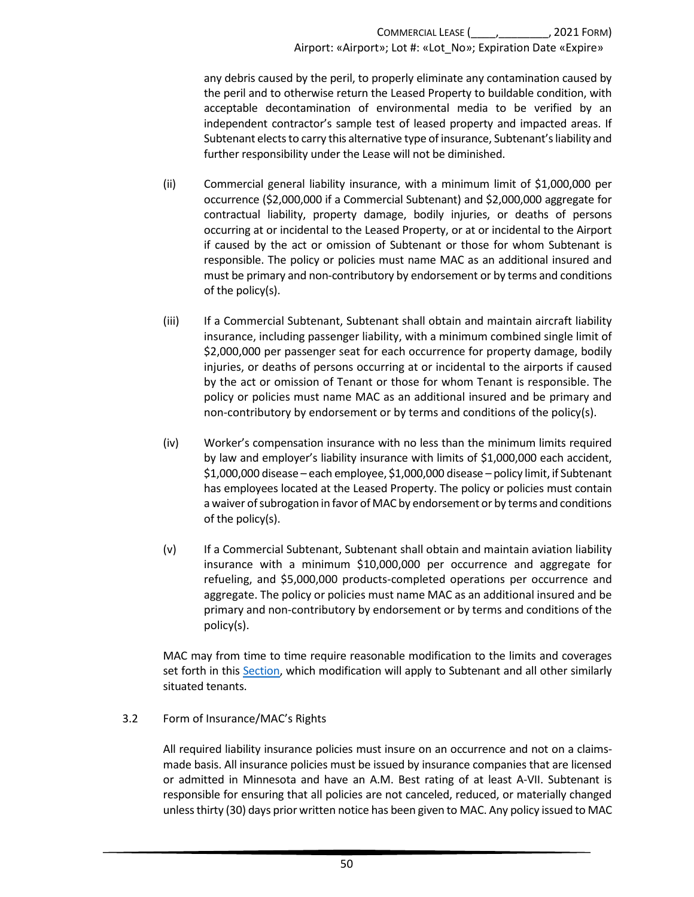any debris caused by the peril, to properly eliminate any contamination caused by the peril and to otherwise return the Leased Property to buildable condition, with acceptable decontamination of environmental media to be verified by an independent contractor's sample test of leased property and impacted areas. If Subtenant elects to carry this alternative type of insurance, Subtenant's liability and further responsibility under the Lease will not be diminished.

(ii) Commercial general liability insurance, with a minimum limit of $1,000,000 per occurrence ($2,000,000 if a Commercial Subtenant) and $2,000,000 aggregate for contractual liability, property damage, bodily injuries, or deaths of persons occurring at or incidental to the Leased Property, or at or incidental to the Airport if caused by the act or omission of Subtenant or those for whom Subtenant is responsible. The policy or policies must name MAC as an additional insured and must be primary and non-contributory by endorsement or by terms and conditions of the policy(s).

(iii) If a Commercial Subtenant, Subtenant shall obtain and maintain aircraft liability insurance, including passenger liability, with a minimum combined single limit of $2,000,000 per passenger seat for each occurrence for property damage, bodily injuries, or deaths of persons occurring at or incidental to the airports if caused by the act or omission of Tenant or those for whom Tenant is responsible. The policy or policies must name MAC as an additional insured and be primary and non-contributory by endorsement or by terms and conditions of the policy(s).

(iv) Worker's compensation insurance with no less than the minimum limits required by law and employer's liability insurance with limits of $1,000,000 each accident, $1,000,000 disease – each employee, $1,000,000 disease – policy limit, if Subtenant has employees located at the Leased Property. The policy or policies must contain a waiver of subrogation in favor of MAC by endorsement or by terms and conditions of the policy(s).

(v) If a Commercial Subtenant, Subtenant shall obtain and maintain aviation liability insurance with a minimum $10,000,000 per occurrence and aggregate for refueling, and $5,000,000 products-completed operations per occurrence and aggregate. The policy or policies must name MAC as an additional insured and be primary and non-contributory by endorsement or by terms and conditions of the policy(s).

MAC may from time to time require reasonable modification to the limits and coverages set forth in this Section, which modification will apply to Subtenant and all other similarly situated tenants.

3.2 Form of Insurance/MAC's Rights

All required liability insurance policies must insure on an occurrence and not on a claims-made basis. All insurance policies must be issued by insurance companies that are licensed or admitted in Minnesota and have an A.M. Best rating of at least A-VII. Subtenant is responsible for ensuring that all policies are not canceled, reduced, or materially changed unless thirty (30) days prior written notice has been given to MAC. Any policy issued to MAC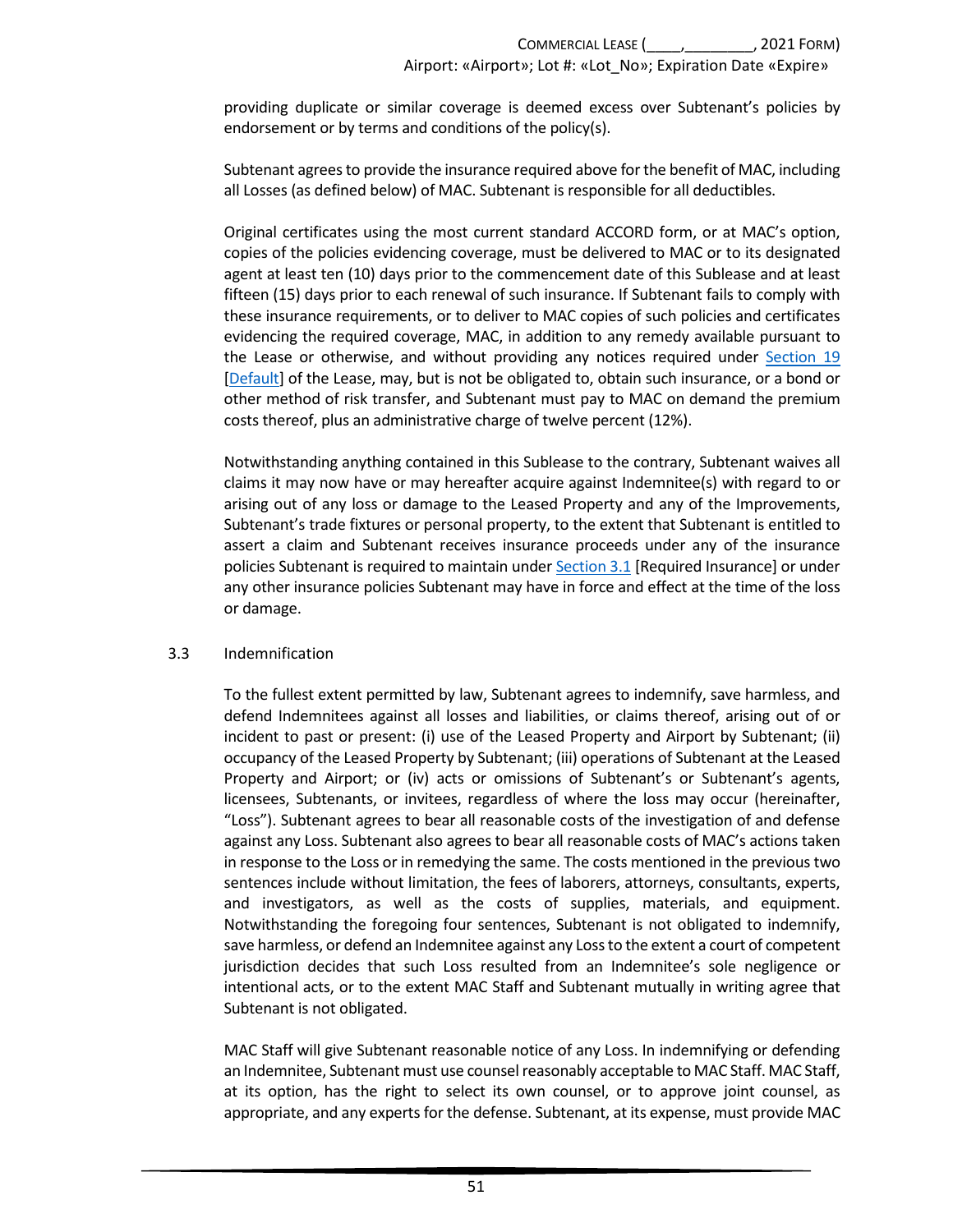providing duplicate or similar coverage is deemed excess over Subtenant's policies by endorsement or by terms and conditions of the policy(s).

Subtenant agrees to provide the insurance required above for the benefit of MAC, including all Losses (as defined below) of MAC. Subtenant is responsible for all deductibles.

Original certificates using the most current standard ACCORD form, or at MAC's option, copies of the policies evidencing coverage, must be delivered to MAC or to its designated agent at least ten (10) days prior to the commencement date of this Sublease and at least fifteen (15) days prior to each renewal of such insurance. If Subtenant fails to comply with these insurance requirements, or to deliver to MAC copies of such policies and certificates evidencing the required coverage, MAC, in addition to any remedy available pursuant to the Lease or otherwise, and without providing any notices required under Section 19 [Default] of the Lease, may, but is not be obligated to, obtain such insurance, or a bond or other method of risk transfer, and Subtenant must pay to MAC on demand the premium costs thereof, plus an administrative charge of twelve percent (12%).

Notwithstanding anything contained in this Sublease to the contrary, Subtenant waives all claims it may now have or may hereafter acquire against Indemnitee(s) with regard to or arising out of any loss or damage to the Leased Property and any of the Improvements, Subtenant's trade fixtures or personal property, to the extent that Subtenant is entitled to assert a claim and Subtenant receives insurance proceeds under any of the insurance policies Subtenant is required to maintain under Section 3.1 [Required Insurance] or under any other insurance policies Subtenant may have in force and effect at the time of the loss or damage.

### 3.3 Indemnification

To the fullest extent permitted by law, Subtenant agrees to indemnify, save harmless, and defend Indemnitees against all losses and liabilities, or claims thereof, arising out of or incident to past or present: (i) use of the Leased Property and Airport by Subtenant; (ii) occupancy of the Leased Property by Subtenant; (iii) operations of Subtenant at the Leased Property and Airport; or (iv) acts or omissions of Subtenant's or Subtenant's agents, licensees, Subtenants, or invitees, regardless of where the loss may occur (hereinafter, "Loss"). Subtenant agrees to bear all reasonable costs of the investigation of and defense against any Loss. Subtenant also agrees to bear all reasonable costs of MAC's actions taken in response to the Loss or in remedying the same. The costs mentioned in the previous two sentences include without limitation, the fees of laborers, attorneys, consultants, experts, and investigators, as well as the costs of supplies, materials, and equipment. Notwithstanding the foregoing four sentences, Subtenant is not obligated to indemnify, save harmless, or defend an Indemnitee against any Loss to the extent a court of competent jurisdiction decides that such Loss resulted from an Indemnitee's sole negligence or intentional acts, or to the extent MAC Staff and Subtenant mutually in writing agree that Subtenant is not obligated.

MAC Staff will give Subtenant reasonable notice of any Loss. In indemnifying or defending an Indemnitee, Subtenant must use counsel reasonably acceptable to MAC Staff. MAC Staff, at its option, has the right to select its own counsel, or to approve joint counsel, as appropriate, and any experts for the defense. Subtenant, at its expense, must provide MAC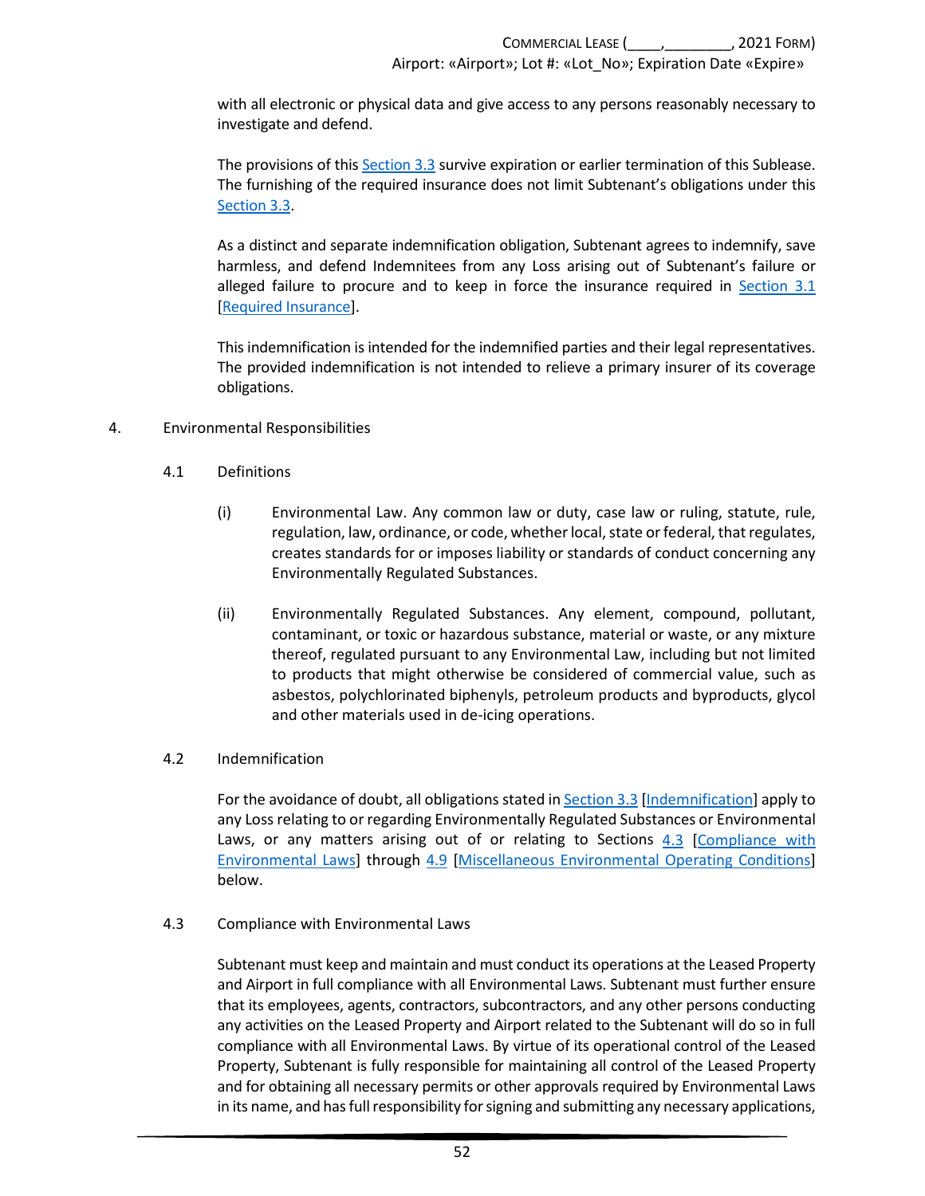with all electronic or physical data and give access to any persons reasonably necessary to investigate and defend.

The provisions of this Section 3.3 survive expiration or earlier termination of this Sublease. The furnishing of the required insurance does not limit Subtenant's obligations under this Section 3.3.

As a distinct and separate indemnification obligation, Subtenant agrees to indemnify, save harmless, and defend Indemnitees from any Loss arising out of Subtenant's failure or alleged failure to procure and to keep in force the insurance required in Section 3.1 [Required Insurance].

This indemnification is intended for the indemnified parties and their legal representatives. The provided indemnification is not intended to relieve a primary insurer of its coverage obligations.

## 4. Environmental Responsibilities

### 4.1 Definitions

(i) Environmental Law. Any common law or duty, case law or ruling, statute, rule, regulation, law, ordinance, or code, whether local, state or federal, that regulates, creates standards for or imposes liability or standards of conduct concerning any Environmentally Regulated Substances.

(ii) Environmentally Regulated Substances. Any element, compound, pollutant, contaminant, or toxic or hazardous substance, material or waste, or any mixture thereof, regulated pursuant to any Environmental Law, including but not limited to products that might otherwise be considered of commercial value, such as asbestos, polychlorinated biphenyls, petroleum products and byproducts, glycol and other materials used in de-icing operations.

### 4.2 Indemnification

For the avoidance of doubt, all obligations stated in Section 3.3 [Indemnification] apply to any Loss relating to or regarding Environmentally Regulated Substances or Environmental Laws, or any matters arising out of or relating to Sections 4.3 [Compliance with Environmental Laws] through 4.9 [Miscellaneous Environmental Operating Conditions] below.

### 4.3 Compliance with Environmental Laws

Subtenant must keep and maintain and must conduct its operations at the Leased Property and Airport in full compliance with all Environmental Laws. Subtenant must further ensure that its employees, agents, contractors, subcontractors, and any other persons conducting any activities on the Leased Property and Airport related to the Subtenant will do so in full compliance with all Environmental Laws. By virtue of its operational control of the Leased Property, Subtenant is fully responsible for maintaining all control of the Leased Property and for obtaining all necessary permits or other approvals required by Environmental Laws in its name, and has full responsibility for signing and submitting any necessary applications,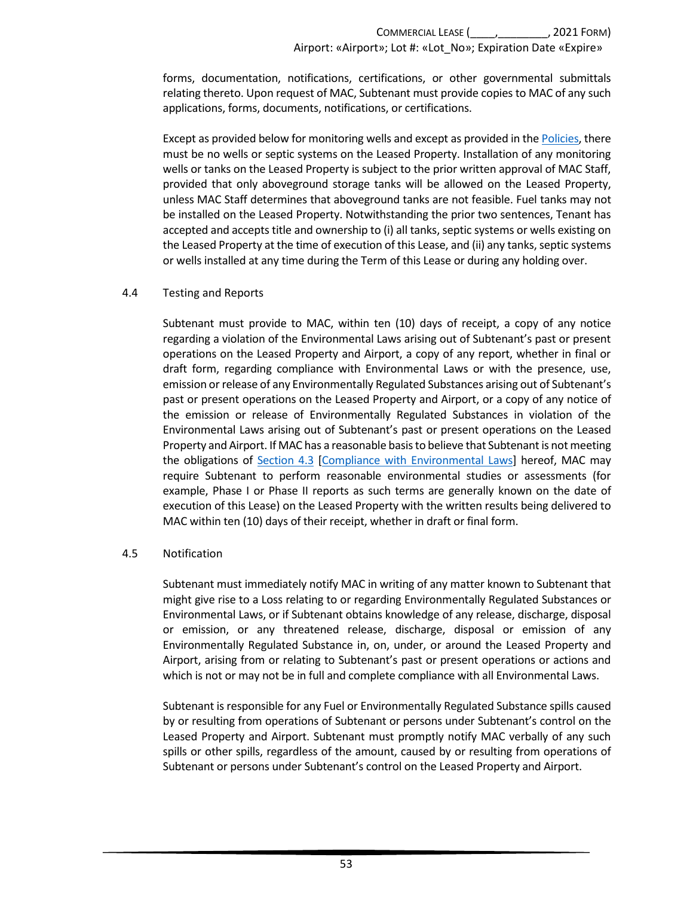forms, documentation, notifications, certifications, or other governmental submittals relating thereto. Upon request of MAC, Subtenant must provide copies to MAC of any such applications, forms, documents, notifications, or certifications.

Except as provided below for monitoring wells and except as provided in the Policies, there must be no wells or septic systems on the Leased Property. Installation of any monitoring wells or tanks on the Leased Property is subject to the prior written approval of MAC Staff, provided that only aboveground storage tanks will be allowed on the Leased Property, unless MAC Staff determines that aboveground tanks are not feasible. Fuel tanks may not be installed on the Leased Property. Notwithstanding the prior two sentences, Tenant has accepted and accepts title and ownership to (i) all tanks, septic systems or wells existing on the Leased Property at the time of execution of this Lease, and (ii) any tanks, septic systems or wells installed at any time during the Term of this Lease or during any holding over.

### 4.4 Testing and Reports

Subtenant must provide to MAC, within ten (10) days of receipt, a copy of any notice regarding a violation of the Environmental Laws arising out of Subtenant's past or present operations on the Leased Property and Airport, a copy of any report, whether in final or draft form, regarding compliance with Environmental Laws or with the presence, use, emission or release of any Environmentally Regulated Substances arising out of Subtenant's past or present operations on the Leased Property and Airport, or a copy of any notice of the emission or release of Environmentally Regulated Substances in violation of the Environmental Laws arising out of Subtenant's past or present operations on the Leased Property and Airport. If MAC has a reasonable basis to believe that Subtenant is not meeting the obligations of Section 4.3 [Compliance with Environmental Laws] hereof, MAC may require Subtenant to perform reasonable environmental studies or assessments (for example, Phase I or Phase II reports as such terms are generally known on the date of execution of this Lease) on the Leased Property with the written results being delivered to MAC within ten (10) days of their receipt, whether in draft or final form.

### 4.5 Notification

Subtenant must immediately notify MAC in writing of any matter known to Subtenant that might give rise to a Loss relating to or regarding Environmentally Regulated Substances or Environmental Laws, or if Subtenant obtains knowledge of any release, discharge, disposal or emission, or any threatened release, discharge, disposal or emission of any Environmentally Regulated Substance in, on, under, or around the Leased Property and Airport, arising from or relating to Subtenant's past or present operations or actions and which is not or may not be in full and complete compliance with all Environmental Laws.

Subtenant is responsible for any Fuel or Environmentally Regulated Substance spills caused by or resulting from operations of Subtenant or persons under Subtenant's control on the Leased Property and Airport. Subtenant must promptly notify MAC verbally of any such spills or other spills, regardless of the amount, caused by or resulting from operations of Subtenant or persons under Subtenant's control on the Leased Property and Airport.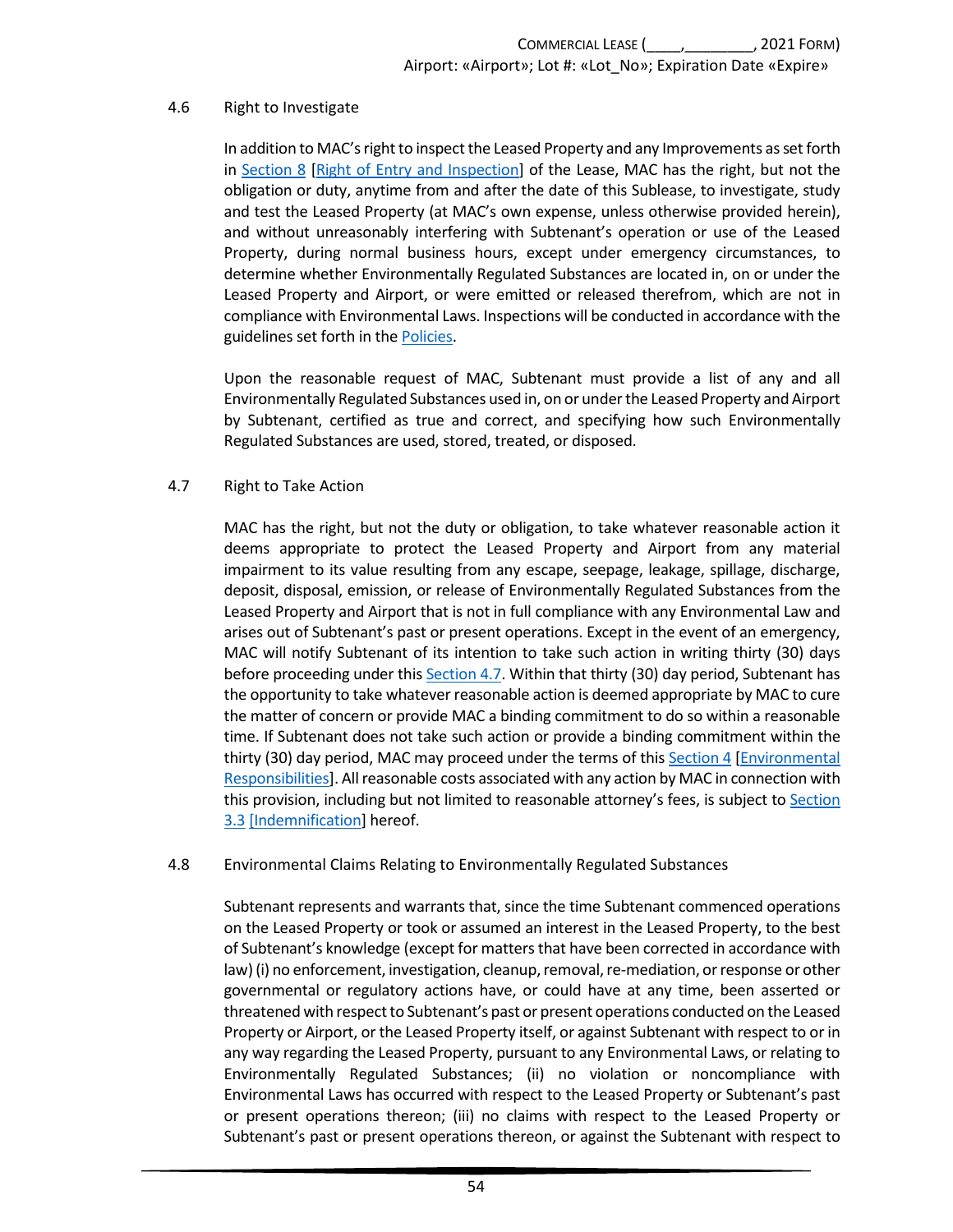### 4.6 Right to Investigate

In addition to MAC's right to inspect the Leased Property and any Improvements as set forth in Section 8 [Right of Entry and Inspection] of the Lease, MAC has the right, but not the obligation or duty, anytime from and after the date of this Sublease, to investigate, study and test the Leased Property (at MAC's own expense, unless otherwise provided herein), and without unreasonably interfering with Subtenant's operation or use of the Leased Property, during normal business hours, except under emergency circumstances, to determine whether Environmentally Regulated Substances are located in, on or under the Leased Property and Airport, or were emitted or released therefrom, which are not in compliance with Environmental Laws. Inspections will be conducted in accordance with the guidelines set forth in the Policies.

Upon the reasonable request of MAC, Subtenant must provide a list of any and all Environmentally Regulated Substances used in, on or under the Leased Property and Airport by Subtenant, certified as true and correct, and specifying how such Environmentally Regulated Substances are used, stored, treated, or disposed.

### 4.7 Right to Take Action

MAC has the right, but not the duty or obligation, to take whatever reasonable action it deems appropriate to protect the Leased Property and Airport from any material impairment to its value resulting from any escape, seepage, leakage, spillage, discharge, deposit, disposal, emission, or release of Environmentally Regulated Substances from the Leased Property and Airport that is not in full compliance with any Environmental Law and arises out of Subtenant's past or present operations. Except in the event of an emergency, MAC will notify Subtenant of its intention to take such action in writing thirty (30) days before proceeding under this Section 4.7. Within that thirty (30) day period, Subtenant has the opportunity to take whatever reasonable action is deemed appropriate by MAC to cure the matter of concern or provide MAC a binding commitment to do so within a reasonable time. If Subtenant does not take such action or provide a binding commitment within the thirty (30) day period, MAC may proceed under the terms of this Section 4 [Environmental Responsibilities]. All reasonable costs associated with any action by MAC in connection with this provision, including but not limited to reasonable attorney's fees, is subject to Section 3.3 [Indemnification] hereof.

### 4.8 Environmental Claims Relating to Environmentally Regulated Substances

Subtenant represents and warrants that, since the time Subtenant commenced operations on the Leased Property or took or assumed an interest in the Leased Property, to the best of Subtenant's knowledge (except for matters that have been corrected in accordance with law) (i) no enforcement, investigation, cleanup, removal, re-mediation, or response or other governmental or regulatory actions have, or could have at any time, been asserted or threatened with respect to Subtenant's past or present operations conducted on the Leased Property or Airport, or the Leased Property itself, or against Subtenant with respect to or in any way regarding the Leased Property, pursuant to any Environmental Laws, or relating to Environmentally Regulated Substances; (ii) no violation or noncompliance with Environmental Laws has occurred with respect to the Leased Property or Subtenant's past or present operations thereon; (iii) no claims with respect to the Leased Property or Subtenant's past or present operations thereon, or against the Subtenant with respect to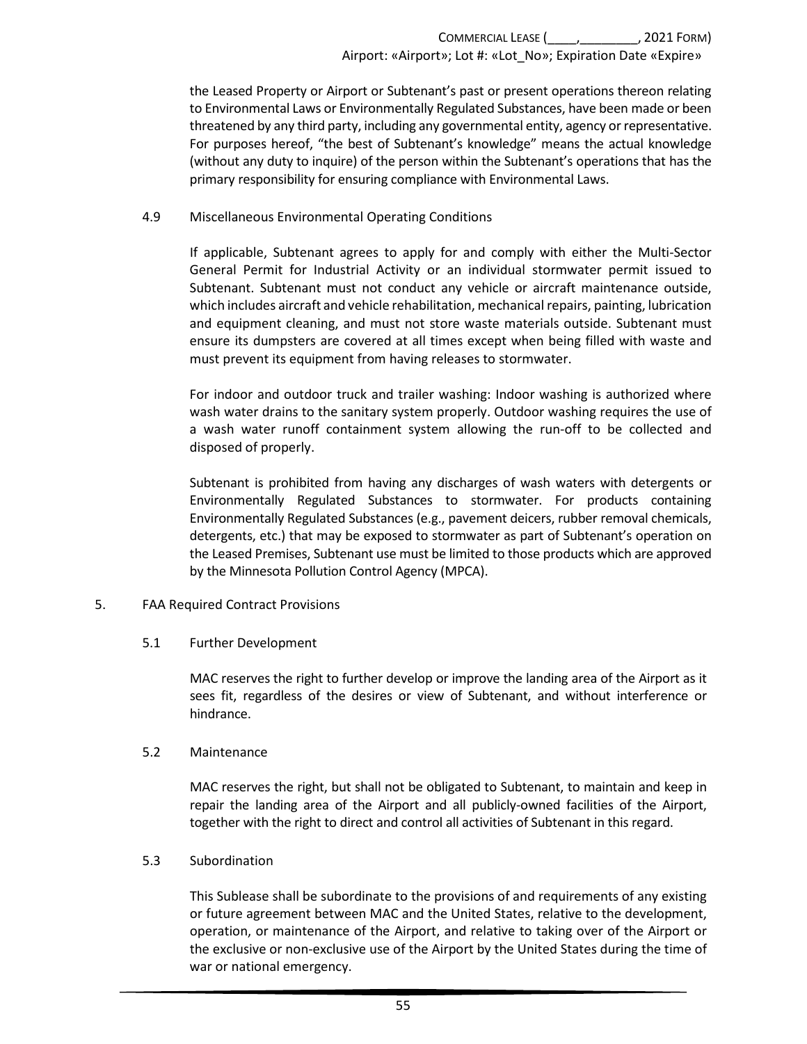the Leased Property or Airport or Subtenant's past or present operations thereon relating to Environmental Laws or Environmentally Regulated Substances, have been made or been threatened by any third party, including any governmental entity, agency or representative. For purposes hereof, "the best of Subtenant's knowledge" means the actual knowledge (without any duty to inquire) of the person within the Subtenant's operations that has the primary responsibility for ensuring compliance with Environmental Laws.

4.9 Miscellaneous Environmental Operating Conditions

If applicable, Subtenant agrees to apply for and comply with either the Multi-Sector General Permit for Industrial Activity or an individual stormwater permit issued to Subtenant. Subtenant must not conduct any vehicle or aircraft maintenance outside, which includes aircraft and vehicle rehabilitation, mechanical repairs, painting, lubrication and equipment cleaning, and must not store waste materials outside. Subtenant must ensure its dumpsters are covered at all times except when being filled with waste and must prevent its equipment from having releases to stormwater.

For indoor and outdoor truck and trailer washing: Indoor washing is authorized where wash water drains to the sanitary system properly. Outdoor washing requires the use of a wash water runoff containment system allowing the run-off to be collected and disposed of properly.

Subtenant is prohibited from having any discharges of wash waters with detergents or Environmentally Regulated Substances to stormwater. For products containing Environmentally Regulated Substances (e.g., pavement deicers, rubber removal chemicals, detergents, etc.) that may be exposed to stormwater as part of Subtenant's operation on the Leased Premises, Subtenant use must be limited to those products which are approved by the Minnesota Pollution Control Agency (MPCA).

5. FAA Required Contract Provisions

5.1 Further Development

MAC reserves the right to further develop or improve the landing area of the Airport as it sees fit, regardless of the desires or view of Subtenant, and without interference or hindrance.

5.2 Maintenance

MAC reserves the right, but shall not be obligated to Subtenant, to maintain and keep in repair the landing area of the Airport and all publicly-owned facilities of the Airport, together with the right to direct and control all activities of Subtenant in this regard.

5.3 Subordination

This Sublease shall be subordinate to the provisions of and requirements of any existing or future agreement between MAC and the United States, relative to the development, operation, or maintenance of the Airport, and relative to taking over of the Airport or the exclusive or non-exclusive use of the Airport by the United States during the time of war or national emergency.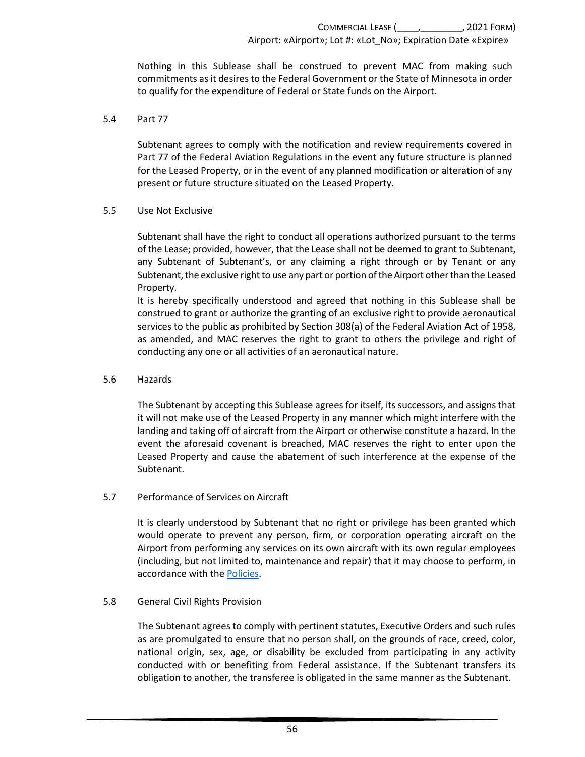Nothing in this Sublease shall be construed to prevent MAC from making such commitments as it desires to the Federal Government or the State of Minnesota in order to qualify for the expenditure of Federal or State funds on the Airport.

### 5.4 Part 77

Subtenant agrees to comply with the notification and review requirements covered in Part 77 of the Federal Aviation Regulations in the event any future structure is planned for the Leased Property, or in the event of any planned modification or alteration of any present or future structure situated on the Leased Property.

### 5.5 Use Not Exclusive

Subtenant shall have the right to conduct all operations authorized pursuant to the terms of the Lease; provided, however, that the Lease shall not be deemed to grant to Subtenant, any Subtenant of Subtenant's, or any claiming a right through or by Tenant or any Subtenant, the exclusive right to use any part or portion of the Airport other than the Leased Property.

It is hereby specifically understood and agreed that nothing in this Sublease shall be construed to grant or authorize the granting of an exclusive right to provide aeronautical services to the public as prohibited by Section 308(a) of the Federal Aviation Act of 1958, as amended, and MAC reserves the right to grant to others the privilege and right of conducting any one or all activities of an aeronautical nature.

### 5.6 Hazards

The Subtenant by accepting this Sublease agrees for itself, its successors, and assigns that it will not make use of the Leased Property in any manner which might interfere with the landing and taking off of aircraft from the Airport or otherwise constitute a hazard. In the event the aforesaid covenant is breached, MAC reserves the right to enter upon the Leased Property and cause the abatement of such interference at the expense of the Subtenant.

### 5.7 Performance of Services on Aircraft

It is clearly understood by Subtenant that no right or privilege has been granted which would operate to prevent any person, firm, or corporation operating aircraft on the Airport from performing any services on its own aircraft with its own regular employees (including, but not limited to, maintenance and repair) that it may choose to perform, in accordance with the Policies.

### 5.8 General Civil Rights Provision

The Subtenant agrees to comply with pertinent statutes, Executive Orders and such rules as are promulgated to ensure that no person shall, on the grounds of race, creed, color, national origin, sex, age, or disability be excluded from participating in any activity conducted with or benefiting from Federal assistance. If the Subtenant transfers its obligation to another, the transferee is obligated in the same manner as the Subtenant.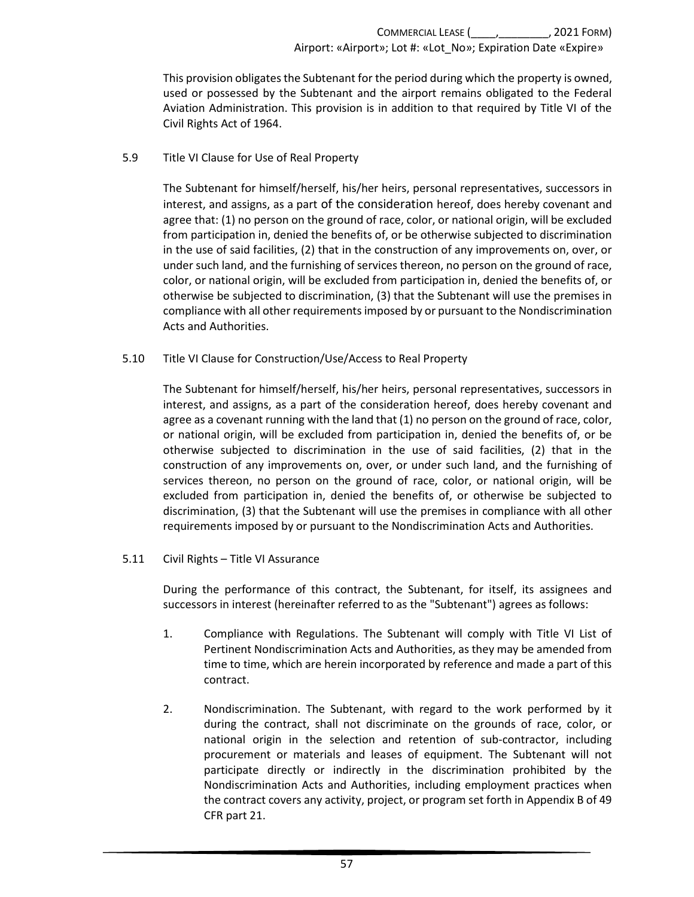This provision obligates the Subtenant for the period during which the property is owned, used or possessed by the Subtenant and the airport remains obligated to the Federal Aviation Administration. This provision is in addition to that required by Title VI of the Civil Rights Act of 1964.

5.9 Title VI Clause for Use of Real Property

The Subtenant for himself/herself, his/her heirs, personal representatives, successors in interest, and assigns, as a part of the consideration hereof, does hereby covenant and agree that: (1) no person on the ground of race, color, or national origin, will be excluded from participation in, denied the benefits of, or be otherwise subjected to discrimination in the use of said facilities, (2) that in the construction of any improvements on, over, or under such land, and the furnishing of services thereon, no person on the ground of race, color, or national origin, will be excluded from participation in, denied the benefits of, or otherwise be subjected to discrimination, (3) that the Subtenant will use the premises in compliance with all other requirements imposed by or pursuant to the Nondiscrimination Acts and Authorities.

5.10 Title VI Clause for Construction/Use/Access to Real Property

The Subtenant for himself/herself, his/her heirs, personal representatives, successors in interest, and assigns, as a part of the consideration hereof, does hereby covenant and agree as a covenant running with the land that (1) no person on the ground of race, color, or national origin, will be excluded from participation in, denied the benefits of, or be otherwise subjected to discrimination in the use of said facilities, (2) that in the construction of any improvements on, over, or under such land, and the furnishing of services thereon, no person on the ground of race, color, or national origin, will be excluded from participation in, denied the benefits of, or otherwise be subjected to discrimination, (3) that the Subtenant will use the premises in compliance with all other requirements imposed by or pursuant to the Nondiscrimination Acts and Authorities.

5.11 Civil Rights – Title VI Assurance

During the performance of this contract, the Subtenant, for itself, its assignees and successors in interest (hereinafter referred to as the "Subtenant") agrees as follows:

1. Compliance with Regulations. The Subtenant will comply with Title VI List of Pertinent Nondiscrimination Acts and Authorities, as they may be amended from time to time, which are herein incorporated by reference and made a part of this contract.

2. Nondiscrimination. The Subtenant, with regard to the work performed by it during the contract, shall not discriminate on the grounds of race, color, or national origin in the selection and retention of sub-contractor, including procurement or materials and leases of equipment. The Subtenant will not participate directly or indirectly in the discrimination prohibited by the Nondiscrimination Acts and Authorities, including employment practices when the contract covers any activity, project, or program set forth in Appendix B of 49 CFR part 21.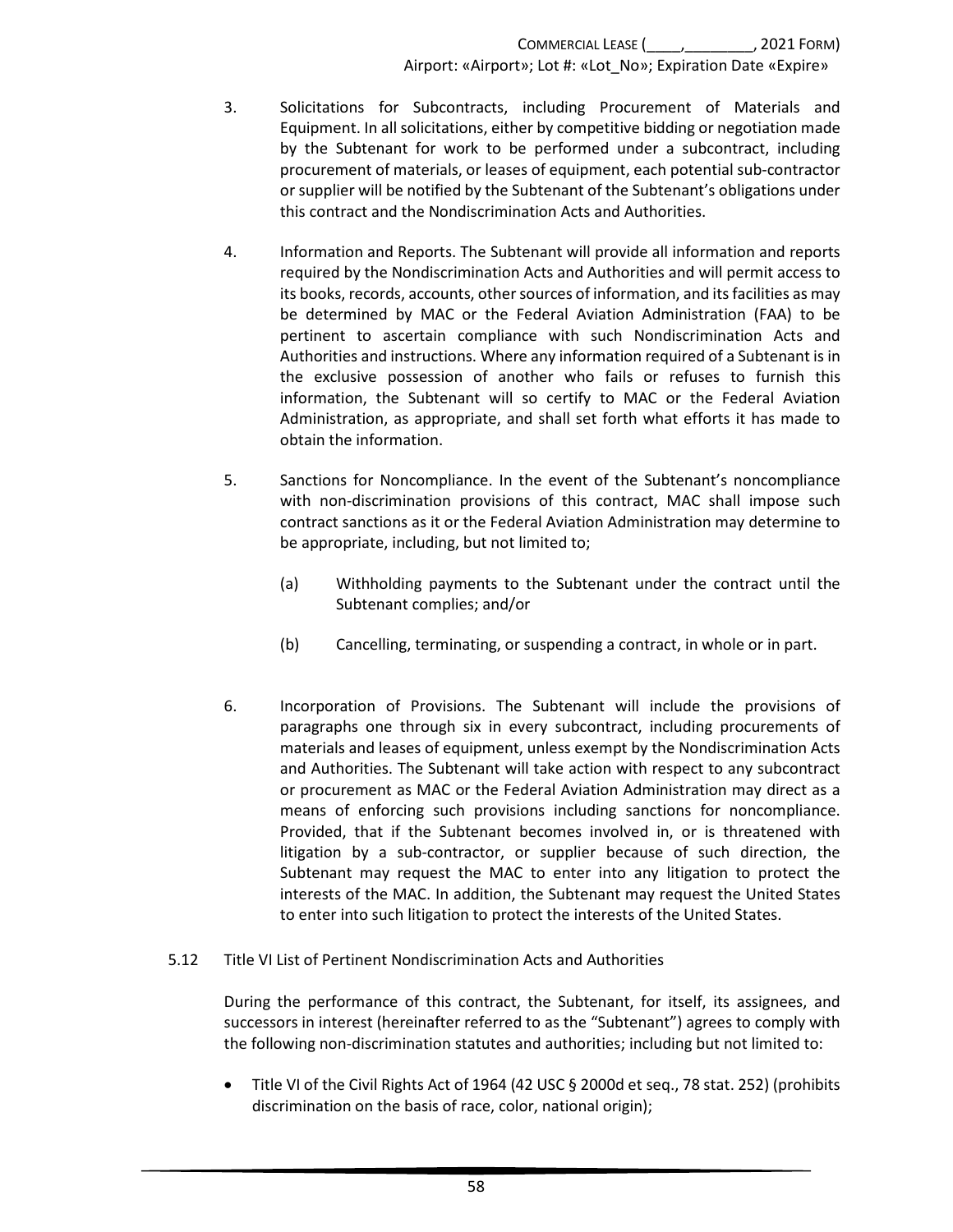3. Solicitations for Subcontracts, including Procurement of Materials and Equipment. In all solicitations, either by competitive bidding or negotiation made by the Subtenant for work to be performed under a subcontract, including procurement of materials, or leases of equipment, each potential sub-contractor or supplier will be notified by the Subtenant of the Subtenant's obligations under this contract and the Nondiscrimination Acts and Authorities.

4. Information and Reports. The Subtenant will provide all information and reports required by the Nondiscrimination Acts and Authorities and will permit access to its books, records, accounts, other sources of information, and its facilities as may be determined by MAC or the Federal Aviation Administration (FAA) to be pertinent to ascertain compliance with such Nondiscrimination Acts and Authorities and instructions. Where any information required of a Subtenant is in the exclusive possession of another who fails or refuses to furnish this information, the Subtenant will so certify to MAC or the Federal Aviation Administration, as appropriate, and shall set forth what efforts it has made to obtain the information.

5. Sanctions for Noncompliance. In the event of the Subtenant's noncompliance with non-discrimination provisions of this contract, MAC shall impose such contract sanctions as it or the Federal Aviation Administration may determine to be appropriate, including, but not limited to;

   (a) Withholding payments to the Subtenant under the contract until the Subtenant complies; and/or

   (b) Cancelling, terminating, or suspending a contract, in whole or in part.

6. Incorporation of Provisions. The Subtenant will include the provisions of paragraphs one through six in every subcontract, including procurements of materials and leases of equipment, unless exempt by the Nondiscrimination Acts and Authorities. The Subtenant will take action with respect to any subcontract or procurement as MAC or the Federal Aviation Administration may direct as a means of enforcing such provisions including sanctions for noncompliance. Provided, that if the Subtenant becomes involved in, or is threatened with litigation by a sub-contractor, or supplier because of such direction, the Subtenant may request the MAC to enter into any litigation to protect the interests of the MAC. In addition, the Subtenant may request the United States to enter into such litigation to protect the interests of the United States.

5.12 Title VI List of Pertinent Nondiscrimination Acts and Authorities

During the performance of this contract, the Subtenant, for itself, its assignees, and successors in interest (hereinafter referred to as the "Subtenant") agrees to comply with the following non-discrimination statutes and authorities; including but not limited to:

- Title VI of the Civil Rights Act of 1964 (42 USC § 2000d et seq., 78 stat. 252) (prohibits discrimination on the basis of race, color, national origin);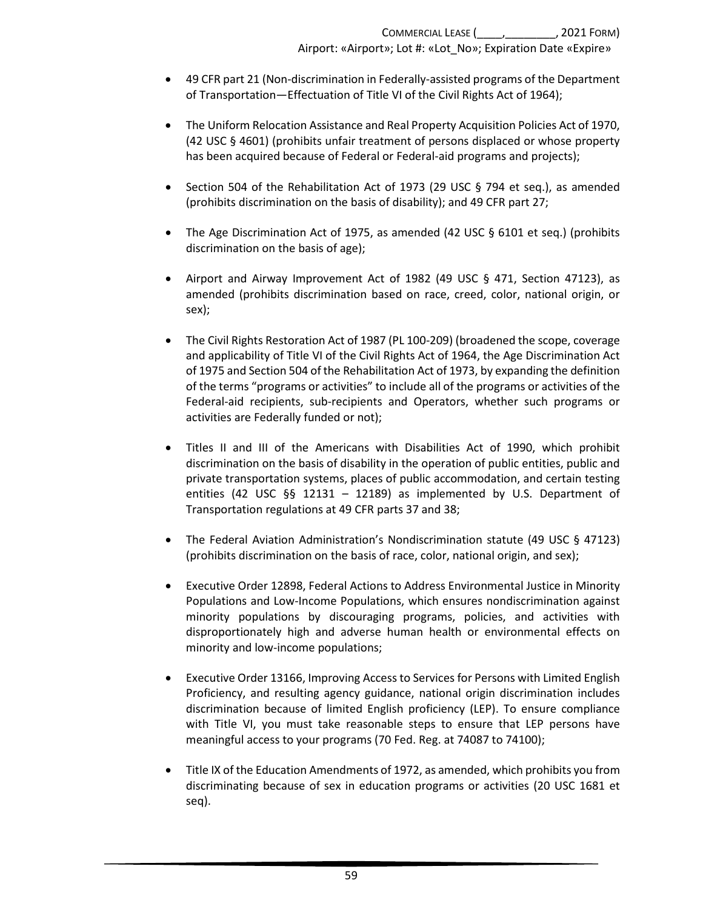- 49 CFR part 21 (Non-discrimination in Federally-assisted programs of the Department of Transportation—Effectuation of Title VI of the Civil Rights Act of 1964);

- The Uniform Relocation Assistance and Real Property Acquisition Policies Act of 1970, (42 USC § 4601) (prohibits unfair treatment of persons displaced or whose property has been acquired because of Federal or Federal-aid programs and projects);

- Section 504 of the Rehabilitation Act of 1973 (29 USC § 794 et seq.), as amended (prohibits discrimination on the basis of disability); and 49 CFR part 27;

- The Age Discrimination Act of 1975, as amended (42 USC § 6101 et seq.) (prohibits discrimination on the basis of age);

- Airport and Airway Improvement Act of 1982 (49 USC § 471, Section 47123), as amended (prohibits discrimination based on race, creed, color, national origin, or sex);

- The Civil Rights Restoration Act of 1987 (PL 100-209) (broadened the scope, coverage and applicability of Title VI of the Civil Rights Act of 1964, the Age Discrimination Act of 1975 and Section 504 of the Rehabilitation Act of 1973, by expanding the definition of the terms "programs or activities" to include all of the programs or activities of the Federal-aid recipients, sub-recipients and Operators, whether such programs or activities are Federally funded or not);

- Titles II and III of the Americans with Disabilities Act of 1990, which prohibit discrimination on the basis of disability in the operation of public entities, public and private transportation systems, places of public accommodation, and certain testing entities (42 USC §§ 12131 – 12189) as implemented by U.S. Department of Transportation regulations at 49 CFR parts 37 and 38;

- The Federal Aviation Administration's Nondiscrimination statute (49 USC § 47123) (prohibits discrimination on the basis of race, color, national origin, and sex);

- Executive Order 12898, Federal Actions to Address Environmental Justice in Minority Populations and Low-Income Populations, which ensures nondiscrimination against minority populations by discouraging programs, policies, and activities with disproportionately high and adverse human health or environmental effects on minority and low-income populations;

- Executive Order 13166, Improving Access to Services for Persons with Limited English Proficiency, and resulting agency guidance, national origin discrimination includes discrimination because of limited English proficiency (LEP). To ensure compliance with Title VI, you must take reasonable steps to ensure that LEP persons have meaningful access to your programs (70 Fed. Reg. at 74087 to 74100);

- Title IX of the Education Amendments of 1972, as amended, which prohibits you from discriminating because of sex in education programs or activities (20 USC 1681 et seq).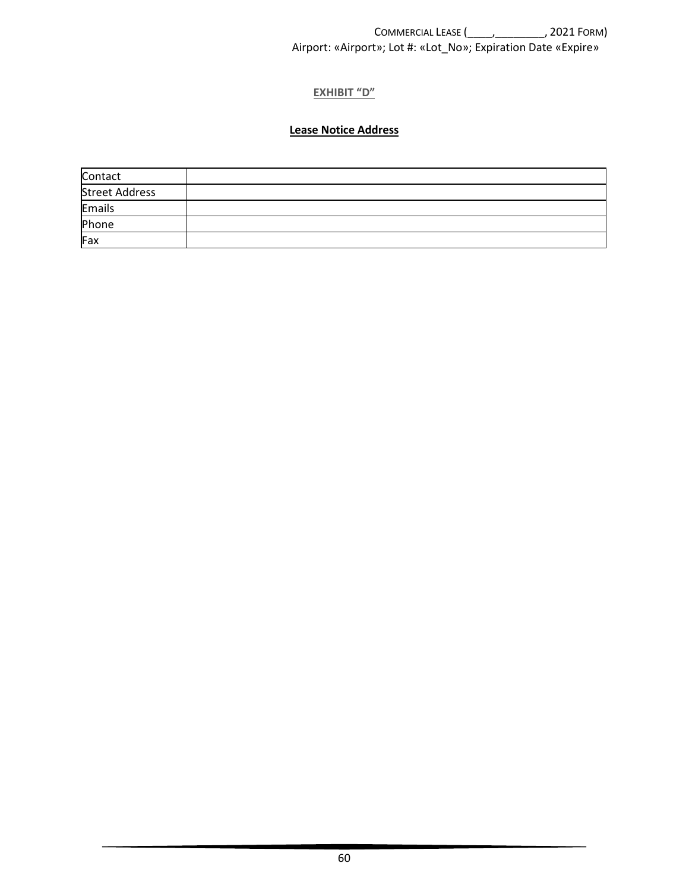**EXHIBIT "D"**

**Lease Notice Address**

| | |
|---|---|
| Contact | |
| Street Address | |
| Emails | |
| Phone | |
| Fax | |